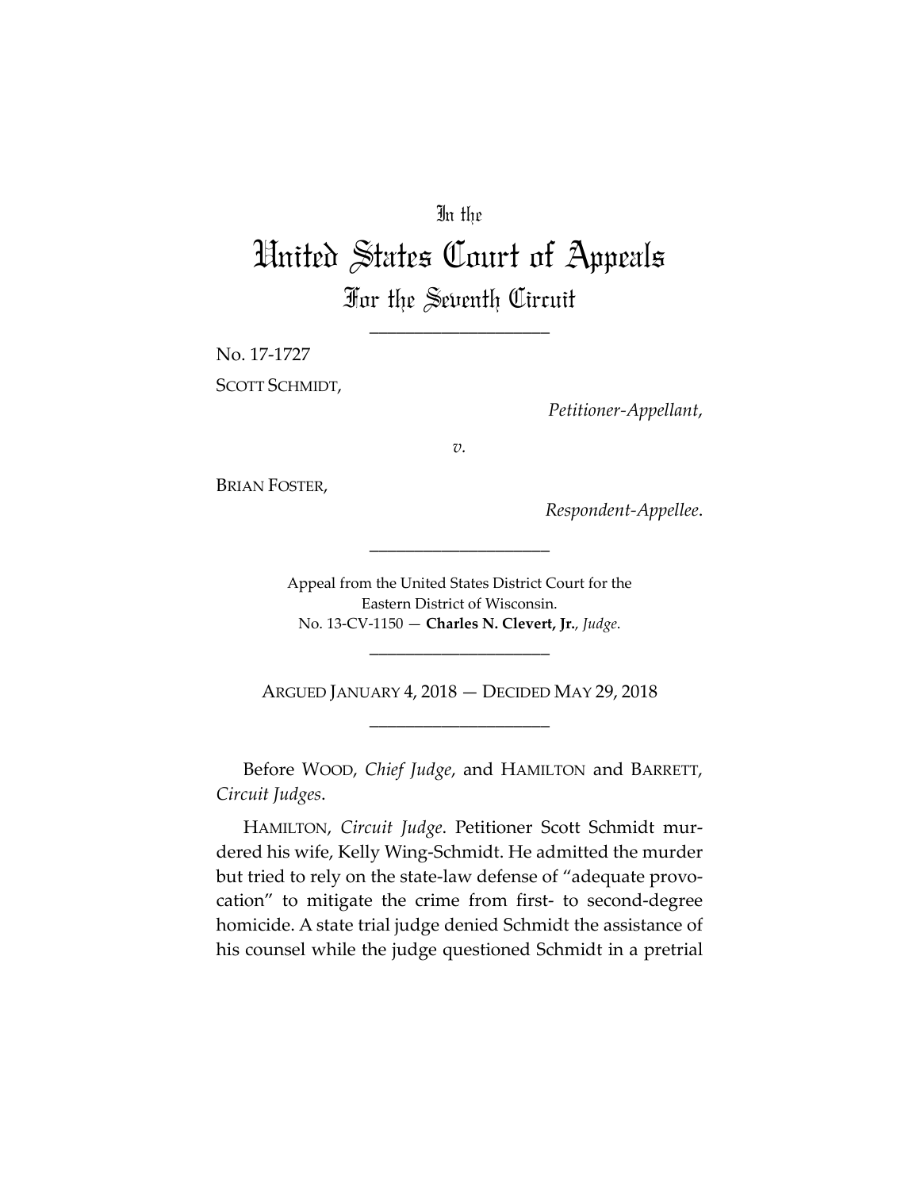In the

# United States Court of Appeals

## For the Seventh Circuit

---

No. 17-1727

SCOTT SCHMIDT,

*Petitioner-Appellant*,

*v.*

BRIAN FOSTER,

*Respondent-Appellee*.

---

Appeal from the United States District Court for the Eastern District of Wisconsin.
No. 13-CV-1150 — **Charles N. Clevert, Jr.**, *Judge*.

---

ARGUED JANUARY 4, 2018 — DECIDED MAY 29, 2018

---

Before WOOD, *Chief Judge*, and HAMILTON and BARRETT, *Circuit Judges*.

HAMILTON, *Circuit Judge*. Petitioner Scott Schmidt murdered his wife, Kelly Wing-Schmidt. He admitted the murder but tried to rely on the state-law defense of "adequate provocation" to mitigate the crime from first- to second-degree homicide. A state trial judge denied Schmidt the assistance of his counsel while the judge questioned Schmidt in a pretrial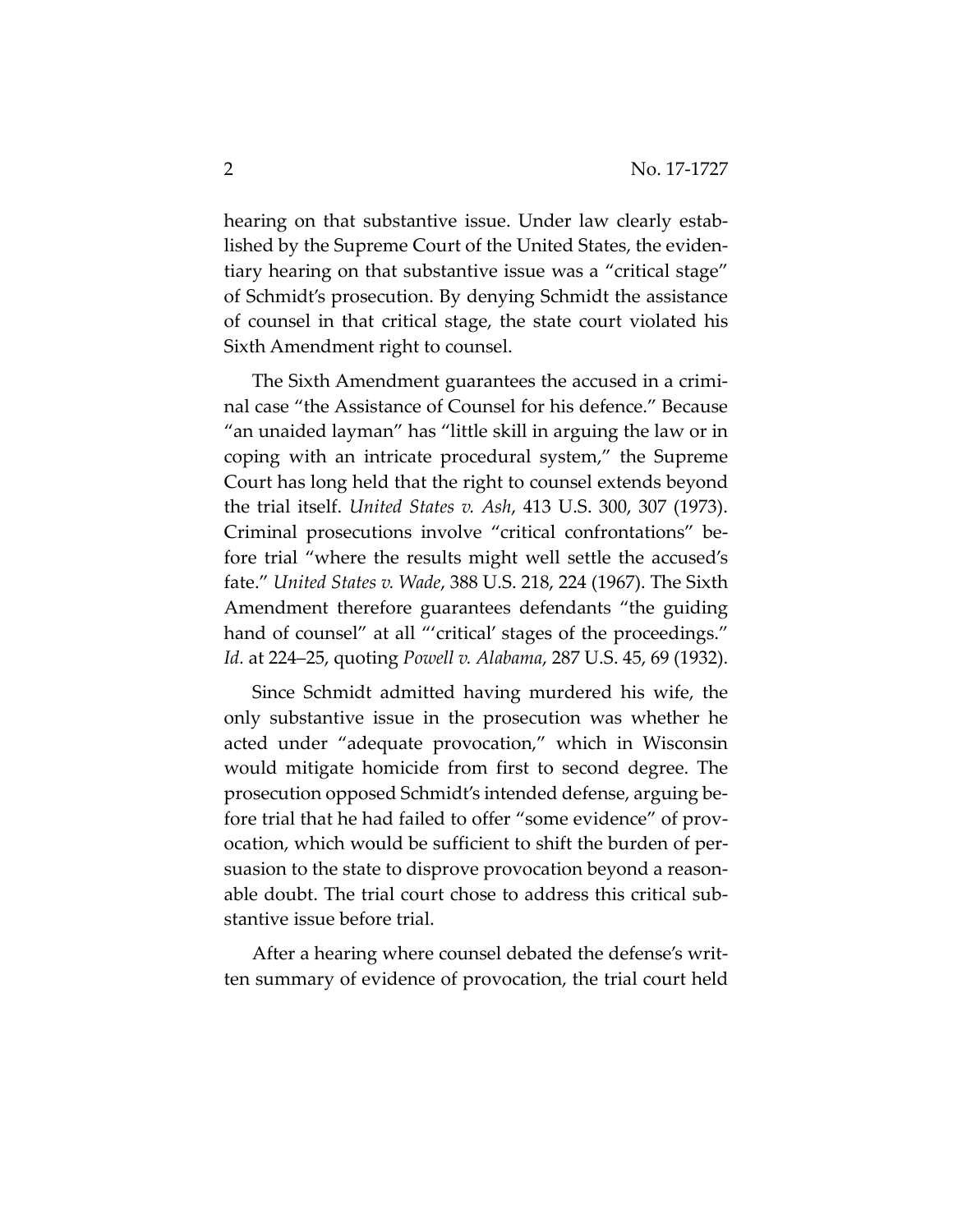hearing on that substantive issue. Under law clearly established by the Supreme Court of the United States, the evidentiary hearing on that substantive issue was a "critical stage" of Schmidt's prosecution. By denying Schmidt the assistance of counsel in that critical stage, the state court violated his Sixth Amendment right to counsel.

The Sixth Amendment guarantees the accused in a criminal case "the Assistance of Counsel for his defence." Because "an unaided layman" has "little skill in arguing the law or in coping with an intricate procedural system," the Supreme Court has long held that the right to counsel extends beyond the trial itself. *United States v. Ash*, 413 U.S. 300, 307 (1973). Criminal prosecutions involve "critical confrontations" before trial "where the results might well settle the accused's fate." *United States v. Wade*, 388 U.S. 218, 224 (1967). The Sixth Amendment therefore guarantees defendants "the guiding hand of counsel" at all "'critical' stages of the proceedings." *Id.* at 224–25, quoting *Powell v. Alabama*, 287 U.S. 45, 69 (1932).

Since Schmidt admitted having murdered his wife, the only substantive issue in the prosecution was whether he acted under "adequate provocation," which in Wisconsin would mitigate homicide from first to second degree. The prosecution opposed Schmidt's intended defense, arguing before trial that he had failed to offer "some evidence" of provocation, which would be sufficient to shift the burden of persuasion to the state to disprove provocation beyond a reasonable doubt. The trial court chose to address this critical substantive issue before trial.

After a hearing where counsel debated the defense's written summary of evidence of provocation, the trial court held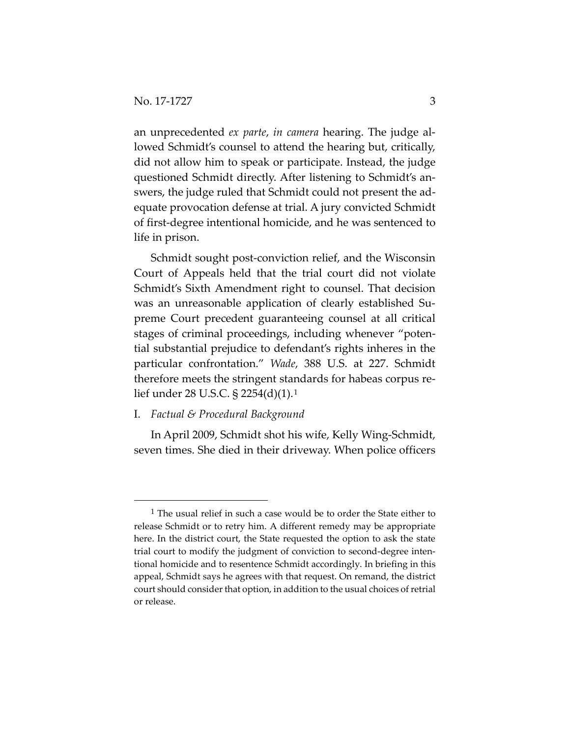an unprecedented *ex parte*, *in camera* hearing. The judge allowed Schmidt's counsel to attend the hearing but, critically, did not allow him to speak or participate. Instead, the judge questioned Schmidt directly. After listening to Schmidt's answers, the judge ruled that Schmidt could not present the adequate provocation defense at trial. A jury convicted Schmidt of first-degree intentional homicide, and he was sentenced to life in prison.

Schmidt sought post-conviction relief, and the Wisconsin Court of Appeals held that the trial court did not violate Schmidt's Sixth Amendment right to counsel. That decision was an unreasonable application of clearly established Supreme Court precedent guaranteeing counsel at all critical stages of criminal proceedings, including whenever "potential substantial prejudice to defendant's rights inheres in the particular confrontation." *Wade*, 388 U.S. at 227. Schmidt therefore meets the stringent standards for habeas corpus relief under 28 U.S.C. § 2254(d)(1).[1]

## I. *Factual & Procedural Background*

In April 2009, Schmidt shot his wife, Kelly Wing-Schmidt, seven times. She died in their driveway. When police officers

---

[1] The usual relief in such a case would be to order the State either to release Schmidt or to retry him. A different remedy may be appropriate here. In the district court, the State requested the option to ask the state trial court to modify the judgment of conviction to second-degree intentional homicide and to resentence Schmidt accordingly. In briefing in this appeal, Schmidt says he agrees with that request. On remand, the district court should consider that option, in addition to the usual choices of retrial or release.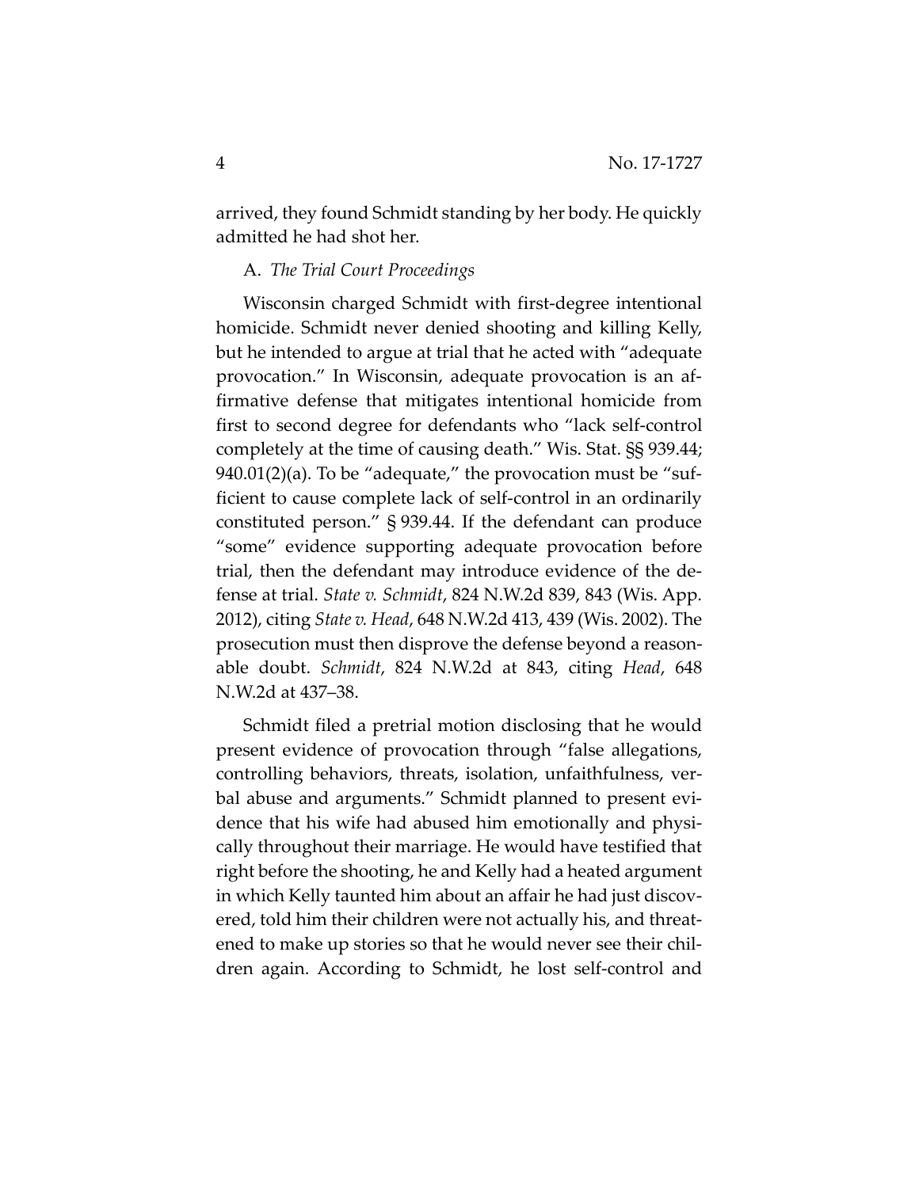arrived, they found Schmidt standing by her body. He quickly admitted he had shot her.

A. *The Trial Court Proceedings*

Wisconsin charged Schmidt with first-degree intentional homicide. Schmidt never denied shooting and killing Kelly, but he intended to argue at trial that he acted with "adequate provocation." In Wisconsin, adequate provocation is an affirmative defense that mitigates intentional homicide from first to second degree for defendants who "lack self-control completely at the time of causing death." Wis. Stat. §§ 939.44; 940.01(2)(a). To be "adequate," the provocation must be "sufficient to cause complete lack of self-control in an ordinarily constituted person." § 939.44. If the defendant can produce "some" evidence supporting adequate provocation before trial, then the defendant may introduce evidence of the defense at trial. *State v. Schmidt*, 824 N.W.2d 839, 843 (Wis. App. 2012), citing *State v. Head*, 648 N.W.2d 413, 439 (Wis. 2002). The prosecution must then disprove the defense beyond a reasonable doubt. *Schmidt*, 824 N.W.2d at 843, citing *Head*, 648 N.W.2d at 437–38.

Schmidt filed a pretrial motion disclosing that he would present evidence of provocation through "false allegations, controlling behaviors, threats, isolation, unfaithfulness, verbal abuse and arguments." Schmidt planned to present evidence that his wife had abused him emotionally and physically throughout their marriage. He would have testified that right before the shooting, he and Kelly had a heated argument in which Kelly taunted him about an affair he had just discovered, told him their children were not actually his, and threatened to make up stories so that he would never see their children again. According to Schmidt, he lost self-control and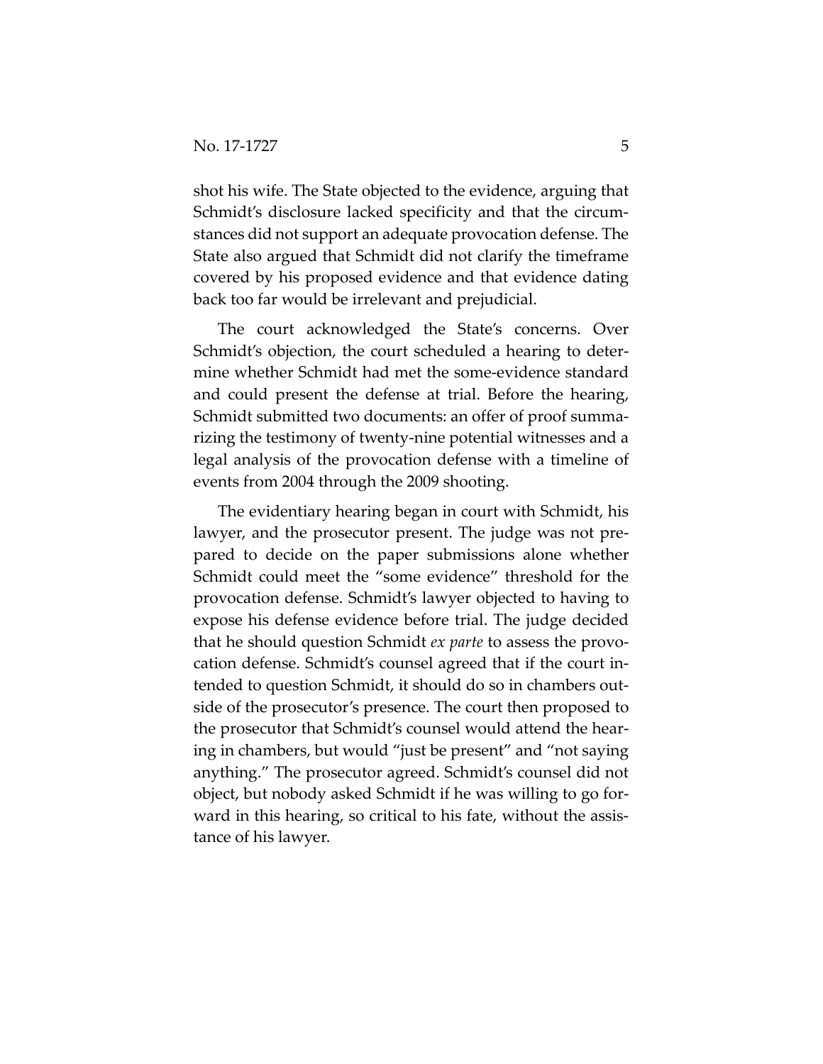shot his wife. The State objected to the evidence, arguing that Schmidt's disclosure lacked specificity and that the circumstances did not support an adequate provocation defense. The State also argued that Schmidt did not clarify the timeframe covered by his proposed evidence and that evidence dating back too far would be irrelevant and prejudicial.

The court acknowledged the State's concerns. Over Schmidt's objection, the court scheduled a hearing to determine whether Schmidt had met the some-evidence standard and could present the defense at trial. Before the hearing, Schmidt submitted two documents: an offer of proof summarizing the testimony of twenty-nine potential witnesses and a legal analysis of the provocation defense with a timeline of events from 2004 through the 2009 shooting.

The evidentiary hearing began in court with Schmidt, his lawyer, and the prosecutor present. The judge was not prepared to decide on the paper submissions alone whether Schmidt could meet the "some evidence" threshold for the provocation defense. Schmidt's lawyer objected to having to expose his defense evidence before trial. The judge decided that he should question Schmidt *ex parte* to assess the provocation defense. Schmidt's counsel agreed that if the court intended to question Schmidt, it should do so in chambers outside of the prosecutor's presence. The court then proposed to the prosecutor that Schmidt's counsel would attend the hearing in chambers, but would "just be present" and "not saying anything." The prosecutor agreed. Schmidt's counsel did not object, but nobody asked Schmidt if he was willing to go forward in this hearing, so critical to his fate, without the assistance of his lawyer.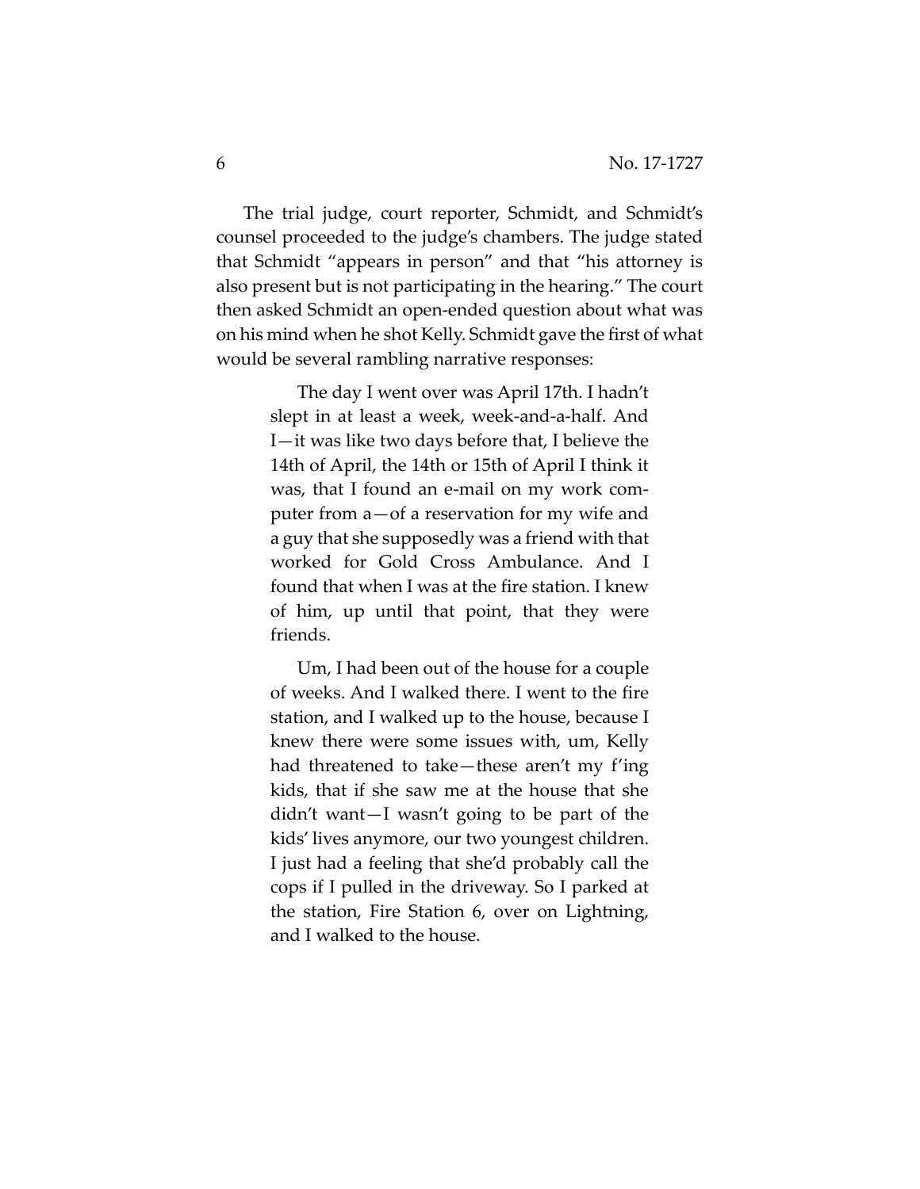The trial judge, court reporter, Schmidt, and Schmidt's counsel proceeded to the judge's chambers. The judge stated that Schmidt "appears in person" and that "his attorney is also present but is not participating in the hearing." The court then asked Schmidt an open-ended question about what was on his mind when he shot Kelly. Schmidt gave the first of what would be several rambling narrative responses:

> The day I went over was April 17th. I hadn't slept in at least a week, week-and-a-half. And I—it was like two days before that, I believe the 14th of April, the 14th or 15th of April I think it was, that I found an e-mail on my work computer from a—of a reservation for my wife and a guy that she supposedly was a friend with that worked for Gold Cross Ambulance. And I found that when I was at the fire station. I knew of him, up until that point, that they were friends.
>
> Um, I had been out of the house for a couple of weeks. And I walked there. I went to the fire station, and I walked up to the house, because I knew there were some issues with, um, Kelly had threatened to take—these aren't my f'ing kids, that if she saw me at the house that she didn't want—I wasn't going to be part of the kids' lives anymore, our two youngest children. I just had a feeling that she'd probably call the cops if I pulled in the driveway. So I parked at the station, Fire Station 6, over on Lightning, and I walked to the house.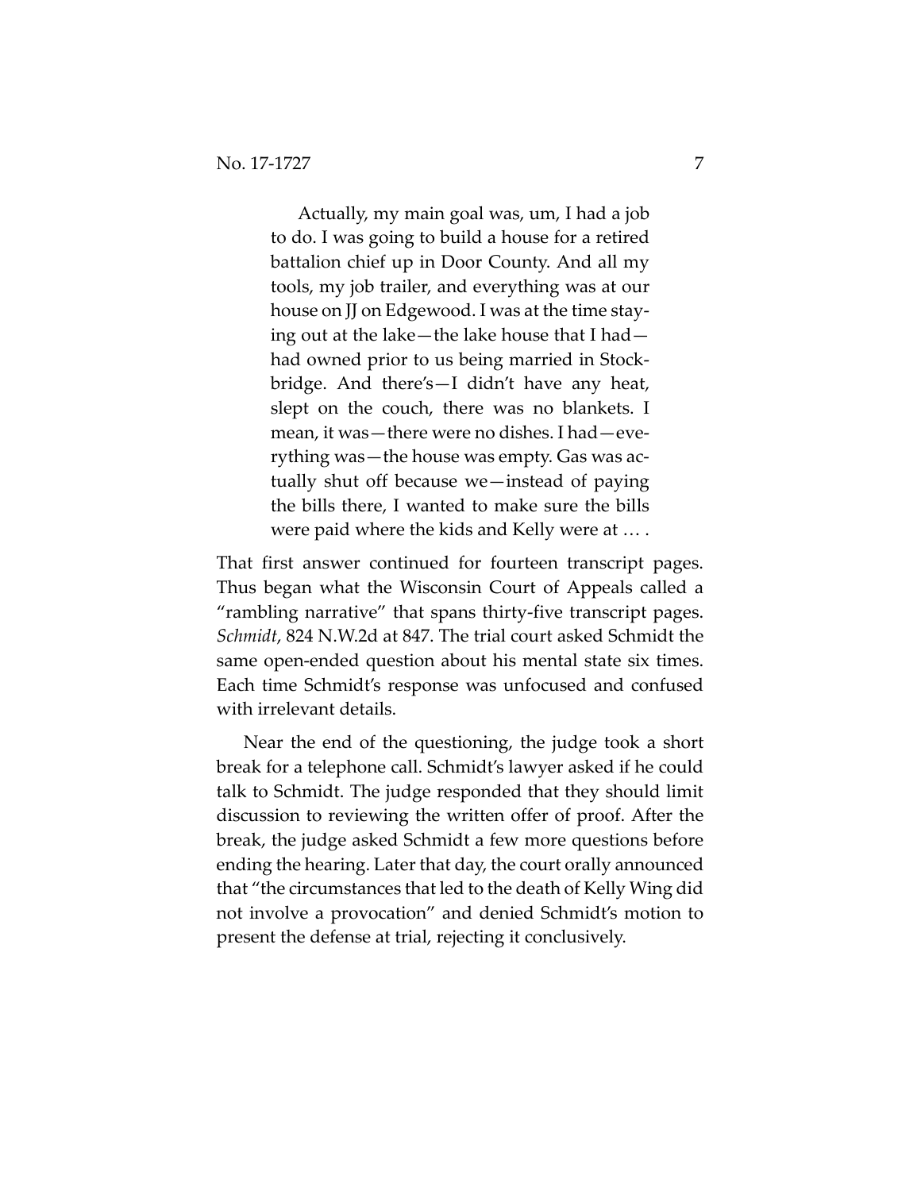> Actually, my main goal was, um, I had a job to do. I was going to build a house for a retired battalion chief up in Door County. And all my tools, my job trailer, and everything was at our house on JJ on Edgewood. I was at the time staying out at the lake—the lake house that I had—had owned prior to us being married in Stockbridge. And there's—I didn't have any heat, slept on the couch, there was no blankets. I mean, it was—there were no dishes. I had—everything was—the house was empty. Gas was actually shut off because we—instead of paying the bills there, I wanted to make sure the bills were paid where the kids and Kelly were at … .

That first answer continued for fourteen transcript pages. Thus began what the Wisconsin Court of Appeals called a "rambling narrative" that spans thirty-five transcript pages. *Schmidt*, 824 N.W.2d at 847. The trial court asked Schmidt the same open-ended question about his mental state six times. Each time Schmidt's response was unfocused and confused with irrelevant details.

Near the end of the questioning, the judge took a short break for a telephone call. Schmidt's lawyer asked if he could talk to Schmidt. The judge responded that they should limit discussion to reviewing the written offer of proof. After the break, the judge asked Schmidt a few more questions before ending the hearing. Later that day, the court orally announced that "the circumstances that led to the death of Kelly Wing did not involve a provocation" and denied Schmidt's motion to present the defense at trial, rejecting it conclusively.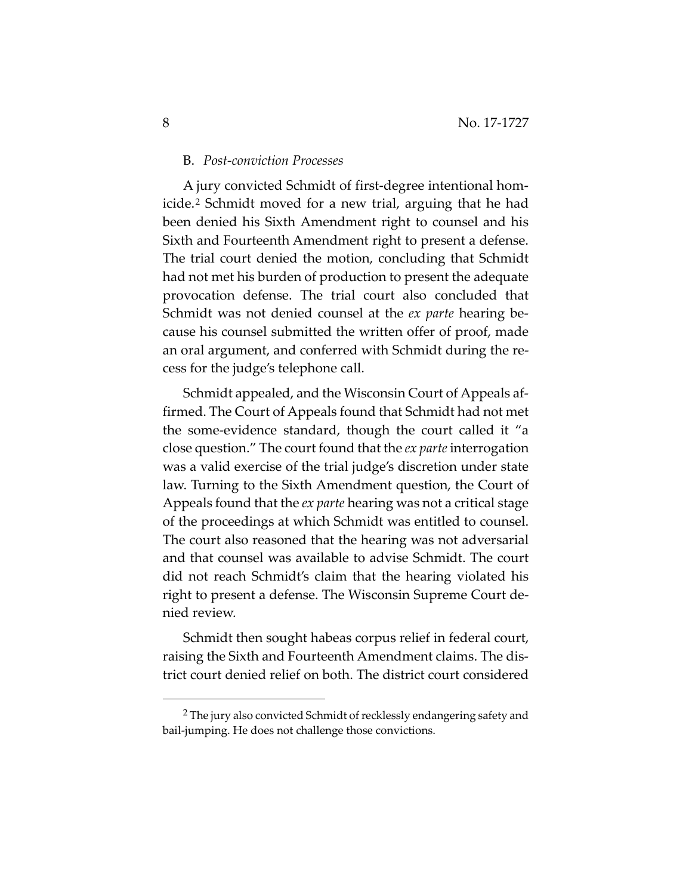### B. *Post-conviction Processes*

A jury convicted Schmidt of first-degree intentional homicide.[2] Schmidt moved for a new trial, arguing that he had been denied his Sixth Amendment right to counsel and his Sixth and Fourteenth Amendment right to present a defense. The trial court denied the motion, concluding that Schmidt had not met his burden of production to present the adequate provocation defense. The trial court also concluded that Schmidt was not denied counsel at the *ex parte* hearing because his counsel submitted the written offer of proof, made an oral argument, and conferred with Schmidt during the recess for the judge's telephone call.

Schmidt appealed, and the Wisconsin Court of Appeals affirmed. The Court of Appeals found that Schmidt had not met the some-evidence standard, though the court called it "a close question." The court found that the *ex parte* interrogation was a valid exercise of the trial judge's discretion under state law. Turning to the Sixth Amendment question, the Court of Appeals found that the *ex parte* hearing was not a critical stage of the proceedings at which Schmidt was entitled to counsel. The court also reasoned that the hearing was not adversarial and that counsel was available to advise Schmidt. The court did not reach Schmidt's claim that the hearing violated his right to present a defense. The Wisconsin Supreme Court denied review.

Schmidt then sought habeas corpus relief in federal court, raising the Sixth and Fourteenth Amendment claims. The district court denied relief on both. The district court considered

[2] The jury also convicted Schmidt of recklessly endangering safety and bail-jumping. He does not challenge those convictions.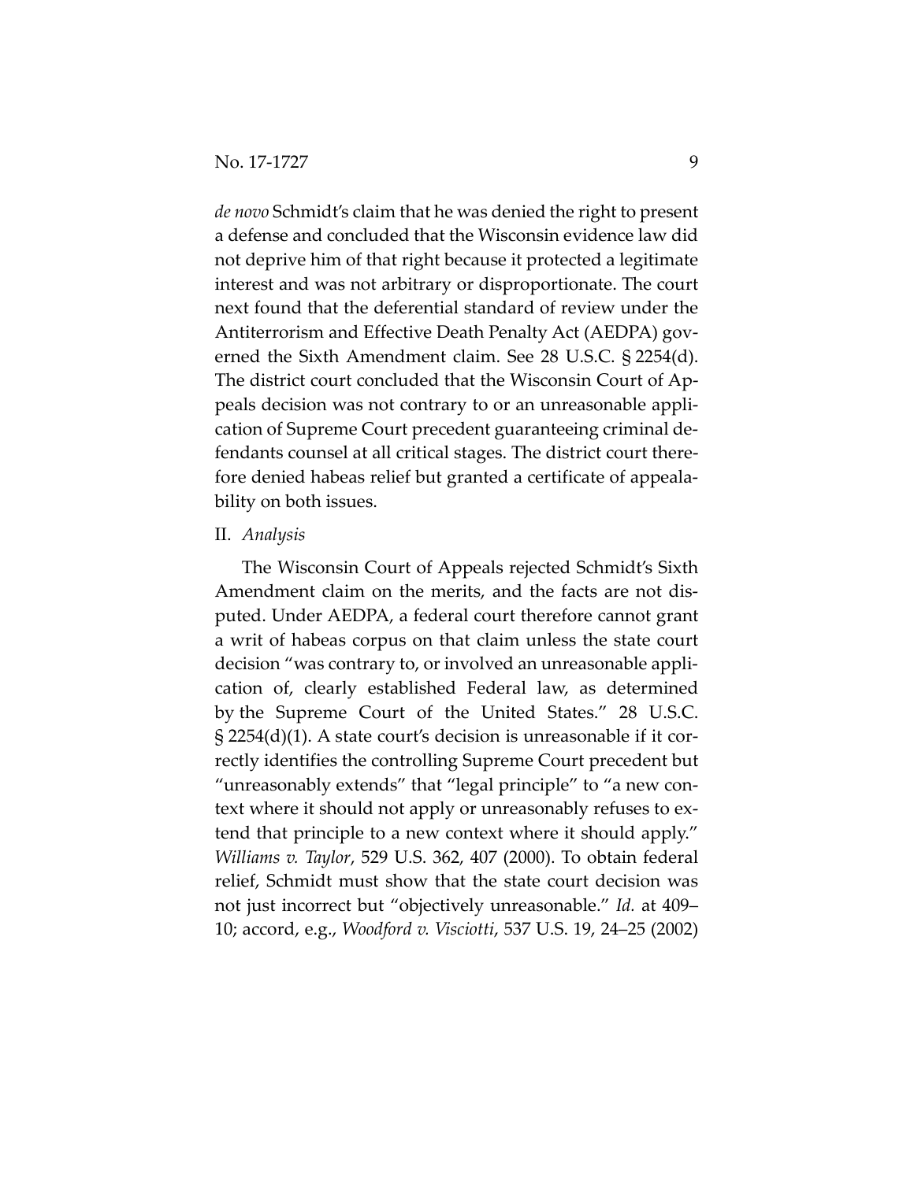*de novo* Schmidt's claim that he was denied the right to present a defense and concluded that the Wisconsin evidence law did not deprive him of that right because it protected a legitimate interest and was not arbitrary or disproportionate. The court next found that the deferential standard of review under the Antiterrorism and Effective Death Penalty Act (AEDPA) governed the Sixth Amendment claim. See 28 U.S.C. § 2254(d). The district court concluded that the Wisconsin Court of Appeals decision was not contrary to or an unreasonable application of Supreme Court precedent guaranteeing criminal defendants counsel at all critical stages. The district court therefore denied habeas relief but granted a certificate of appealability on both issues.

## II. *Analysis*

The Wisconsin Court of Appeals rejected Schmidt's Sixth Amendment claim on the merits, and the facts are not disputed. Under AEDPA, a federal court therefore cannot grant a writ of habeas corpus on that claim unless the state court decision "was contrary to, or involved an unreasonable application of, clearly established Federal law, as determined by the Supreme Court of the United States." 28 U.S.C. § 2254(d)(1). A state court's decision is unreasonable if it correctly identifies the controlling Supreme Court precedent but "unreasonably extends" that "legal principle" to "a new context where it should not apply or unreasonably refuses to extend that principle to a new context where it should apply." *Williams v. Taylor*, 529 U.S. 362, 407 (2000). To obtain federal relief, Schmidt must show that the state court decision was not just incorrect but "objectively unreasonable." *Id.* at 409–10; accord, e.g., *Woodford v. Visciotti*, 537 U.S. 19, 24–25 (2002)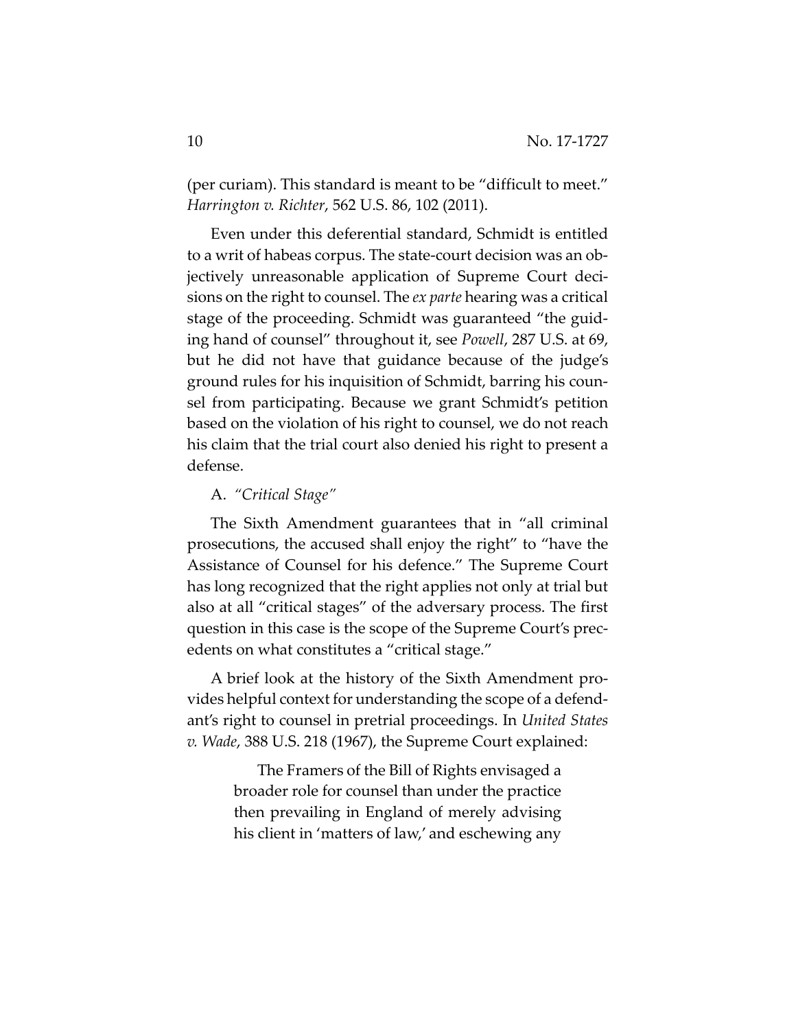(per curiam). This standard is meant to be "difficult to meet." *Harrington v. Richter*, 562 U.S. 86, 102 (2011).

Even under this deferential standard, Schmidt is entitled to a writ of habeas corpus. The state-court decision was an objectively unreasonable application of Supreme Court decisions on the right to counsel. The *ex parte* hearing was a critical stage of the proceeding. Schmidt was guaranteed "the guiding hand of counsel" throughout it, see *Powell*, 287 U.S. at 69, but he did not have that guidance because of the judge's ground rules for his inquisition of Schmidt, barring his counsel from participating. Because we grant Schmidt's petition based on the violation of his right to counsel, we do not reach his claim that the trial court also denied his right to present a defense.

A. *"Critical Stage"*

The Sixth Amendment guarantees that in "all criminal prosecutions, the accused shall enjoy the right" to "have the Assistance of Counsel for his defence." The Supreme Court has long recognized that the right applies not only at trial but also at all "critical stages" of the adversary process. The first question in this case is the scope of the Supreme Court's precedents on what constitutes a "critical stage."

A brief look at the history of the Sixth Amendment provides helpful context for understanding the scope of a defendant's right to counsel in pretrial proceedings. In *United States v. Wade*, 388 U.S. 218 (1967), the Supreme Court explained:

> The Framers of the Bill of Rights envisaged a broader role for counsel than under the practice then prevailing in England of merely advising his client in 'matters of law,' and eschewing any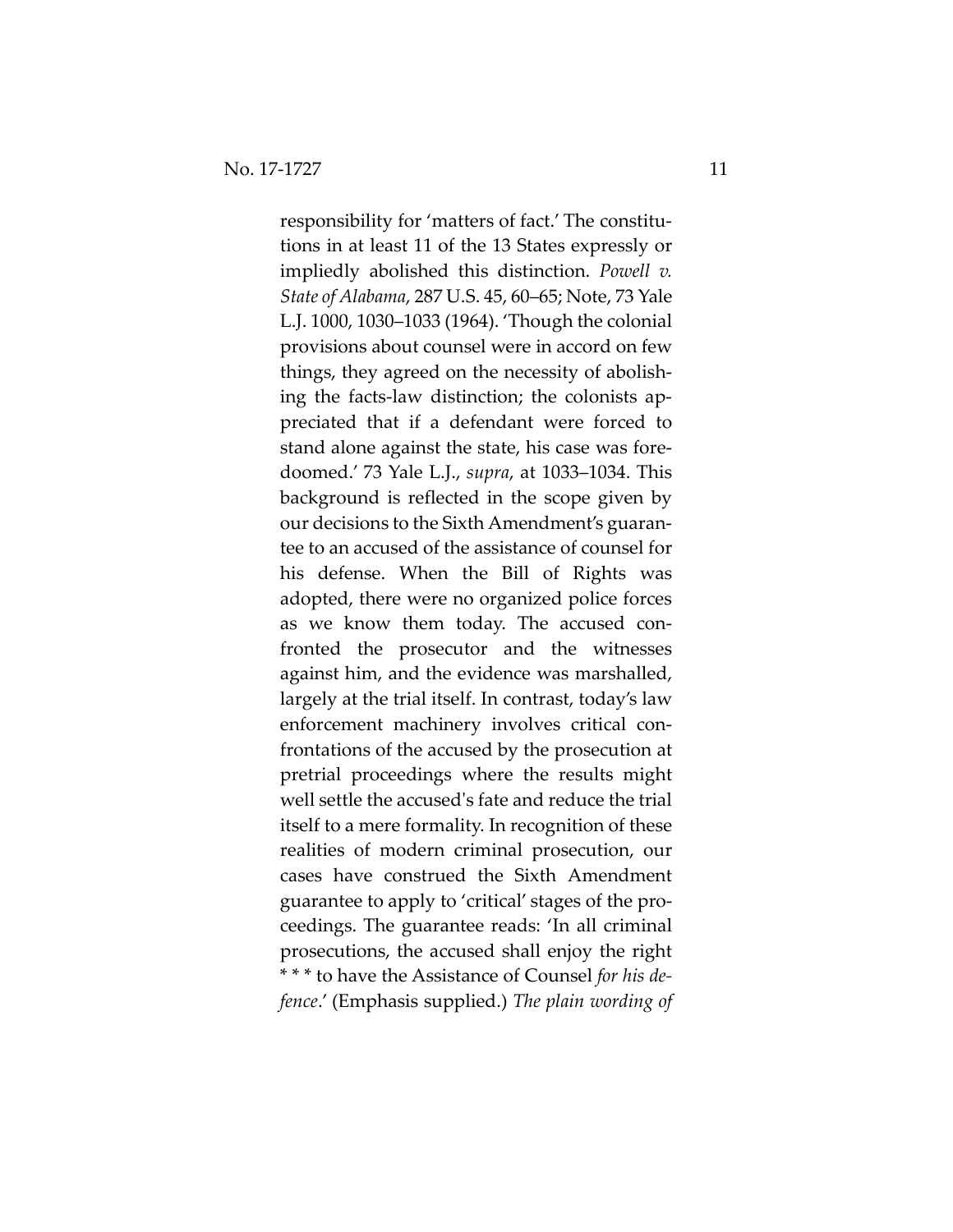responsibility for 'matters of fact.' The constitutions in at least 11 of the 13 States expressly or impliedly abolished this distinction. *Powell v. State of Alabama*, 287 U.S. 45, 60–65; Note, 73 Yale L.J. 1000, 1030–1033 (1964). 'Though the colonial provisions about counsel were in accord on few things, they agreed on the necessity of abolishing the facts-law distinction; the colonists appreciated that if a defendant were forced to stand alone against the state, his case was foredoomed.' 73 Yale L.J., *supra*, at 1033–1034. This background is reflected in the scope given by our decisions to the Sixth Amendment's guarantee to an accused of the assistance of counsel for his defense. When the Bill of Rights was adopted, there were no organized police forces as we know them today. The accused confronted the prosecutor and the witnesses against him, and the evidence was marshalled, largely at the trial itself. In contrast, today's law enforcement machinery involves critical confrontations of the accused by the prosecution at pretrial proceedings where the results might well settle the accused's fate and reduce the trial itself to a mere formality. In recognition of these realities of modern criminal prosecution, our cases have construed the Sixth Amendment guarantee to apply to 'critical' stages of the proceedings. The guarantee reads: 'In all criminal prosecutions, the accused shall enjoy the right * * * to have the Assistance of Counsel *for his defence*.' (Emphasis supplied.) *The plain wording of*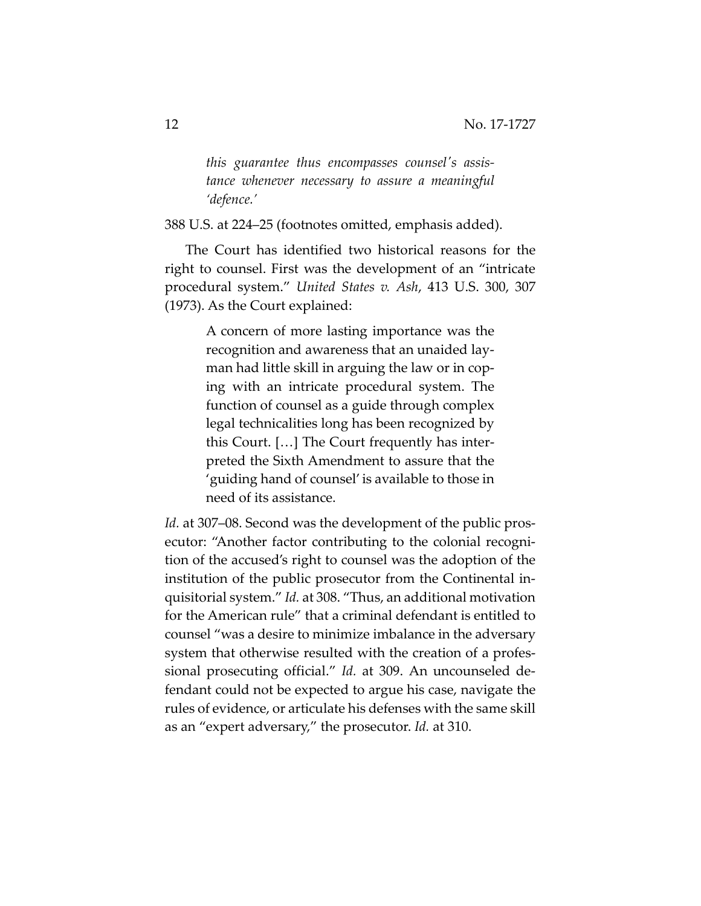> *this guarantee thus encompasses counsel's assistance whenever necessary to assure a meaningful 'defence.'*

388 U.S. at 224–25 (footnotes omitted, emphasis added).

The Court has identified two historical reasons for the right to counsel. First was the development of an "intricate procedural system." *United States v. Ash*, 413 U.S. 300, 307 (1973). As the Court explained:

> A concern of more lasting importance was the recognition and awareness that an unaided layman had little skill in arguing the law or in coping with an intricate procedural system. The function of counsel as a guide through complex legal technicalities long has been recognized by this Court. […] The Court frequently has interpreted the Sixth Amendment to assure that the 'guiding hand of counsel' is available to those in need of its assistance.

*Id.* at 307–08. Second was the development of the public prosecutor: "Another factor contributing to the colonial recognition of the accused's right to counsel was the adoption of the institution of the public prosecutor from the Continental inquisitorial system." *Id.* at 308. "Thus, an additional motivation for the American rule" that a criminal defendant is entitled to counsel "was a desire to minimize imbalance in the adversary system that otherwise resulted with the creation of a professional prosecuting official." *Id.* at 309. An uncounseled defendant could not be expected to argue his case, navigate the rules of evidence, or articulate his defenses with the same skill as an "expert adversary," the prosecutor. *Id.* at 310.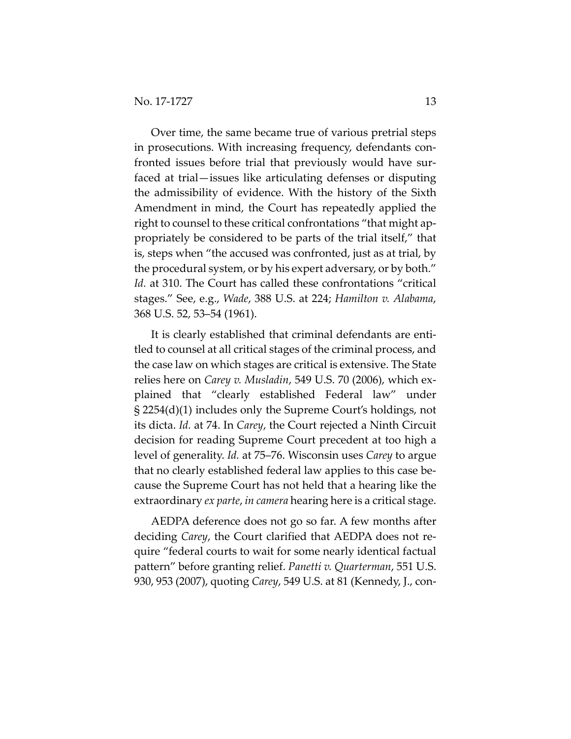Over time, the same became true of various pretrial steps in prosecutions. With increasing frequency, defendants confronted issues before trial that previously would have surfaced at trial—issues like articulating defenses or disputing the admissibility of evidence. With the history of the Sixth Amendment in mind, the Court has repeatedly applied the right to counsel to these critical confrontations "that might appropriately be considered to be parts of the trial itself," that is, steps when "the accused was confronted, just as at trial, by the procedural system, or by his expert adversary, or by both." *Id.* at 310. The Court has called these confrontations "critical stages." See, e.g., *Wade*, 388 U.S. at 224; *Hamilton v. Alabama*, 368 U.S. 52, 53–54 (1961).

It is clearly established that criminal defendants are entitled to counsel at all critical stages of the criminal process, and the case law on which stages are critical is extensive. The State relies here on *Carey v. Musladin*, 549 U.S. 70 (2006), which explained that "clearly established Federal law" under § 2254(d)(1) includes only the Supreme Court's holdings, not its dicta. *Id.* at 74. In *Carey*, the Court rejected a Ninth Circuit decision for reading Supreme Court precedent at too high a level of generality. *Id.* at 75–76. Wisconsin uses *Carey* to argue that no clearly established federal law applies to this case because the Supreme Court has not held that a hearing like the extraordinary *ex parte*, *in camera* hearing here is a critical stage.

AEDPA deference does not go so far. A few months after deciding *Carey*, the Court clarified that AEDPA does not require "federal courts to wait for some nearly identical factual pattern" before granting relief. *Panetti v. Quarterman*, 551 U.S. 930, 953 (2007), quoting *Carey*, 549 U.S. at 81 (Kennedy, J., con-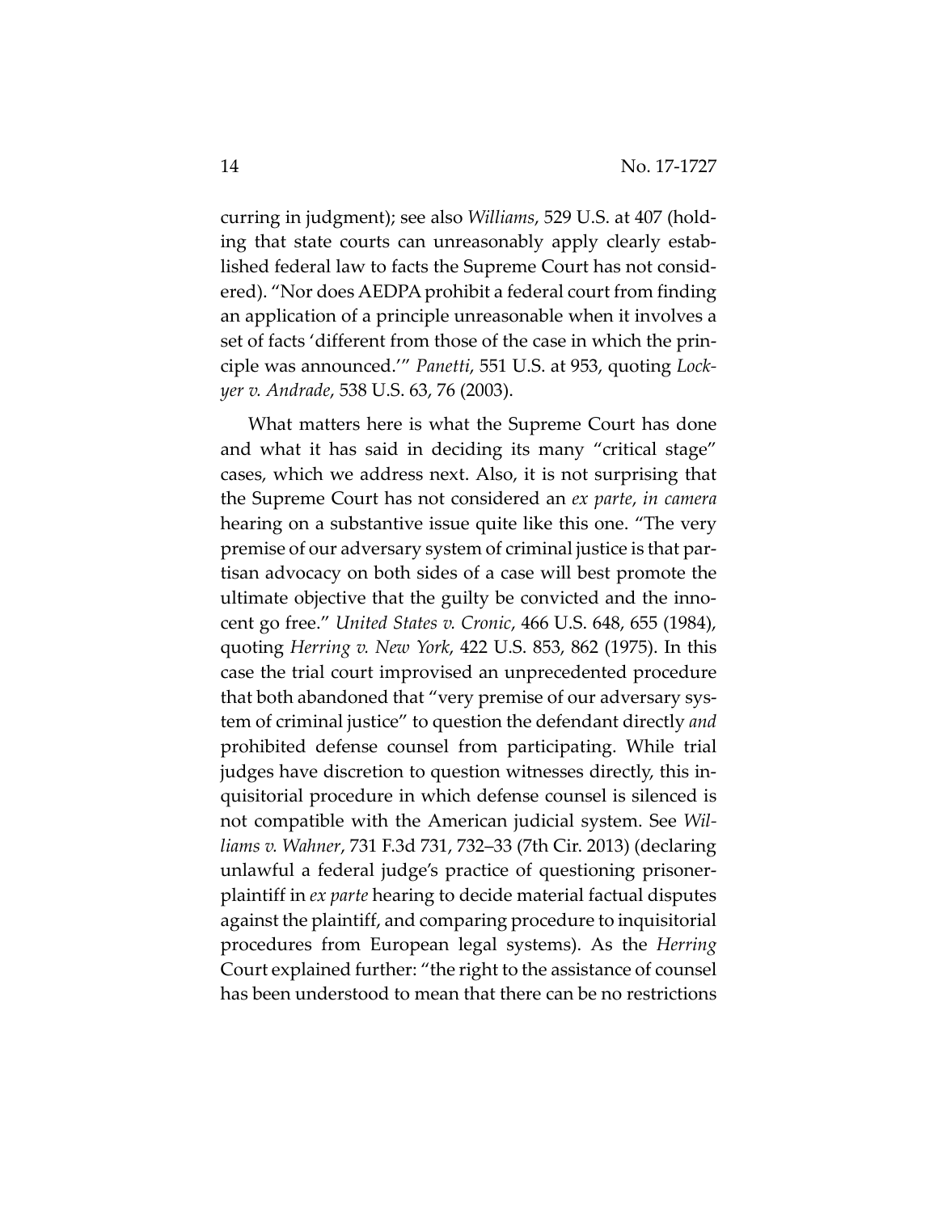curring in judgment); see also *Williams*, 529 U.S. at 407 (holding that state courts can unreasonably apply clearly established federal law to facts the Supreme Court has not considered). "Nor does AEDPA prohibit a federal court from finding an application of a principle unreasonable when it involves a set of facts 'different from those of the case in which the principle was announced.'" *Panetti*, 551 U.S. at 953, quoting *Lockyer v. Andrade*, 538 U.S. 63, 76 (2003).

What matters here is what the Supreme Court has done and what it has said in deciding its many "critical stage" cases, which we address next. Also, it is not surprising that the Supreme Court has not considered an *ex parte*, *in camera* hearing on a substantive issue quite like this one. "The very premise of our adversary system of criminal justice is that partisan advocacy on both sides of a case will best promote the ultimate objective that the guilty be convicted and the innocent go free." *United States v. Cronic*, 466 U.S. 648, 655 (1984), quoting *Herring v. New York*, 422 U.S. 853, 862 (1975). In this case the trial court improvised an unprecedented procedure that both abandoned that "very premise of our adversary system of criminal justice" to question the defendant directly *and* prohibited defense counsel from participating. While trial judges have discretion to question witnesses directly, this inquisitorial procedure in which defense counsel is silenced is not compatible with the American judicial system. See *Williams v. Wahner*, 731 F.3d 731, 732–33 (7th Cir. 2013) (declaring unlawful a federal judge's practice of questioning prisoner-plaintiff in *ex parte* hearing to decide material factual disputes against the plaintiff, and comparing procedure to inquisitorial procedures from European legal systems). As the *Herring* Court explained further: "the right to the assistance of counsel has been understood to mean that there can be no restrictions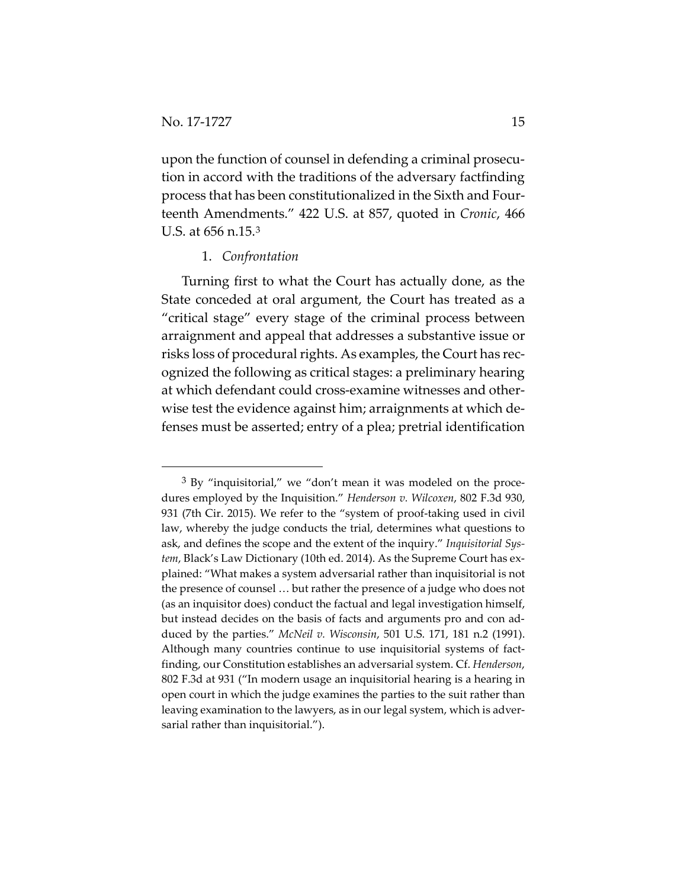upon the function of counsel in defending a criminal prosecution in accord with the traditions of the adversary factfinding process that has been constitutionalized in the Sixth and Fourteenth Amendments." 422 U.S. at 857, quoted in *Cronic*, 466 U.S. at 656 n.15.[3]

1. *Confrontation*

Turning first to what the Court has actually done, as the State conceded at oral argument, the Court has treated as a "critical stage" every stage of the criminal process between arraignment and appeal that addresses a substantive issue or risks loss of procedural rights. As examples, the Court has recognized the following as critical stages: a preliminary hearing at which defendant could cross-examine witnesses and otherwise test the evidence against him; arraignments at which defenses must be asserted; entry of a plea; pretrial identification

---

[3] By "inquisitorial," we "don't mean it was modeled on the procedures employed by the Inquisition." *Henderson v. Wilcoxen*, 802 F.3d 930, 931 (7th Cir. 2015). We refer to the "system of proof-taking used in civil law, whereby the judge conducts the trial, determines what questions to ask, and defines the scope and the extent of the inquiry." *Inquisitorial System*, Black's Law Dictionary (10th ed. 2014). As the Supreme Court has explained: "What makes a system adversarial rather than inquisitorial is not the presence of counsel … but rather the presence of a judge who does not (as an inquisitor does) conduct the factual and legal investigation himself, but instead decides on the basis of facts and arguments pro and con adduced by the parties." *McNeil v. Wisconsin*, 501 U.S. 171, 181 n.2 (1991). Although many countries continue to use inquisitorial systems of factfinding, our Constitution establishes an adversarial system. Cf. *Henderson*, 802 F.3d at 931 ("In modern usage an inquisitorial hearing is a hearing in open court in which the judge examines the parties to the suit rather than leaving examination to the lawyers, as in our legal system, which is adversarial rather than inquisitorial.").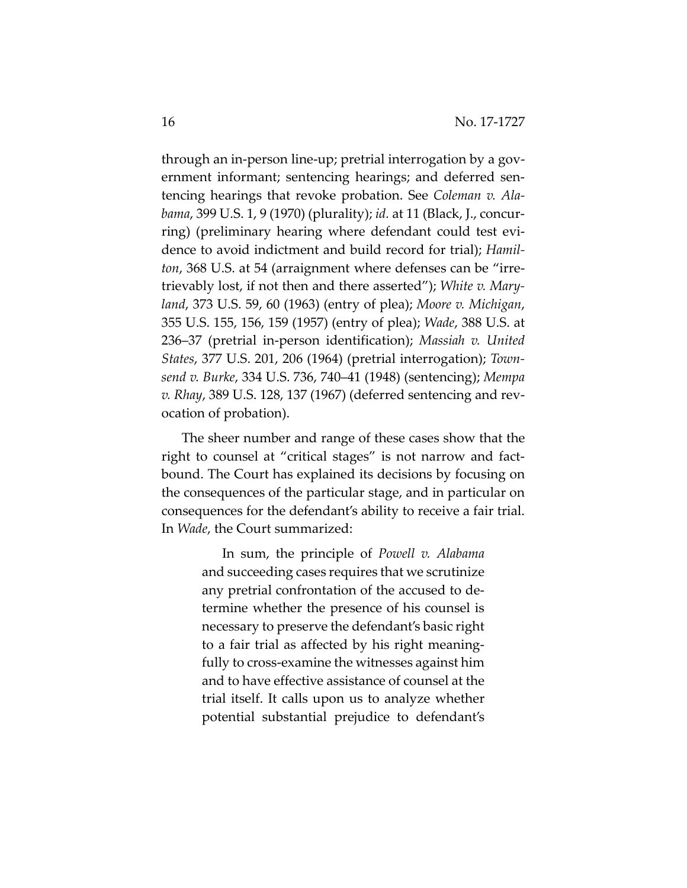through an in-person line-up; pretrial interrogation by a government informant; sentencing hearings; and deferred sentencing hearings that revoke probation. See *Coleman v. Alabama*, 399 U.S. 1, 9 (1970) (plurality); *id.* at 11 (Black, J., concurring) (preliminary hearing where defendant could test evidence to avoid indictment and build record for trial); *Hamilton*, 368 U.S. at 54 (arraignment where defenses can be "irretrievably lost, if not then and there asserted"); *White v. Maryland*, 373 U.S. 59, 60 (1963) (entry of plea); *Moore v. Michigan*, 355 U.S. 155, 156, 159 (1957) (entry of plea); *Wade*, 388 U.S. at 236–37 (pretrial in-person identification); *Massiah v. United States*, 377 U.S. 201, 206 (1964) (pretrial interrogation); *Townsend v. Burke*, 334 U.S. 736, 740–41 (1948) (sentencing); *Mempa v. Rhay*, 389 U.S. 128, 137 (1967) (deferred sentencing and revocation of probation).

The sheer number and range of these cases show that the right to counsel at "critical stages" is not narrow and fact-bound. The Court has explained its decisions by focusing on the consequences of the particular stage, and in particular on consequences for the defendant's ability to receive a fair trial. In *Wade*, the Court summarized:

> In sum, the principle of *Powell v. Alabama* and succeeding cases requires that we scrutinize any pretrial confrontation of the accused to determine whether the presence of his counsel is necessary to preserve the defendant's basic right to a fair trial as affected by his right meaningfully to cross-examine the witnesses against him and to have effective assistance of counsel at the trial itself. It calls upon us to analyze whether potential substantial prejudice to defendant's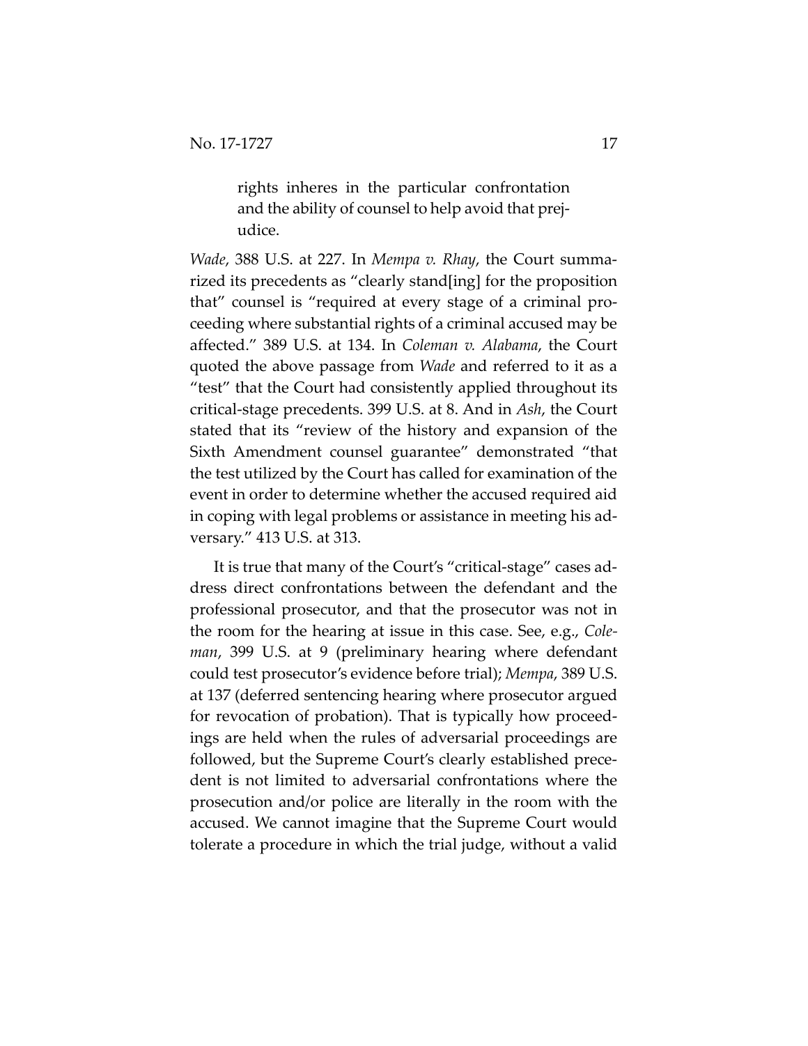> rights inheres in the particular confrontation and the ability of counsel to help avoid that prejudice.

*Wade*, 388 U.S. at 227. In *Mempa v. Rhay*, the Court summarized its precedents as "clearly stand[ing] for the proposition that" counsel is "required at every stage of a criminal proceeding where substantial rights of a criminal accused may be affected." 389 U.S. at 134. In *Coleman v. Alabama*, the Court quoted the above passage from *Wade* and referred to it as a "test" that the Court had consistently applied throughout its critical-stage precedents. 399 U.S. at 8. And in *Ash*, the Court stated that its "review of the history and expansion of the Sixth Amendment counsel guarantee" demonstrated "that the test utilized by the Court has called for examination of the event in order to determine whether the accused required aid in coping with legal problems or assistance in meeting his adversary." 413 U.S. at 313.

It is true that many of the Court's "critical-stage" cases address direct confrontations between the defendant and the professional prosecutor, and that the prosecutor was not in the room for the hearing at issue in this case. See, e.g., *Coleman*, 399 U.S. at 9 (preliminary hearing where defendant could test prosecutor's evidence before trial); *Mempa*, 389 U.S. at 137 (deferred sentencing hearing where prosecutor argued for revocation of probation). That is typically how proceedings are held when the rules of adversarial proceedings are followed, but the Supreme Court's clearly established precedent is not limited to adversarial confrontations where the prosecution and/or police are literally in the room with the accused. We cannot imagine that the Supreme Court would tolerate a procedure in which the trial judge, without a valid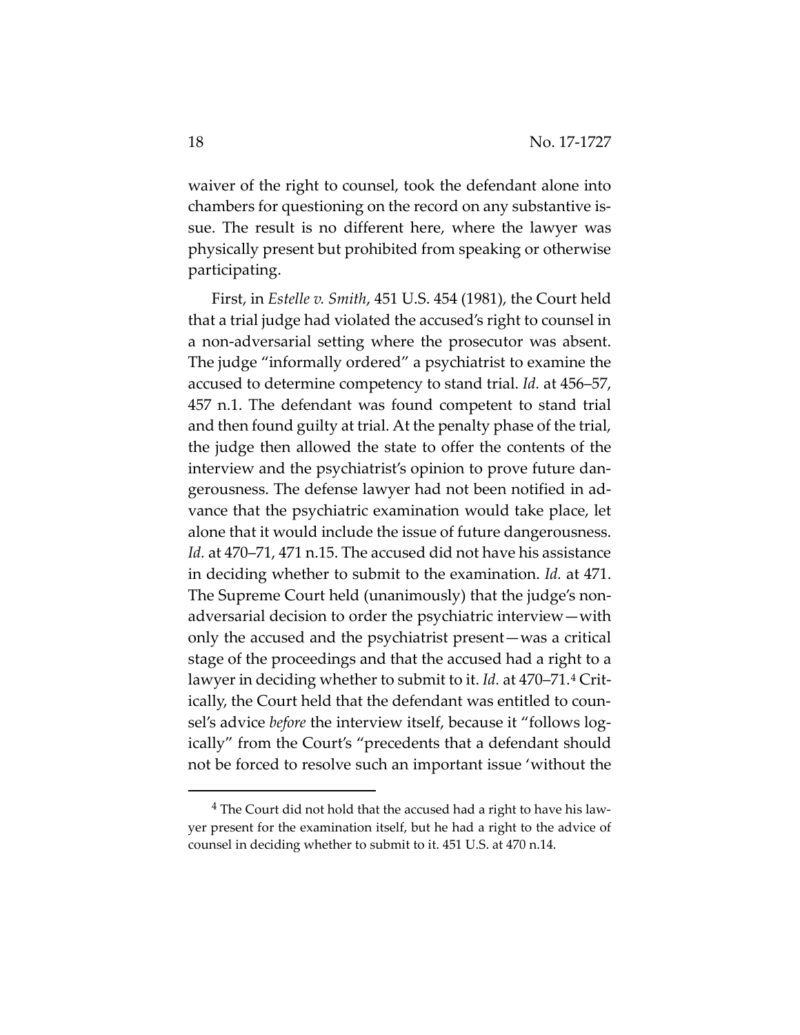waiver of the right to counsel, took the defendant alone into chambers for questioning on the record on any substantive issue. The result is no different here, where the lawyer was physically present but prohibited from speaking or otherwise participating.

First, in *Estelle v. Smith*, 451 U.S. 454 (1981), the Court held that a trial judge had violated the accused's right to counsel in a non-adversarial setting where the prosecutor was absent. The judge "informally ordered" a psychiatrist to examine the accused to determine competency to stand trial. *Id.* at 456–57, 457 n.1. The defendant was found competent to stand trial and then found guilty at trial. At the penalty phase of the trial, the judge then allowed the state to offer the contents of the interview and the psychiatrist's opinion to prove future dangerousness. The defense lawyer had not been notified in advance that the psychiatric examination would take place, let alone that it would include the issue of future dangerousness. *Id.* at 470–71, 471 n.15. The accused did not have his assistance in deciding whether to submit to the examination. *Id.* at 471. The Supreme Court held (unanimously) that the judge's non-adversarial decision to order the psychiatric interview—with only the accused and the psychiatrist present—was a critical stage of the proceedings and that the accused had a right to a lawyer in deciding whether to submit to it. *Id.* at 470–71.[4] Critically, the Court held that the defendant was entitled to counsel's advice *before* the interview itself, because it "follows logically" from the Court's "precedents that a defendant should not be forced to resolve such an important issue 'without the

[4] The Court did not hold that the accused had a right to have his lawyer present for the examination itself, but he had a right to the advice of counsel in deciding whether to submit to it. 451 U.S. at 470 n.14.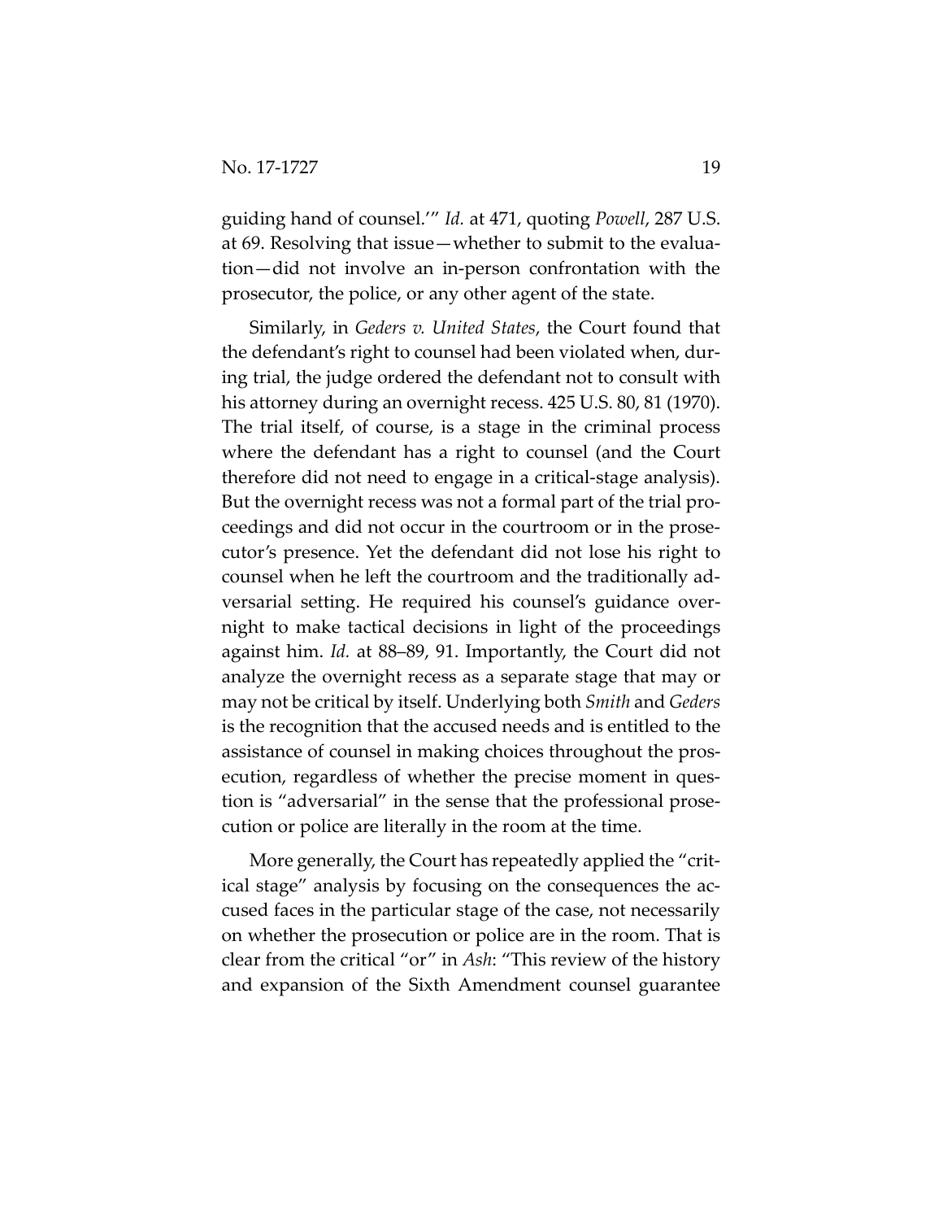guiding hand of counsel.'" *Id.* at 471, quoting *Powell*, 287 U.S. at 69. Resolving that issue—whether to submit to the evaluation—did not involve an in-person confrontation with the prosecutor, the police, or any other agent of the state.

Similarly, in *Geders v. United States*, the Court found that the defendant's right to counsel had been violated when, during trial, the judge ordered the defendant not to consult with his attorney during an overnight recess. 425 U.S. 80, 81 (1970). The trial itself, of course, is a stage in the criminal process where the defendant has a right to counsel (and the Court therefore did not need to engage in a critical-stage analysis). But the overnight recess was not a formal part of the trial proceedings and did not occur in the courtroom or in the prosecutor's presence. Yet the defendant did not lose his right to counsel when he left the courtroom and the traditionally adversarial setting. He required his counsel's guidance overnight to make tactical decisions in light of the proceedings against him. *Id.* at 88–89, 91. Importantly, the Court did not analyze the overnight recess as a separate stage that may or may not be critical by itself. Underlying both *Smith* and *Geders* is the recognition that the accused needs and is entitled to the assistance of counsel in making choices throughout the prosecution, regardless of whether the precise moment in question is "adversarial" in the sense that the professional prosecution or police are literally in the room at the time.

More generally, the Court has repeatedly applied the "critical stage" analysis by focusing on the consequences the accused faces in the particular stage of the case, not necessarily on whether the prosecution or police are in the room. That is clear from the critical "or" in *Ash*: "This review of the history and expansion of the Sixth Amendment counsel guarantee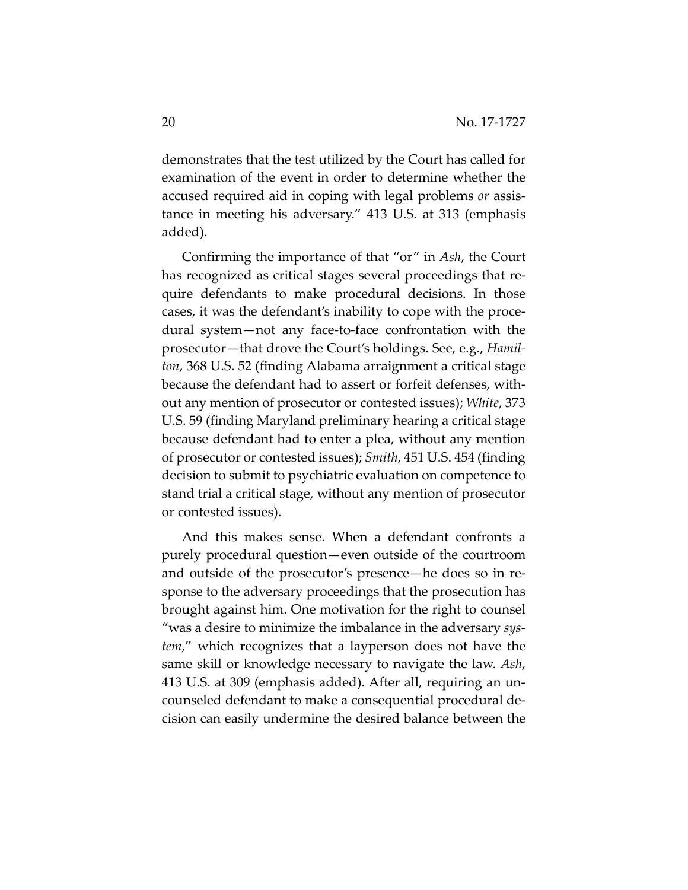demonstrates that the test utilized by the Court has called for examination of the event in order to determine whether the accused required aid in coping with legal problems *or* assistance in meeting his adversary." 413 U.S. at 313 (emphasis added).

Confirming the importance of that "or" in *Ash*, the Court has recognized as critical stages several proceedings that require defendants to make procedural decisions. In those cases, it was the defendant's inability to cope with the procedural system—not any face-to-face confrontation with the prosecutor—that drove the Court's holdings. See, e.g., *Hamilton*, 368 U.S. 52 (finding Alabama arraignment a critical stage because the defendant had to assert or forfeit defenses, without any mention of prosecutor or contested issues); *White*, 373 U.S. 59 (finding Maryland preliminary hearing a critical stage because defendant had to enter a plea, without any mention of prosecutor or contested issues); *Smith*, 451 U.S. 454 (finding decision to submit to psychiatric evaluation on competence to stand trial a critical stage, without any mention of prosecutor or contested issues).

And this makes sense. When a defendant confronts a purely procedural question—even outside of the courtroom and outside of the prosecutor's presence—he does so in response to the adversary proceedings that the prosecution has brought against him. One motivation for the right to counsel "was a desire to minimize the imbalance in the adversary *system*," which recognizes that a layperson does not have the same skill or knowledge necessary to navigate the law. *Ash*, 413 U.S. at 309 (emphasis added). After all, requiring an uncounseled defendant to make a consequential procedural decision can easily undermine the desired balance between the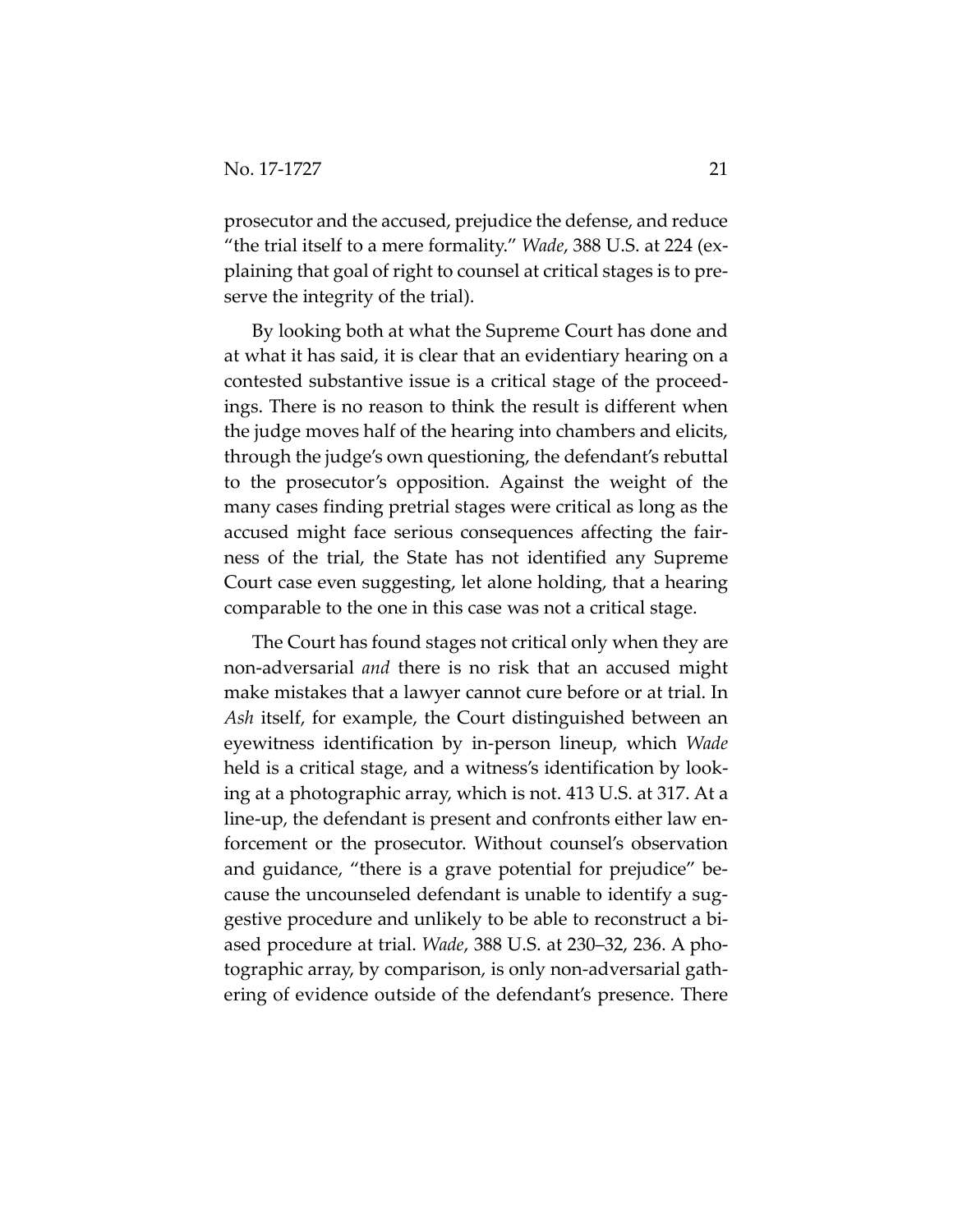prosecutor and the accused, prejudice the defense, and reduce "the trial itself to a mere formality." *Wade*, 388 U.S. at 224 (explaining that goal of right to counsel at critical stages is to preserve the integrity of the trial).

By looking both at what the Supreme Court has done and at what it has said, it is clear that an evidentiary hearing on a contested substantive issue is a critical stage of the proceedings. There is no reason to think the result is different when the judge moves half of the hearing into chambers and elicits, through the judge's own questioning, the defendant's rebuttal to the prosecutor's opposition. Against the weight of the many cases finding pretrial stages were critical as long as the accused might face serious consequences affecting the fairness of the trial, the State has not identified any Supreme Court case even suggesting, let alone holding, that a hearing comparable to the one in this case was not a critical stage.

The Court has found stages not critical only when they are non-adversarial *and* there is no risk that an accused might make mistakes that a lawyer cannot cure before or at trial. In *Ash* itself, for example, the Court distinguished between an eyewitness identification by in-person lineup, which *Wade* held is a critical stage, and a witness's identification by looking at a photographic array, which is not. 413 U.S. at 317. At a line-up, the defendant is present and confronts either law enforcement or the prosecutor. Without counsel's observation and guidance, "there is a grave potential for prejudice" because the uncounseled defendant is unable to identify a suggestive procedure and unlikely to be able to reconstruct a biased procedure at trial. *Wade*, 388 U.S. at 230–32, 236. A photographic array, by comparison, is only non-adversarial gathering of evidence outside of the defendant's presence. There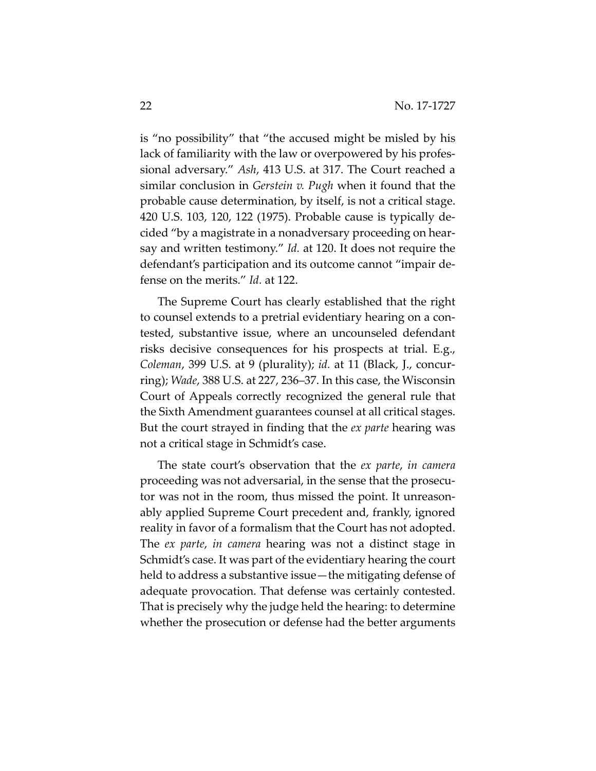is "no possibility" that "the accused might be misled by his lack of familiarity with the law or overpowered by his professional adversary." *Ash*, 413 U.S. at 317. The Court reached a similar conclusion in *Gerstein v. Pugh* when it found that the probable cause determination, by itself, is not a critical stage. 420 U.S. 103, 120, 122 (1975). Probable cause is typically decided "by a magistrate in a nonadversary proceeding on hearsay and written testimony." *Id.* at 120. It does not require the defendant's participation and its outcome cannot "impair defense on the merits." *Id.* at 122.

The Supreme Court has clearly established that the right to counsel extends to a pretrial evidentiary hearing on a contested, substantive issue, where an uncounseled defendant risks decisive consequences for his prospects at trial. E.g., *Coleman*, 399 U.S. at 9 (plurality); *id.* at 11 (Black, J., concurring); *Wade*, 388 U.S. at 227, 236–37. In this case, the Wisconsin Court of Appeals correctly recognized the general rule that the Sixth Amendment guarantees counsel at all critical stages. But the court strayed in finding that the *ex parte* hearing was not a critical stage in Schmidt's case.

The state court's observation that the *ex parte*, *in camera* proceeding was not adversarial, in the sense that the prosecutor was not in the room, thus missed the point. It unreasonably applied Supreme Court precedent and, frankly, ignored reality in favor of a formalism that the Court has not adopted. The *ex parte*, *in camera* hearing was not a distinct stage in Schmidt's case. It was part of the evidentiary hearing the court held to address a substantive issue—the mitigating defense of adequate provocation. That defense was certainly contested. That is precisely why the judge held the hearing: to determine whether the prosecution or defense had the better arguments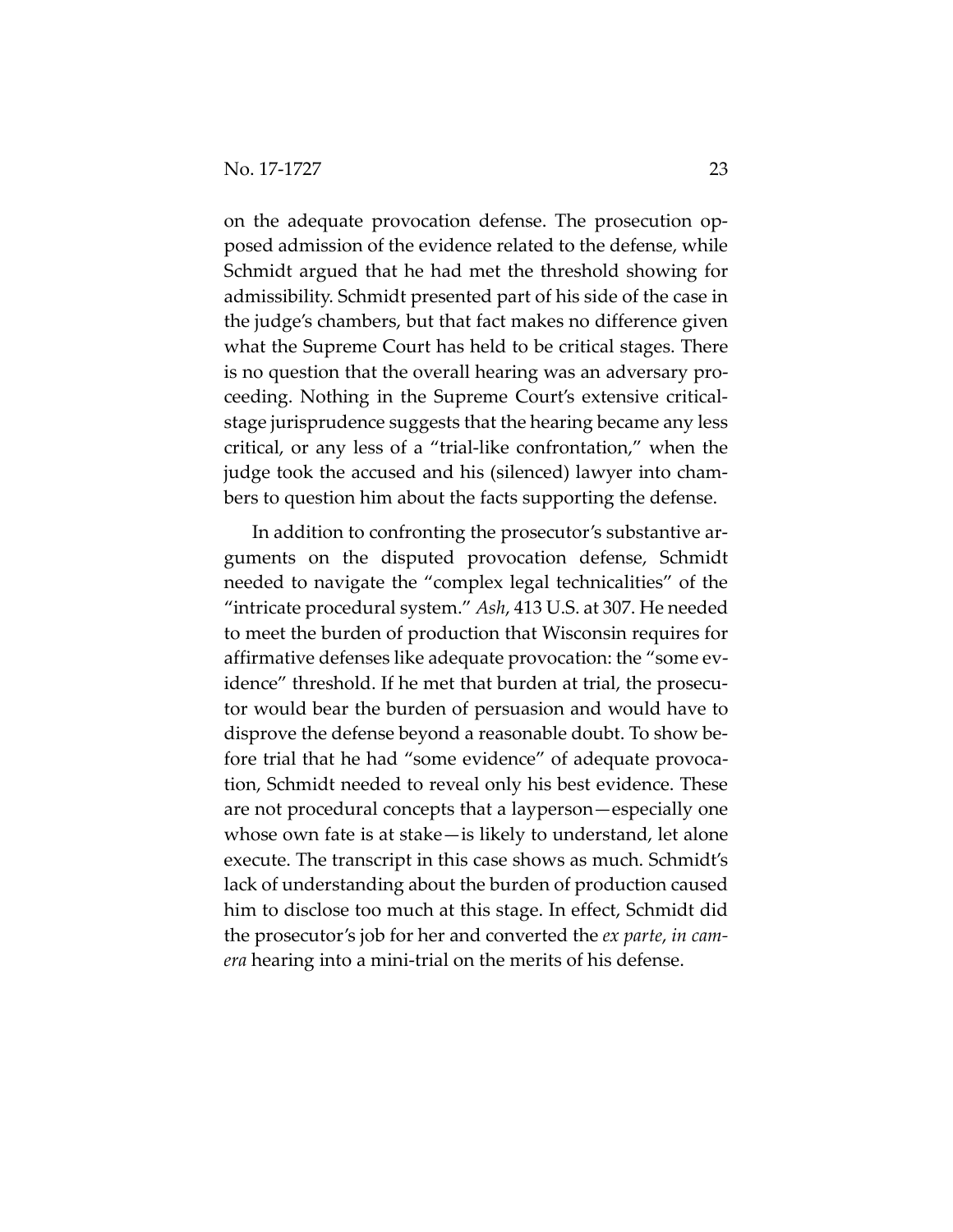on the adequate provocation defense. The prosecution opposed admission of the evidence related to the defense, while Schmidt argued that he had met the threshold showing for admissibility. Schmidt presented part of his side of the case in the judge's chambers, but that fact makes no difference given what the Supreme Court has held to be critical stages. There is no question that the overall hearing was an adversary proceeding. Nothing in the Supreme Court's extensive critical-stage jurisprudence suggests that the hearing became any less critical, or any less of a "trial-like confrontation," when the judge took the accused and his (silenced) lawyer into chambers to question him about the facts supporting the defense.

In addition to confronting the prosecutor's substantive arguments on the disputed provocation defense, Schmidt needed to navigate the "complex legal technicalities" of the "intricate procedural system." *Ash*, 413 U.S. at 307. He needed to meet the burden of production that Wisconsin requires for affirmative defenses like adequate provocation: the "some evidence" threshold. If he met that burden at trial, the prosecutor would bear the burden of persuasion and would have to disprove the defense beyond a reasonable doubt. To show before trial that he had "some evidence" of adequate provocation, Schmidt needed to reveal only his best evidence. These are not procedural concepts that a layperson—especially one whose own fate is at stake—is likely to understand, let alone execute. The transcript in this case shows as much. Schmidt's lack of understanding about the burden of production caused him to disclose too much at this stage. In effect, Schmidt did the prosecutor's job for her and converted the *ex parte*, *in camera* hearing into a mini-trial on the merits of his defense.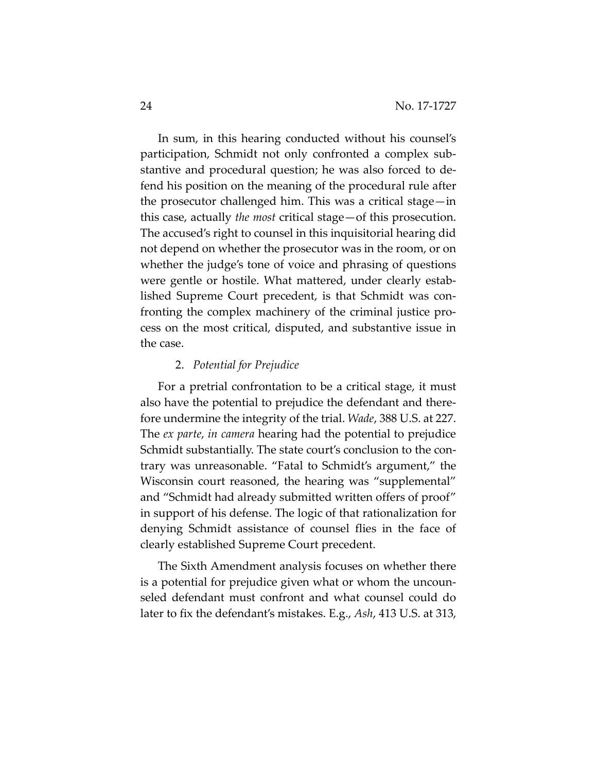In sum, in this hearing conducted without his counsel's participation, Schmidt not only confronted a complex substantive and procedural question; he was also forced to defend his position on the meaning of the procedural rule after the prosecutor challenged him. This was a critical stage—in this case, actually *the most* critical stage—of this prosecution. The accused's right to counsel in this inquisitorial hearing did not depend on whether the prosecutor was in the room, or on whether the judge's tone of voice and phrasing of questions were gentle or hostile. What mattered, under clearly established Supreme Court precedent, is that Schmidt was confronting the complex machinery of the criminal justice process on the most critical, disputed, and substantive issue in the case.

2. *Potential for Prejudice*

For a pretrial confrontation to be a critical stage, it must also have the potential to prejudice the defendant and therefore undermine the integrity of the trial. *Wade*, 388 U.S. at 227. The *ex parte*, *in camera* hearing had the potential to prejudice Schmidt substantially. The state court's conclusion to the contrary was unreasonable. "Fatal to Schmidt's argument," the Wisconsin court reasoned, the hearing was "supplemental" and "Schmidt had already submitted written offers of proof" in support of his defense. The logic of that rationalization for denying Schmidt assistance of counsel flies in the face of clearly established Supreme Court precedent.

The Sixth Amendment analysis focuses on whether there is a potential for prejudice given what or whom the uncounseled defendant must confront and what counsel could do later to fix the defendant's mistakes. E.g., *Ash*, 413 U.S. at 313,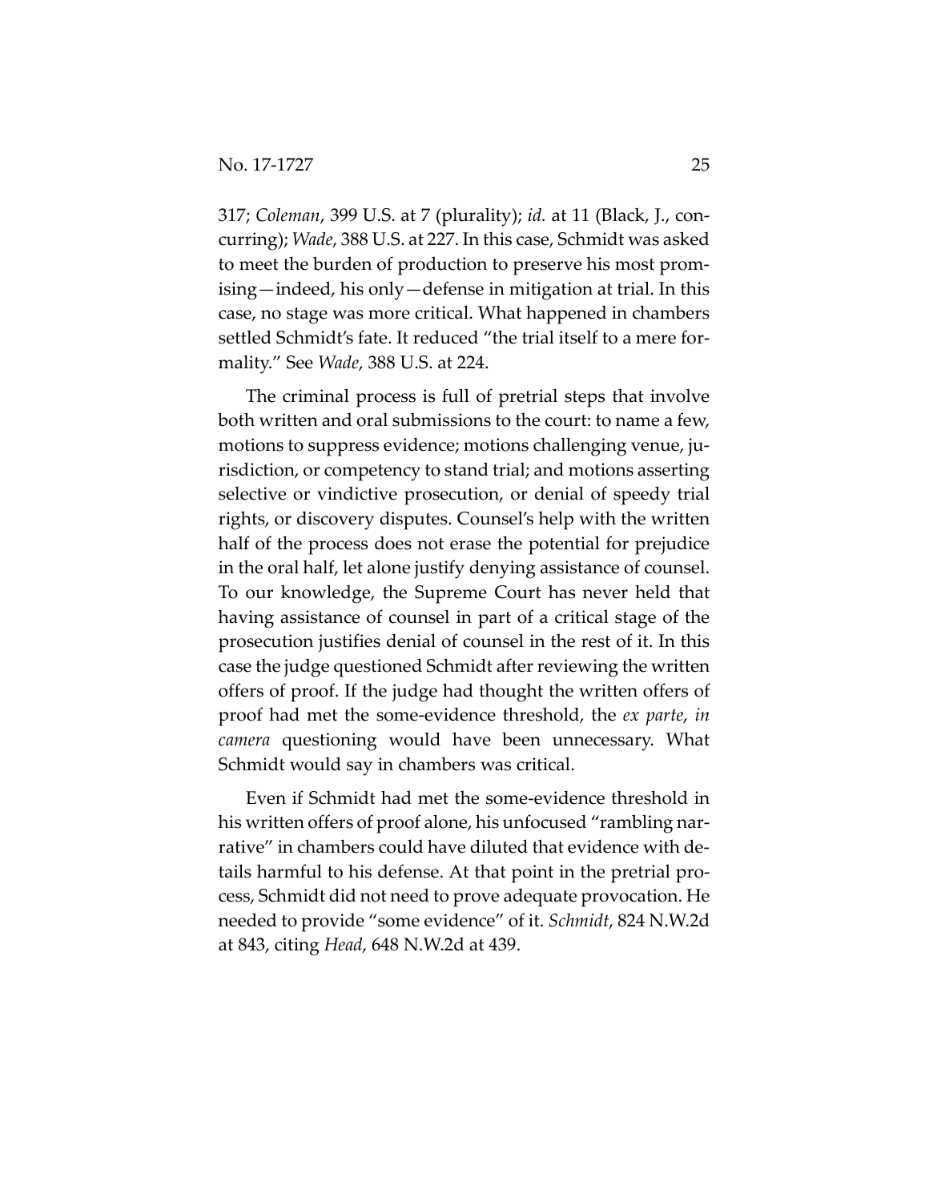317; *Coleman*, 399 U.S. at 7 (plurality); *id.* at 11 (Black, J., concurring); *Wade*, 388 U.S. at 227. In this case, Schmidt was asked to meet the burden of production to preserve his most promising—indeed, his only—defense in mitigation at trial. In this case, no stage was more critical. What happened in chambers settled Schmidt's fate. It reduced "the trial itself to a mere formality." See *Wade*, 388 U.S. at 224.

The criminal process is full of pretrial steps that involve both written and oral submissions to the court: to name a few, motions to suppress evidence; motions challenging venue, jurisdiction, or competency to stand trial; and motions asserting selective or vindictive prosecution, or denial of speedy trial rights, or discovery disputes. Counsel's help with the written half of the process does not erase the potential for prejudice in the oral half, let alone justify denying assistance of counsel. To our knowledge, the Supreme Court has never held that having assistance of counsel in part of a critical stage of the prosecution justifies denial of counsel in the rest of it. In this case the judge questioned Schmidt after reviewing the written offers of proof. If the judge had thought the written offers of proof had met the some-evidence threshold, the *ex parte*, *in camera* questioning would have been unnecessary. What Schmidt would say in chambers was critical.

Even if Schmidt had met the some-evidence threshold in his written offers of proof alone, his unfocused "rambling narrative" in chambers could have diluted that evidence with details harmful to his defense. At that point in the pretrial process, Schmidt did not need to prove adequate provocation. He needed to provide "some evidence" of it. *Schmidt*, 824 N.W.2d at 843, citing *Head*, 648 N.W.2d at 439.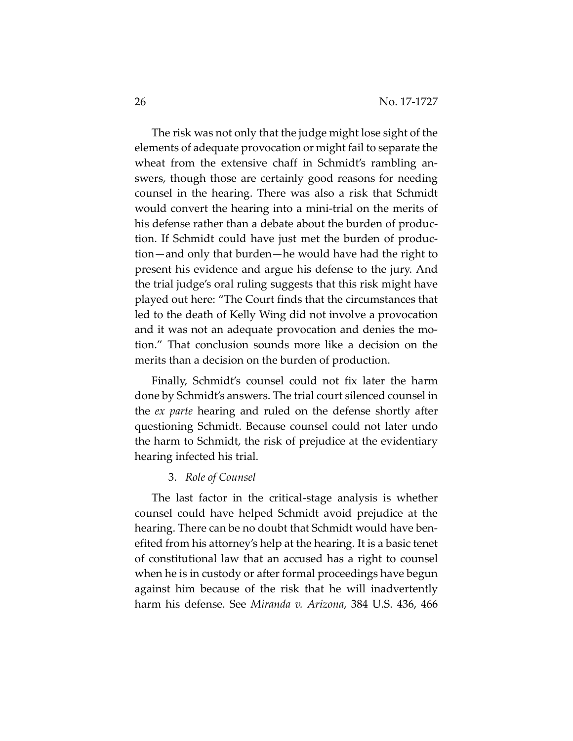The risk was not only that the judge might lose sight of the elements of adequate provocation or might fail to separate the wheat from the extensive chaff in Schmidt's rambling answers, though those are certainly good reasons for needing counsel in the hearing. There was also a risk that Schmidt would convert the hearing into a mini-trial on the merits of his defense rather than a debate about the burden of production. If Schmidt could have just met the burden of production—and only that burden—he would have had the right to present his evidence and argue his defense to the jury. And the trial judge's oral ruling suggests that this risk might have played out here: "The Court finds that the circumstances that led to the death of Kelly Wing did not involve a provocation and it was not an adequate provocation and denies the motion." That conclusion sounds more like a decision on the merits than a decision on the burden of production.

Finally, Schmidt's counsel could not fix later the harm done by Schmidt's answers. The trial court silenced counsel in the *ex parte* hearing and ruled on the defense shortly after questioning Schmidt. Because counsel could not later undo the harm to Schmidt, the risk of prejudice at the evidentiary hearing infected his trial.

3. *Role of Counsel*

The last factor in the critical-stage analysis is whether counsel could have helped Schmidt avoid prejudice at the hearing. There can be no doubt that Schmidt would have benefited from his attorney's help at the hearing. It is a basic tenet of constitutional law that an accused has a right to counsel when he is in custody or after formal proceedings have begun against him because of the risk that he will inadvertently harm his defense. See *Miranda v. Arizona*, 384 U.S. 436, 466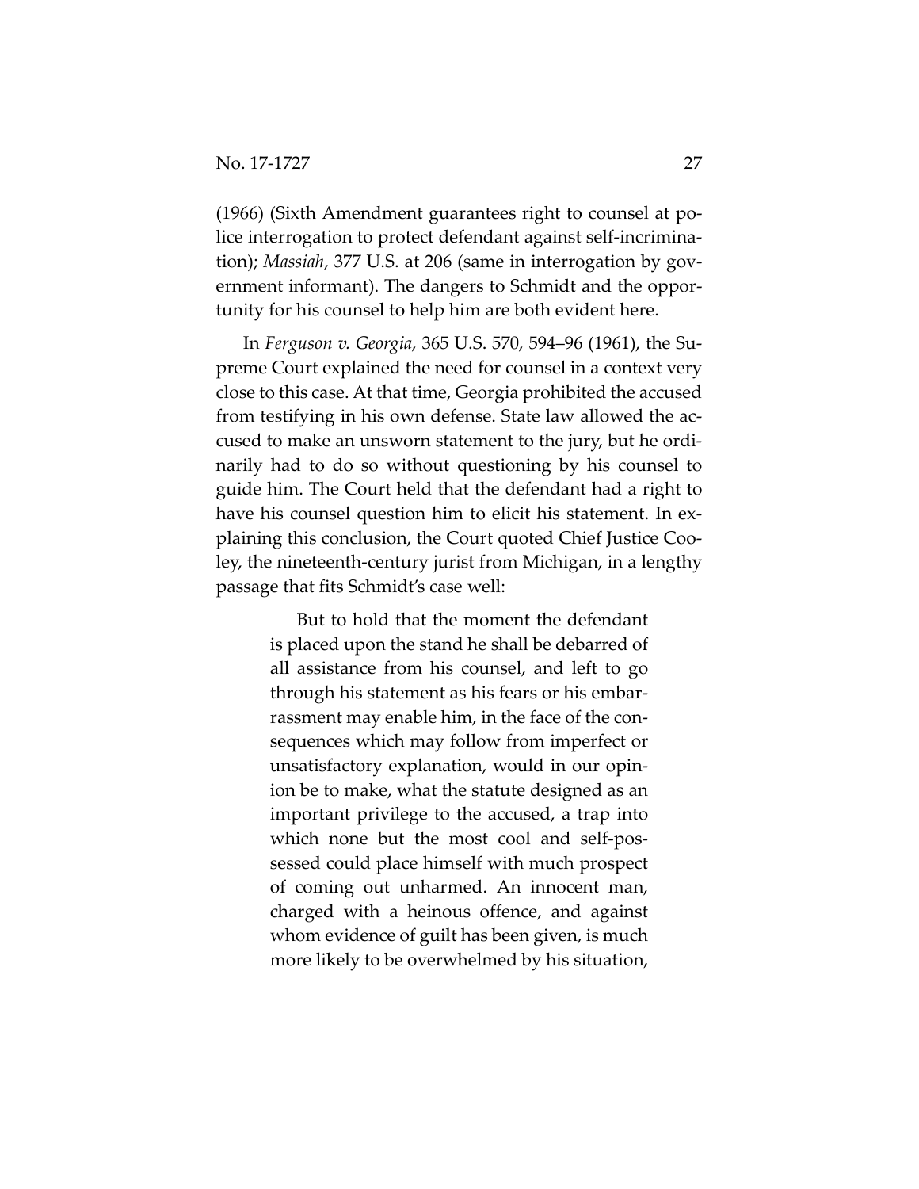(1966) (Sixth Amendment guarantees right to counsel at police interrogation to protect defendant against self-incrimination); *Massiah*, 377 U.S. at 206 (same in interrogation by government informant). The dangers to Schmidt and the opportunity for his counsel to help him are both evident here.

In *Ferguson v. Georgia*, 365 U.S. 570, 594–96 (1961), the Supreme Court explained the need for counsel in a context very close to this case. At that time, Georgia prohibited the accused from testifying in his own defense. State law allowed the accused to make an unsworn statement to the jury, but he ordinarily had to do so without questioning by his counsel to guide him. The Court held that the defendant had a right to have his counsel question him to elicit his statement. In explaining this conclusion, the Court quoted Chief Justice Cooley, the nineteenth-century jurist from Michigan, in a lengthy passage that fits Schmidt's case well:

> But to hold that the moment the defendant is placed upon the stand he shall be debarred of all assistance from his counsel, and left to go through his statement as his fears or his embarrassment may enable him, in the face of the consequences which may follow from imperfect or unsatisfactory explanation, would in our opinion be to make, what the statute designed as an important privilege to the accused, a trap into which none but the most cool and self-possessed could place himself with much prospect of coming out unharmed. An innocent man, charged with a heinous offence, and against whom evidence of guilt has been given, is much more likely to be overwhelmed by his situation,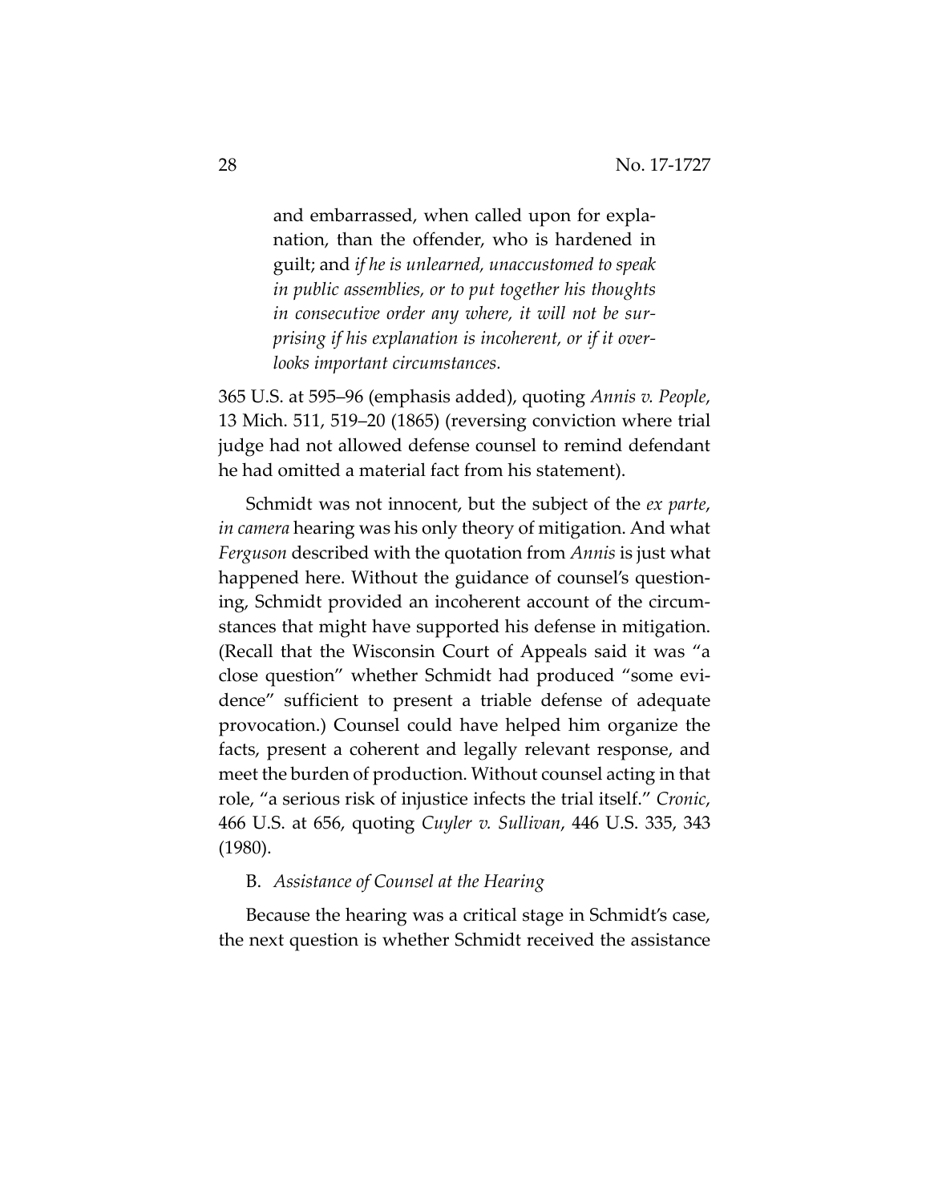> and embarrassed, when called upon for explanation, than the offender, who is hardened in guilt; and *if he is unlearned, unaccustomed to speak in public assemblies, or to put together his thoughts in consecutive order any where, it will not be surprising if his explanation is incoherent, or if it overlooks important circumstances.*

365 U.S. at 595–96 (emphasis added), quoting *Annis v. People*, 13 Mich. 511, 519–20 (1865) (reversing conviction where trial judge had not allowed defense counsel to remind defendant he had omitted a material fact from his statement).

Schmidt was not innocent, but the subject of the *ex parte*, *in camera* hearing was his only theory of mitigation. And what *Ferguson* described with the quotation from *Annis* is just what happened here. Without the guidance of counsel's questioning, Schmidt provided an incoherent account of the circumstances that might have supported his defense in mitigation. (Recall that the Wisconsin Court of Appeals said it was "a close question" whether Schmidt had produced "some evidence" sufficient to present a triable defense of adequate provocation.) Counsel could have helped him organize the facts, present a coherent and legally relevant response, and meet the burden of production. Without counsel acting in that role, "a serious risk of injustice infects the trial itself." *Cronic*, 466 U.S. at 656, quoting *Cuyler v. Sullivan*, 446 U.S. 335, 343 (1980).

B. *Assistance of Counsel at the Hearing*

Because the hearing was a critical stage in Schmidt's case, the next question is whether Schmidt received the assistance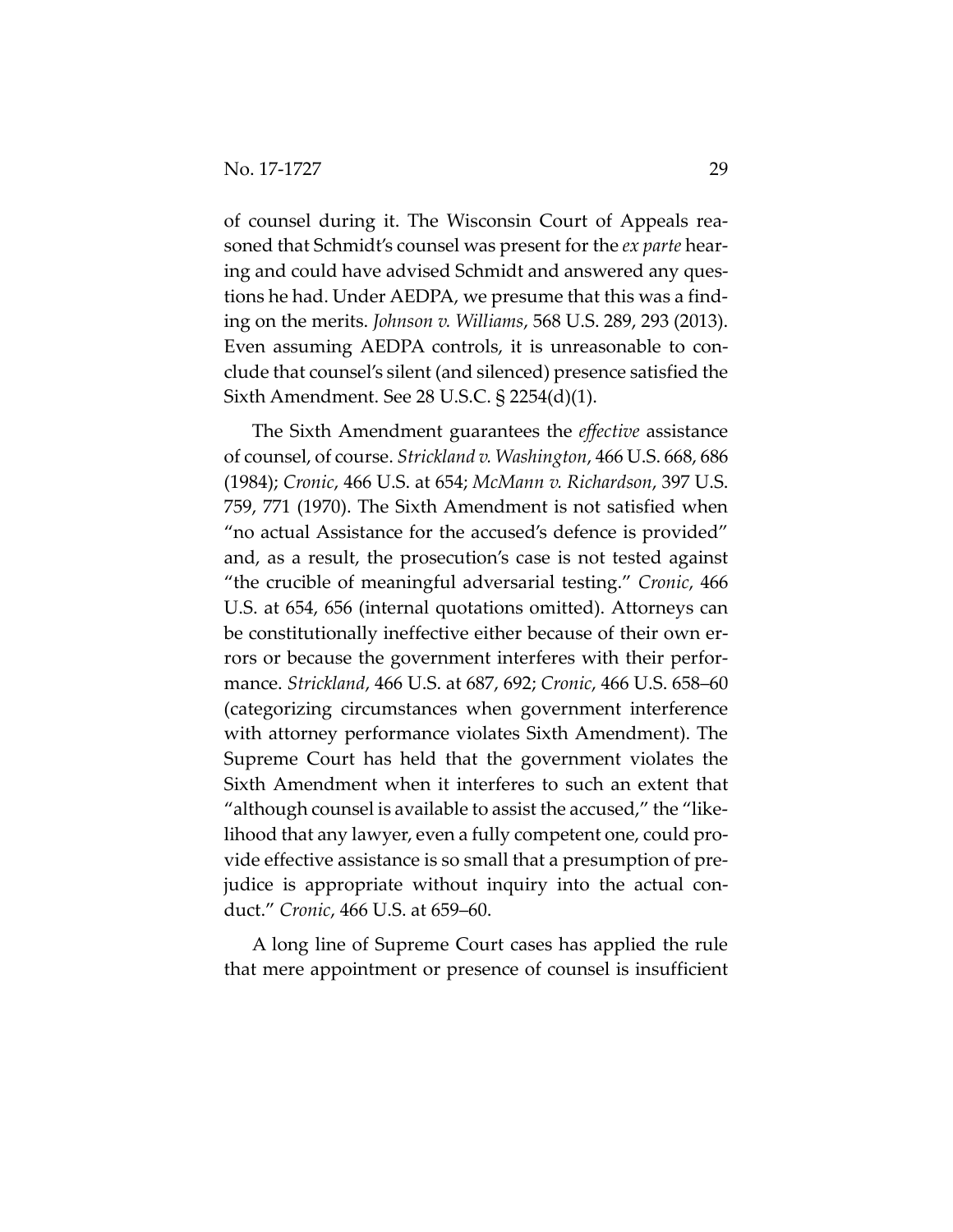of counsel during it. The Wisconsin Court of Appeals reasoned that Schmidt's counsel was present for the *ex parte* hearing and could have advised Schmidt and answered any questions he had. Under AEDPA, we presume that this was a finding on the merits. *Johnson v. Williams*, 568 U.S. 289, 293 (2013). Even assuming AEDPA controls, it is unreasonable to conclude that counsel's silent (and silenced) presence satisfied the Sixth Amendment. See 28 U.S.C. § 2254(d)(1).

The Sixth Amendment guarantees the *effective* assistance of counsel, of course. *Strickland v. Washington*, 466 U.S. 668, 686 (1984); *Cronic*, 466 U.S. at 654; *McMann v. Richardson*, 397 U.S. 759, 771 (1970). The Sixth Amendment is not satisfied when "no actual Assistance for the accused's defence is provided" and, as a result, the prosecution's case is not tested against "the crucible of meaningful adversarial testing." *Cronic*, 466 U.S. at 654, 656 (internal quotations omitted). Attorneys can be constitutionally ineffective either because of their own errors or because the government interferes with their performance. *Strickland*, 466 U.S. at 687, 692; *Cronic*, 466 U.S. 658–60 (categorizing circumstances when government interference with attorney performance violates Sixth Amendment). The Supreme Court has held that the government violates the Sixth Amendment when it interferes to such an extent that "although counsel is available to assist the accused," the "likelihood that any lawyer, even a fully competent one, could provide effective assistance is so small that a presumption of prejudice is appropriate without inquiry into the actual conduct." *Cronic*, 466 U.S. at 659–60.

A long line of Supreme Court cases has applied the rule that mere appointment or presence of counsel is insufficient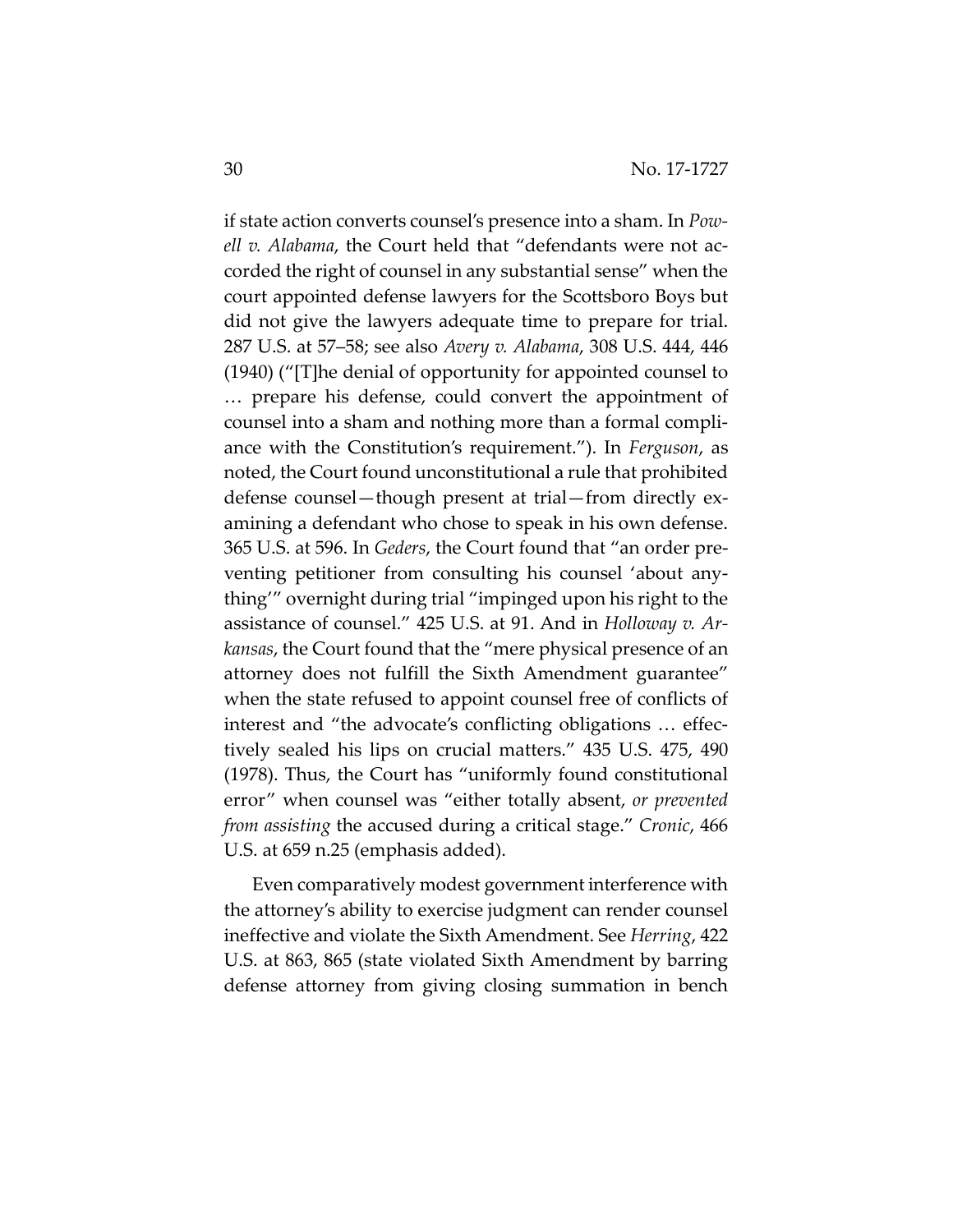if state action converts counsel's presence into a sham. In *Powell v. Alabama*, the Court held that "defendants were not accorded the right of counsel in any substantial sense" when the court appointed defense lawyers for the Scottsboro Boys but did not give the lawyers adequate time to prepare for trial. 287 U.S. at 57–58; see also *Avery v. Alabama*, 308 U.S. 444, 446 (1940) ("[T]he denial of opportunity for appointed counsel to … prepare his defense, could convert the appointment of counsel into a sham and nothing more than a formal compliance with the Constitution's requirement."). In *Ferguson*, as noted, the Court found unconstitutional a rule that prohibited defense counsel—though present at trial—from directly examining a defendant who chose to speak in his own defense. 365 U.S. at 596. In *Geders*, the Court found that "an order preventing petitioner from consulting his counsel 'about anything'" overnight during trial "impinged upon his right to the assistance of counsel." 425 U.S. at 91. And in *Holloway v. Arkansas*, the Court found that the "mere physical presence of an attorney does not fulfill the Sixth Amendment guarantee" when the state refused to appoint counsel free of conflicts of interest and "the advocate's conflicting obligations … effectively sealed his lips on crucial matters." 435 U.S. 475, 490 (1978). Thus, the Court has "uniformly found constitutional error" when counsel was "either totally absent, *or prevented from assisting* the accused during a critical stage." *Cronic*, 466 U.S. at 659 n.25 (emphasis added).

Even comparatively modest government interference with the attorney's ability to exercise judgment can render counsel ineffective and violate the Sixth Amendment. See *Herring*, 422 U.S. at 863, 865 (state violated Sixth Amendment by barring defense attorney from giving closing summation in bench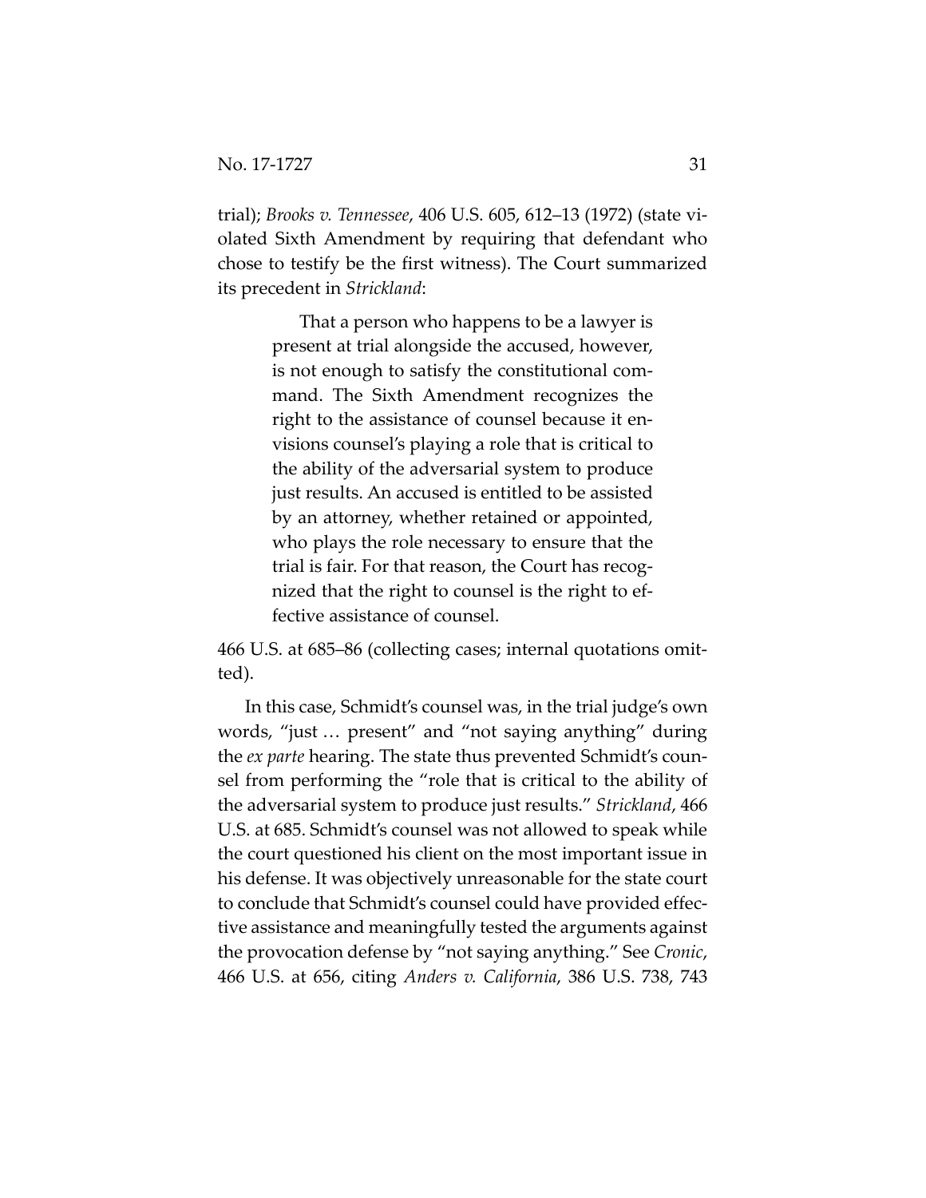trial); *Brooks v. Tennessee*, 406 U.S. 605, 612–13 (1972) (state violated Sixth Amendment by requiring that defendant who chose to testify be the first witness). The Court summarized its precedent in *Strickland*:

> That a person who happens to be a lawyer is present at trial alongside the accused, however, is not enough to satisfy the constitutional command. The Sixth Amendment recognizes the right to the assistance of counsel because it envisions counsel's playing a role that is critical to the ability of the adversarial system to produce just results. An accused is entitled to be assisted by an attorney, whether retained or appointed, who plays the role necessary to ensure that the trial is fair. For that reason, the Court has recognized that the right to counsel is the right to effective assistance of counsel.

466 U.S. at 685–86 (collecting cases; internal quotations omitted).

In this case, Schmidt's counsel was, in the trial judge's own words, "just … present" and "not saying anything" during the *ex parte* hearing. The state thus prevented Schmidt's counsel from performing the "role that is critical to the ability of the adversarial system to produce just results." *Strickland*, 466 U.S. at 685. Schmidt's counsel was not allowed to speak while the court questioned his client on the most important issue in his defense. It was objectively unreasonable for the state court to conclude that Schmidt's counsel could have provided effective assistance and meaningfully tested the arguments against the provocation defense by "not saying anything." See *Cronic*, 466 U.S. at 656, citing *Anders v. California*, 386 U.S. 738, 743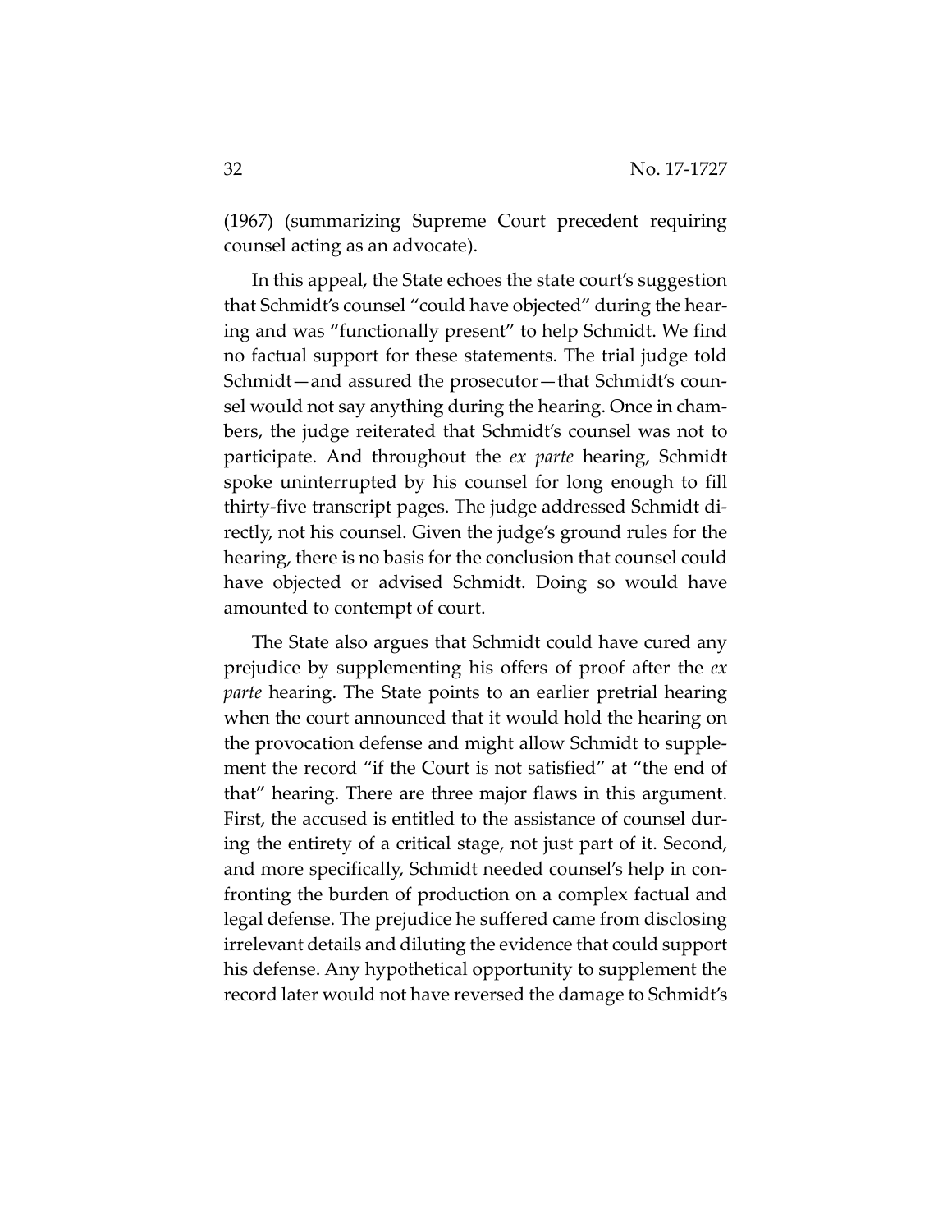(1967) (summarizing Supreme Court precedent requiring counsel acting as an advocate).

In this appeal, the State echoes the state court's suggestion that Schmidt's counsel "could have objected" during the hearing and was "functionally present" to help Schmidt. We find no factual support for these statements. The trial judge told Schmidt—and assured the prosecutor—that Schmidt's counsel would not say anything during the hearing. Once in chambers, the judge reiterated that Schmidt's counsel was not to participate. And throughout the *ex parte* hearing, Schmidt spoke uninterrupted by his counsel for long enough to fill thirty-five transcript pages. The judge addressed Schmidt directly, not his counsel. Given the judge's ground rules for the hearing, there is no basis for the conclusion that counsel could have objected or advised Schmidt. Doing so would have amounted to contempt of court.

The State also argues that Schmidt could have cured any prejudice by supplementing his offers of proof after the *ex parte* hearing. The State points to an earlier pretrial hearing when the court announced that it would hold the hearing on the provocation defense and might allow Schmidt to supplement the record "if the Court is not satisfied" at "the end of that" hearing. There are three major flaws in this argument. First, the accused is entitled to the assistance of counsel during the entirety of a critical stage, not just part of it. Second, and more specifically, Schmidt needed counsel's help in confronting the burden of production on a complex factual and legal defense. The prejudice he suffered came from disclosing irrelevant details and diluting the evidence that could support his defense. Any hypothetical opportunity to supplement the record later would not have reversed the damage to Schmidt's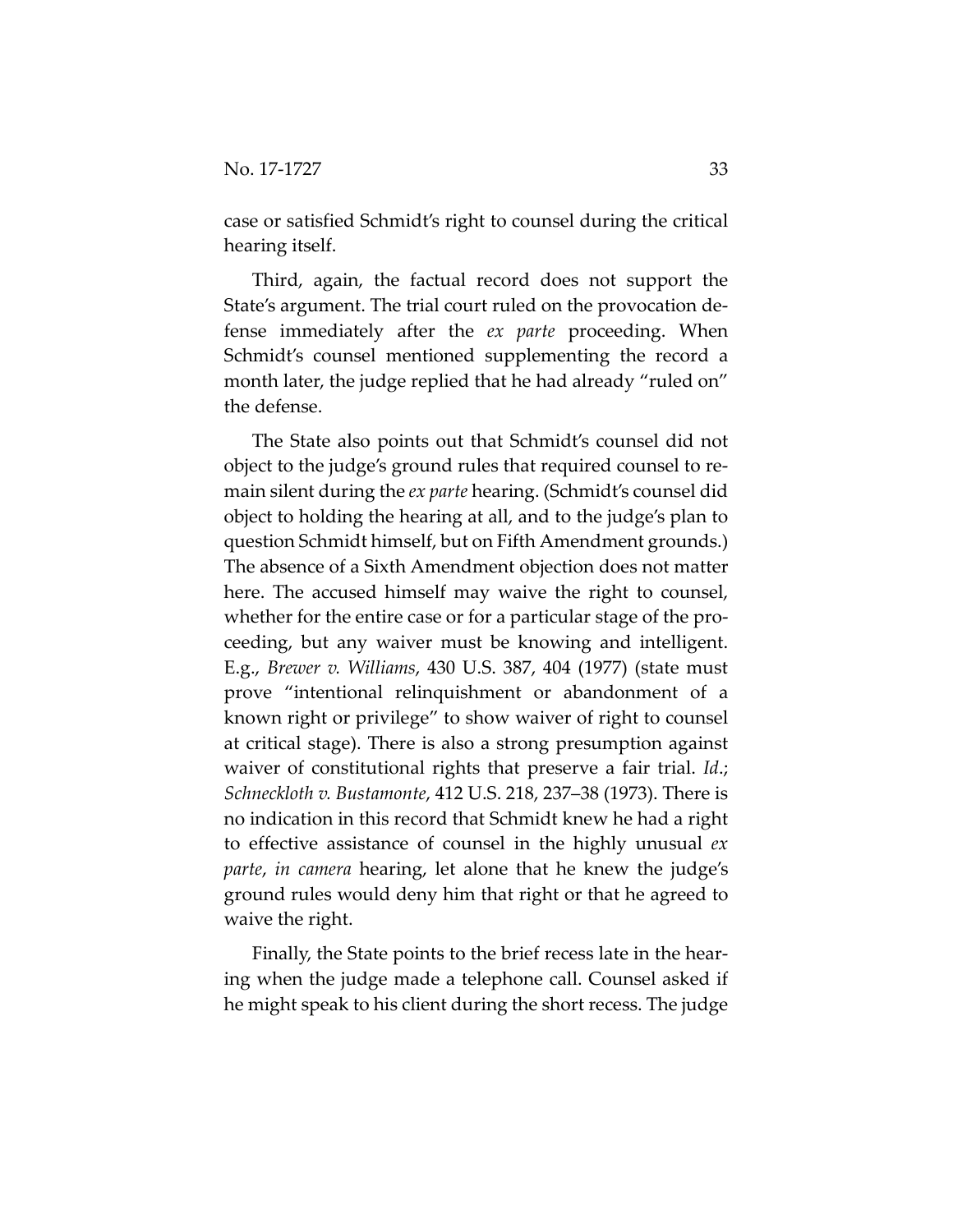case or satisfied Schmidt's right to counsel during the critical hearing itself.

Third, again, the factual record does not support the State's argument. The trial court ruled on the provocation defense immediately after the *ex parte* proceeding. When Schmidt's counsel mentioned supplementing the record a month later, the judge replied that he had already "ruled on" the defense.

The State also points out that Schmidt's counsel did not object to the judge's ground rules that required counsel to remain silent during the *ex parte* hearing. (Schmidt's counsel did object to holding the hearing at all, and to the judge's plan to question Schmidt himself, but on Fifth Amendment grounds.) The absence of a Sixth Amendment objection does not matter here. The accused himself may waive the right to counsel, whether for the entire case or for a particular stage of the proceeding, but any waiver must be knowing and intelligent. E.g., *Brewer v. Williams*, 430 U.S. 387, 404 (1977) (state must prove "intentional relinquishment or abandonment of a known right or privilege" to show waiver of right to counsel at critical stage). There is also a strong presumption against waiver of constitutional rights that preserve a fair trial. *Id.*; *Schneckloth v. Bustamonte*, 412 U.S. 218, 237–38 (1973). There is no indication in this record that Schmidt knew he had a right to effective assistance of counsel in the highly unusual *ex parte*, *in camera* hearing, let alone that he knew the judge's ground rules would deny him that right or that he agreed to waive the right.

Finally, the State points to the brief recess late in the hearing when the judge made a telephone call. Counsel asked if he might speak to his client during the short recess. The judge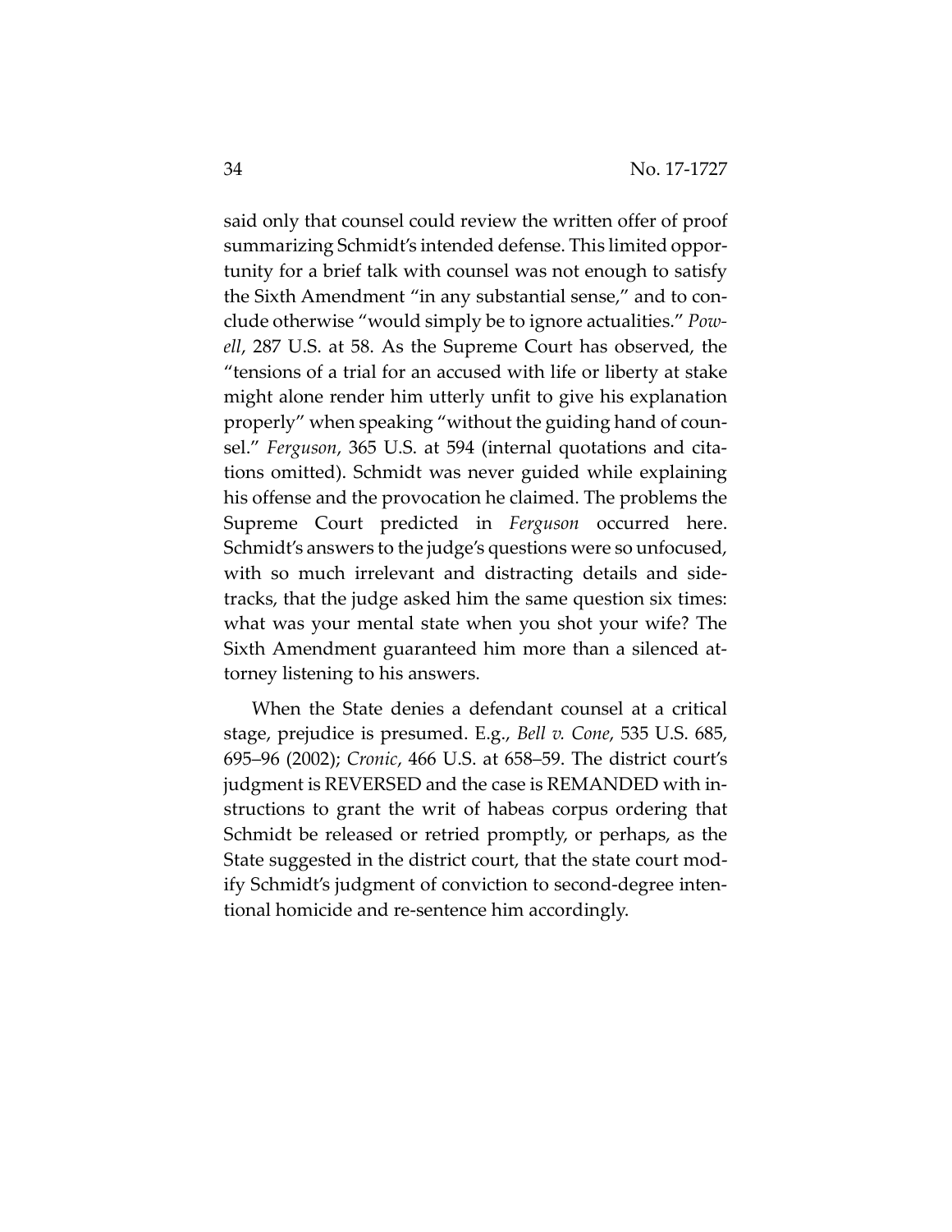said only that counsel could review the written offer of proof summarizing Schmidt's intended defense. This limited opportunity for a brief talk with counsel was not enough to satisfy the Sixth Amendment "in any substantial sense," and to conclude otherwise "would simply be to ignore actualities." *Powell*, 287 U.S. at 58. As the Supreme Court has observed, the "tensions of a trial for an accused with life or liberty at stake might alone render him utterly unfit to give his explanation properly" when speaking "without the guiding hand of counsel." *Ferguson*, 365 U.S. at 594 (internal quotations and citations omitted). Schmidt was never guided while explaining his offense and the provocation he claimed. The problems the Supreme Court predicted in *Ferguson* occurred here. Schmidt's answers to the judge's questions were so unfocused, with so much irrelevant and distracting details and sidetracks, that the judge asked him the same question six times: what was your mental state when you shot your wife? The Sixth Amendment guaranteed him more than a silenced attorney listening to his answers.

When the State denies a defendant counsel at a critical stage, prejudice is presumed. E.g., *Bell v. Cone*, 535 U.S. 685, 695–96 (2002); *Cronic*, 466 U.S. at 658–59. The district court's judgment is REVERSED and the case is REMANDED with instructions to grant the writ of habeas corpus ordering that Schmidt be released or retried promptly, or perhaps, as the State suggested in the district court, that the state court modify Schmidt's judgment of conviction to second-degree intentional homicide and re-sentence him accordingly.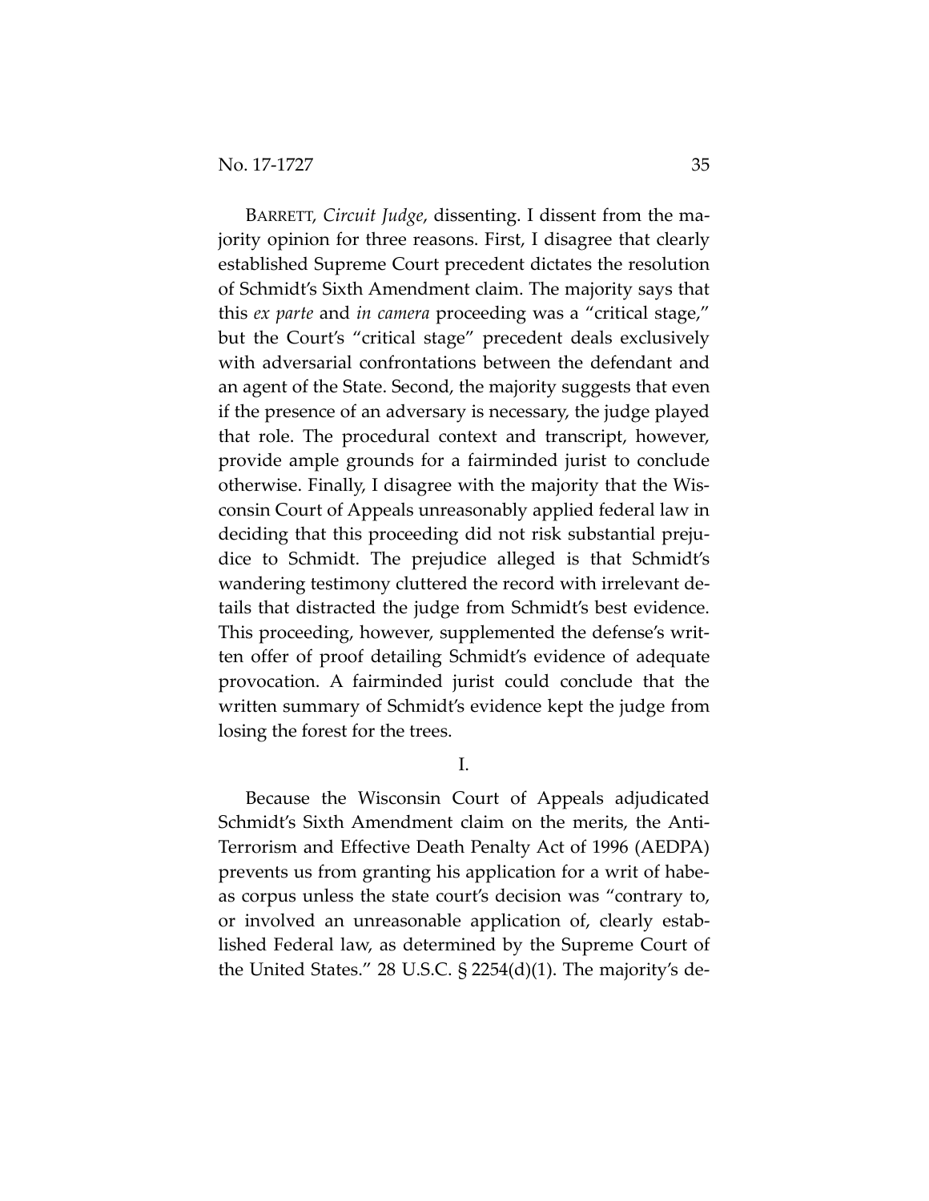BARRETT, *Circuit Judge*, dissenting. I dissent from the majority opinion for three reasons. First, I disagree that clearly established Supreme Court precedent dictates the resolution of Schmidt's Sixth Amendment claim. The majority says that this *ex parte* and *in camera* proceeding was a "critical stage," but the Court's "critical stage" precedent deals exclusively with adversarial confrontations between the defendant and an agent of the State. Second, the majority suggests that even if the presence of an adversary is necessary, the judge played that role. The procedural context and transcript, however, provide ample grounds for a fairminded jurist to conclude otherwise. Finally, I disagree with the majority that the Wisconsin Court of Appeals unreasonably applied federal law in deciding that this proceeding did not risk substantial prejudice to Schmidt. The prejudice alleged is that Schmidt's wandering testimony cluttered the record with irrelevant details that distracted the judge from Schmidt's best evidence. This proceeding, however, supplemented the defense's written offer of proof detailing Schmidt's evidence of adequate provocation. A fairminded jurist could conclude that the written summary of Schmidt's evidence kept the judge from losing the forest for the trees.

I.

Because the Wisconsin Court of Appeals adjudicated Schmidt's Sixth Amendment claim on the merits, the Anti-Terrorism and Effective Death Penalty Act of 1996 (AEDPA) prevents us from granting his application for a writ of habeas corpus unless the state court's decision was "contrary to, or involved an unreasonable application of, clearly established Federal law, as determined by the Supreme Court of the United States." 28 U.S.C. § 2254(d)(1). The majority's de-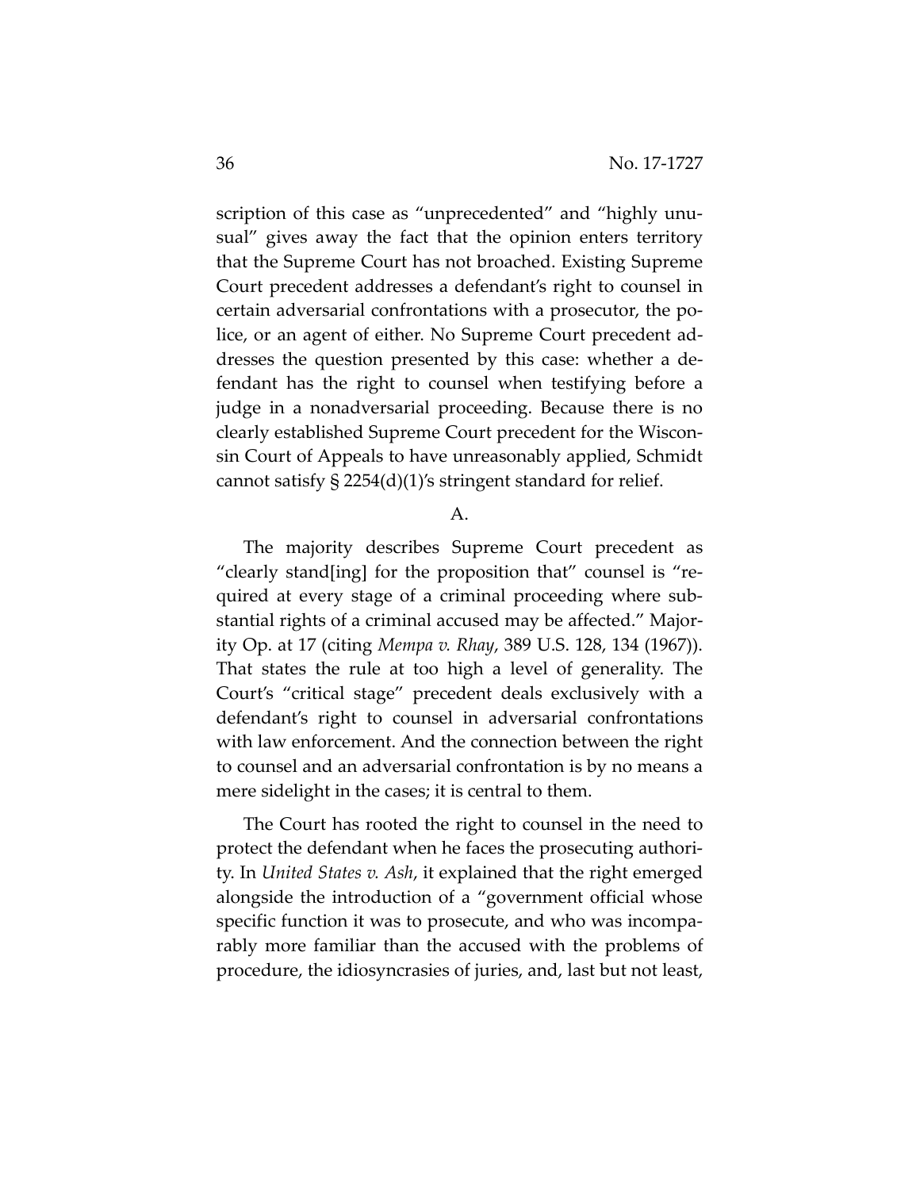scription of this case as "unprecedented" and "highly unusual" gives away the fact that the opinion enters territory that the Supreme Court has not broached. Existing Supreme Court precedent addresses a defendant's right to counsel in certain adversarial confrontations with a prosecutor, the police, or an agent of either. No Supreme Court precedent addresses the question presented by this case: whether a defendant has the right to counsel when testifying before a judge in a nonadversarial proceeding. Because there is no clearly established Supreme Court precedent for the Wisconsin Court of Appeals to have unreasonably applied, Schmidt cannot satisfy § 2254(d)(1)'s stringent standard for relief.

A.

The majority describes Supreme Court precedent as "clearly stand[ing] for the proposition that" counsel is "required at every stage of a criminal proceeding where substantial rights of a criminal accused may be affected." Majority Op. at 17 (citing *Mempa v. Rhay*, 389 U.S. 128, 134 (1967)). That states the rule at too high a level of generality. The Court's "critical stage" precedent deals exclusively with a defendant's right to counsel in adversarial confrontations with law enforcement. And the connection between the right to counsel and an adversarial confrontation is by no means a mere sidelight in the cases; it is central to them.

The Court has rooted the right to counsel in the need to protect the defendant when he faces the prosecuting authority. In *United States v. Ash*, it explained that the right emerged alongside the introduction of a "government official whose specific function it was to prosecute, and who was incomparably more familiar than the accused with the problems of procedure, the idiosyncrasies of juries, and, last but not least,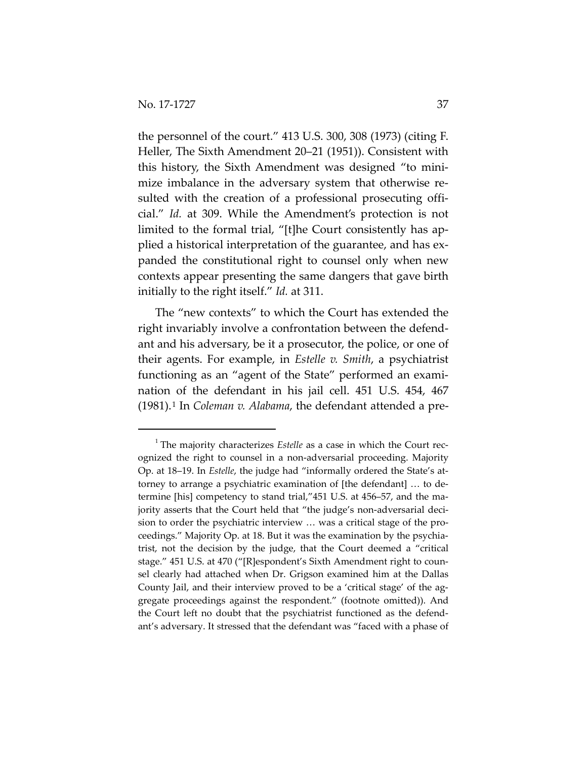the personnel of the court." 413 U.S. 300, 308 (1973) (citing F. Heller, The Sixth Amendment 20–21 (1951)). Consistent with this history, the Sixth Amendment was designed "to minimize imbalance in the adversary system that otherwise resulted with the creation of a professional prosecuting official." *Id.* at 309. While the Amendment's protection is not limited to the formal trial, "[t]he Court consistently has applied a historical interpretation of the guarantee, and has expanded the constitutional right to counsel only when new contexts appear presenting the same dangers that gave birth initially to the right itself." *Id.* at 311.

The "new contexts" to which the Court has extended the right invariably involve a confrontation between the defendant and his adversary, be it a prosecutor, the police, or one of their agents. For example, in *Estelle v. Smith*, a psychiatrist functioning as an "agent of the State" performed an examination of the defendant in his jail cell. 451 U.S. 454, 467 (1981).[1] In *Coleman v. Alabama*, the defendant attended a pre-

[1] The majority characterizes *Estelle* as a case in which the Court recognized the right to counsel in a non-adversarial proceeding. Majority Op. at 18–19. In *Estelle*, the judge had "informally ordered the State's attorney to arrange a psychiatric examination of [the defendant] … to determine [his] competency to stand trial,"451 U.S. at 456–57, and the majority asserts that the Court held that "the judge's non-adversarial decision to order the psychiatric interview … was a critical stage of the proceedings." Majority Op. at 18. But it was the examination by the psychiatrist, not the decision by the judge, that the Court deemed a "critical stage." 451 U.S. at 470 ("[R]espondent's Sixth Amendment right to counsel clearly had attached when Dr. Grigson examined him at the Dallas County Jail, and their interview proved to be a 'critical stage' of the aggregate proceedings against the respondent." (footnote omitted)). And the Court left no doubt that the psychiatrist functioned as the defendant's adversary. It stressed that the defendant was "faced with a phase of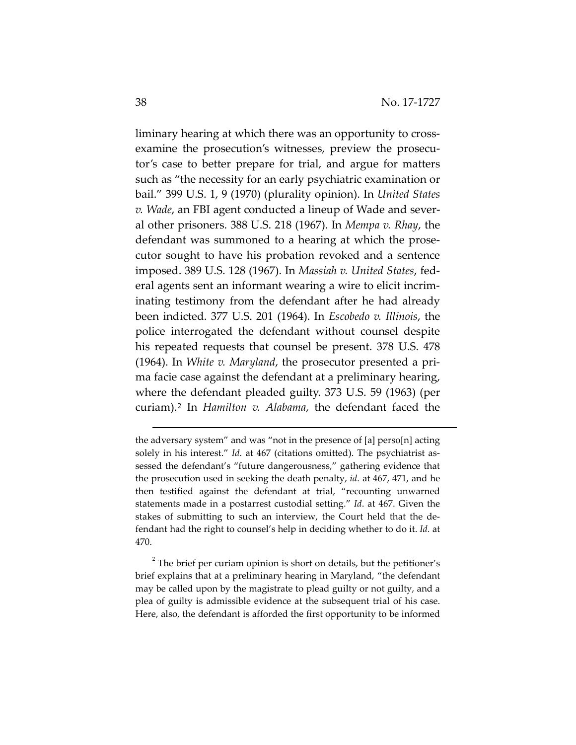liminary hearing at which there was an opportunity to cross-examine the prosecution's witnesses, preview the prosecutor's case to better prepare for trial, and argue for matters such as "the necessity for an early psychiatric examination or bail." 399 U.S. 1, 9 (1970) (plurality opinion). In *United States v. Wade*, an FBI agent conducted a lineup of Wade and several other prisoners. 388 U.S. 218 (1967). In *Mempa v. Rhay*, the defendant was summoned to a hearing at which the prosecutor sought to have his probation revoked and a sentence imposed. 389 U.S. 128 (1967). In *Massiah v. United States*, federal agents sent an informant wearing a wire to elicit incriminating testimony from the defendant after he had already been indicted. 377 U.S. 201 (1964). In *Escobedo v. Illinois*, the police interrogated the defendant without counsel despite his repeated requests that counsel be present. 378 U.S. 478 (1964). In *White v. Maryland*, the prosecutor presented a prima facie case against the defendant at a preliminary hearing, where the defendant pleaded guilty. 373 U.S. 59 (1963) (per curiam).[2] In *Hamilton v. Alabama*, the defendant faced the

---

the adversary system" and was "not in the presence of [a] perso[n] acting solely in his interest." *Id.* at 467 (citations omitted). The psychiatrist assessed the defendant's "future dangerousness," gathering evidence that the prosecution used in seeking the death penalty, *id.* at 467, 471, and he then testified against the defendant at trial, "recounting unwarned statements made in a postarrest custodial setting." *Id*. at 467. Given the stakes of submitting to such an interview, the Court held that the defendant had the right to counsel's help in deciding whether to do it. *Id.* at 470.

[2] The brief per curiam opinion is short on details, but the petitioner's brief explains that at a preliminary hearing in Maryland, "the defendant may be called upon by the magistrate to plead guilty or not guilty, and a plea of guilty is admissible evidence at the subsequent trial of his case. Here, also, the defendant is afforded the first opportunity to be informed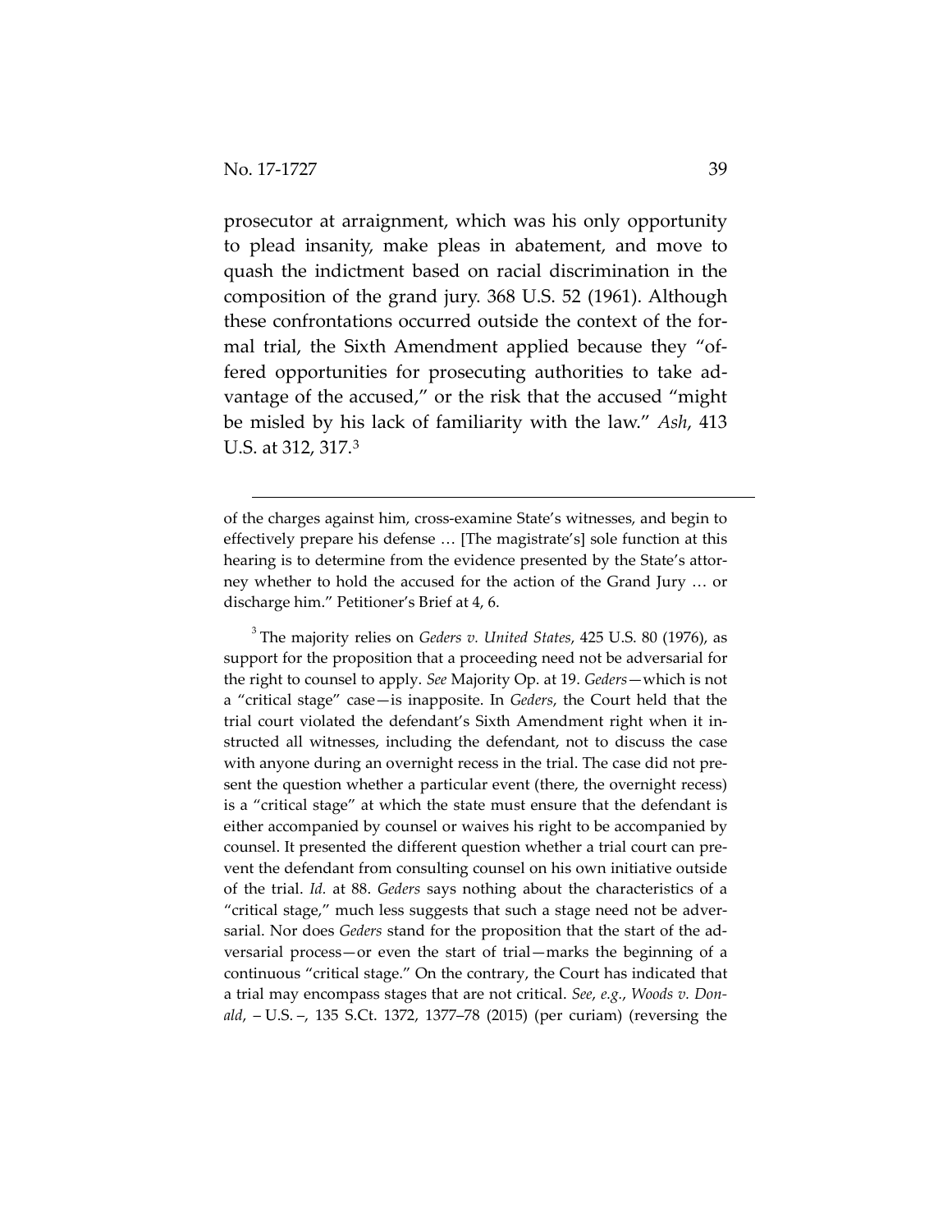prosecutor at arraignment, which was his only opportunity to plead insanity, make pleas in abatement, and move to quash the indictment based on racial discrimination in the composition of the grand jury. 368 U.S. 52 (1961). Although these confrontations occurred outside the context of the formal trial, the Sixth Amendment applied because they "offered opportunities for prosecuting authorities to take advantage of the accused," or the risk that the accused "might be misled by his lack of familiarity with the law." *Ash*, 413 U.S. at 312, 317.[3]

---

of the charges against him, cross-examine State's witnesses, and begin to effectively prepare his defense … [The magistrate's] sole function at this hearing is to determine from the evidence presented by the State's attorney whether to hold the accused for the action of the Grand Jury … or discharge him." Petitioner's Brief at 4, 6.

[3] The majority relies on *Geders v. United States*, 425 U.S. 80 (1976), as support for the proposition that a proceeding need not be adversarial for the right to counsel to apply. *See* Majority Op. at 19. *Geders*—which is not a "critical stage" case—is inapposite. In *Geders*, the Court held that the trial court violated the defendant's Sixth Amendment right when it instructed all witnesses, including the defendant, not to discuss the case with anyone during an overnight recess in the trial. The case did not present the question whether a particular event (there, the overnight recess) is a "critical stage" at which the state must ensure that the defendant is either accompanied by counsel or waives his right to be accompanied by counsel. It presented the different question whether a trial court can prevent the defendant from consulting counsel on his own initiative outside of the trial. *Id.* at 88. *Geders* says nothing about the characteristics of a "critical stage," much less suggests that such a stage need not be adversarial. Nor does *Geders* stand for the proposition that the start of the adversarial process—or even the start of trial—marks the beginning of a continuous "critical stage." On the contrary, the Court has indicated that a trial may encompass stages that are not critical. *See, e.g.*, *Woods v. Donald*, – U.S. –, 135 S.Ct. 1372, 1377–78 (2015) (per curiam) (reversing the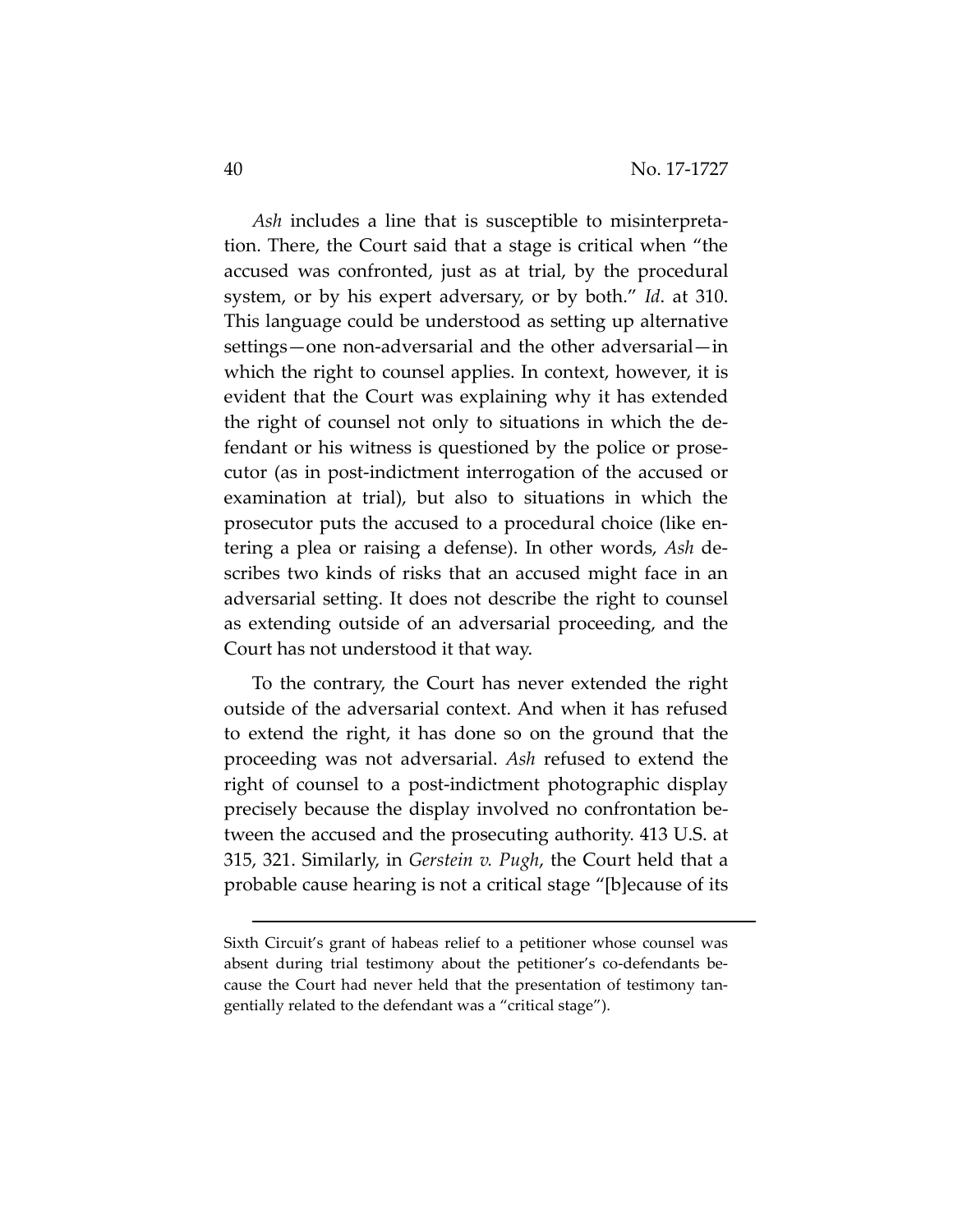*Ash* includes a line that is susceptible to misinterpretation. There, the Court said that a stage is critical when "the accused was confronted, just as at trial, by the procedural system, or by his expert adversary, or by both." *Id*. at 310. This language could be understood as setting up alternative settings—one non-adversarial and the other adversarial—in which the right to counsel applies. In context, however, it is evident that the Court was explaining why it has extended the right of counsel not only to situations in which the defendant or his witness is questioned by the police or prosecutor (as in post-indictment interrogation of the accused or examination at trial), but also to situations in which the prosecutor puts the accused to a procedural choice (like entering a plea or raising a defense). In other words, *Ash* describes two kinds of risks that an accused might face in an adversarial setting. It does not describe the right to counsel as extending outside of an adversarial proceeding, and the Court has not understood it that way.

To the contrary, the Court has never extended the right outside of the adversarial context. And when it has refused to extend the right, it has done so on the ground that the proceeding was not adversarial. *Ash* refused to extend the right of counsel to a post-indictment photographic display precisely because the display involved no confrontation between the accused and the prosecuting authority. 413 U.S. at 315, 321. Similarly, in *Gerstein v. Pugh*, the Court held that a probable cause hearing is not a critical stage "[b]ecause of its

---

Sixth Circuit's grant of habeas relief to a petitioner whose counsel was absent during trial testimony about the petitioner's co-defendants because the Court had never held that the presentation of testimony tangentially related to the defendant was a "critical stage").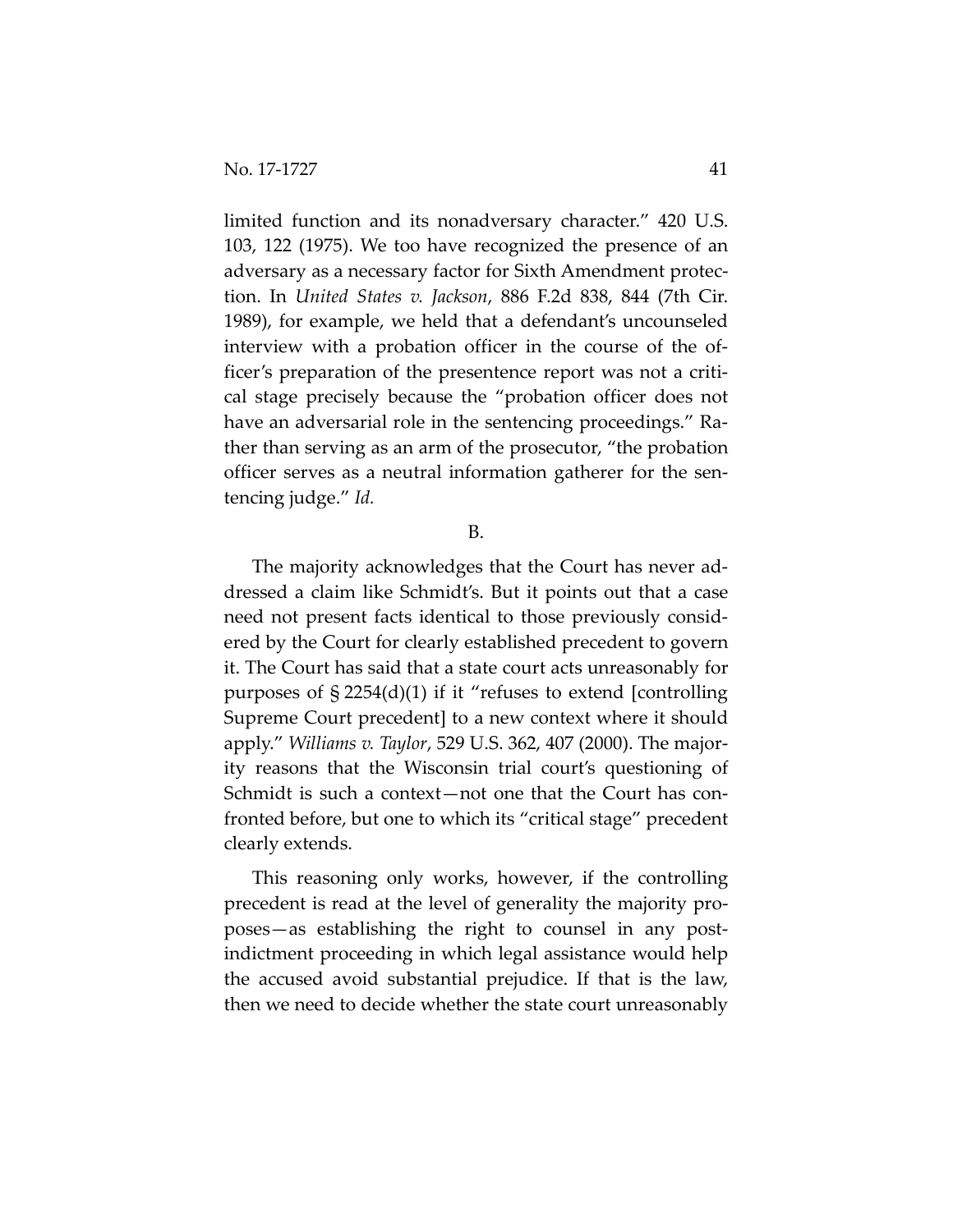limited function and its nonadversary character." 420 U.S. 103, 122 (1975). We too have recognized the presence of an adversary as a necessary factor for Sixth Amendment protection. In *United States v. Jackson*, 886 F.2d 838, 844 (7th Cir. 1989), for example, we held that a defendant's uncounseled interview with a probation officer in the course of the officer's preparation of the presentence report was not a critical stage precisely because the "probation officer does not have an adversarial role in the sentencing proceedings." Rather than serving as an arm of the prosecutor, "the probation officer serves as a neutral information gatherer for the sentencing judge." *Id.*

B.

The majority acknowledges that the Court has never addressed a claim like Schmidt's. But it points out that a case need not present facts identical to those previously considered by the Court for clearly established precedent to govern it. The Court has said that a state court acts unreasonably for purposes of § 2254(d)(1) if it "refuses to extend [controlling Supreme Court precedent] to a new context where it should apply." *Williams v. Taylor*, 529 U.S. 362, 407 (2000). The majority reasons that the Wisconsin trial court's questioning of Schmidt is such a context—not one that the Court has confronted before, but one to which its "critical stage" precedent clearly extends.

This reasoning only works, however, if the controlling precedent is read at the level of generality the majority proposes—as establishing the right to counsel in any post-indictment proceeding in which legal assistance would help the accused avoid substantial prejudice. If that is the law, then we need to decide whether the state court unreasonably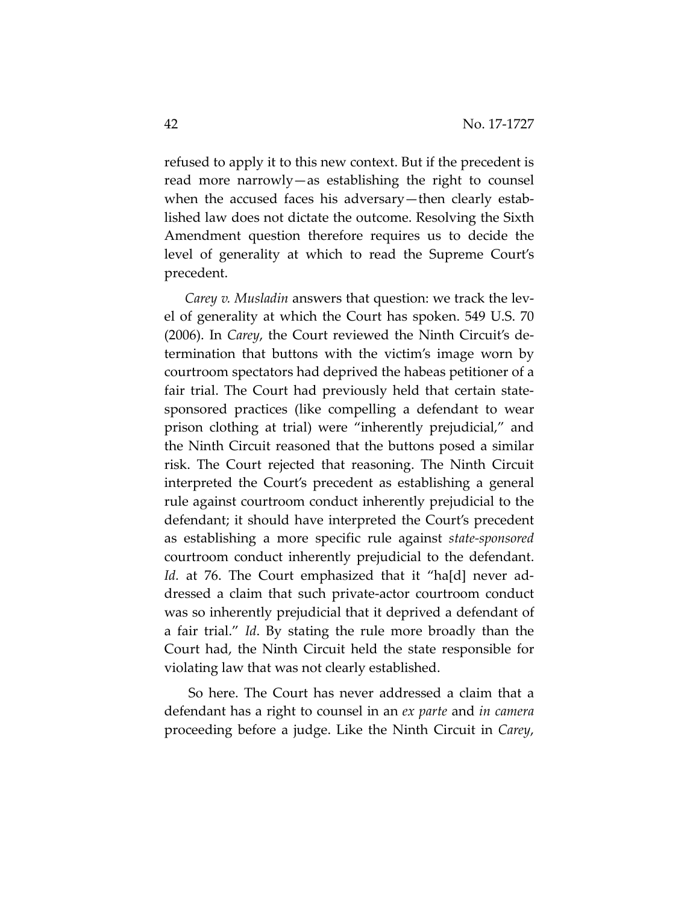refused to apply it to this new context. But if the precedent is read more narrowly—as establishing the right to counsel when the accused faces his adversary—then clearly established law does not dictate the outcome. Resolving the Sixth Amendment question therefore requires us to decide the level of generality at which to read the Supreme Court's precedent.

*Carey v. Musladin* answers that question: we track the level of generality at which the Court has spoken. 549 U.S. 70 (2006). In *Carey*, the Court reviewed the Ninth Circuit's determination that buttons with the victim's image worn by courtroom spectators had deprived the habeas petitioner of a fair trial. The Court had previously held that certain state-sponsored practices (like compelling a defendant to wear prison clothing at trial) were "inherently prejudicial," and the Ninth Circuit reasoned that the buttons posed a similar risk. The Court rejected that reasoning. The Ninth Circuit interpreted the Court's precedent as establishing a general rule against courtroom conduct inherently prejudicial to the defendant; it should have interpreted the Court's precedent as establishing a more specific rule against *state-sponsored* courtroom conduct inherently prejudicial to the defendant. *Id.* at 76. The Court emphasized that it "ha[d] never addressed a claim that such private-actor courtroom conduct was so inherently prejudicial that it deprived a defendant of a fair trial." *Id*. By stating the rule more broadly than the Court had, the Ninth Circuit held the state responsible for violating law that was not clearly established.

So here. The Court has never addressed a claim that a defendant has a right to counsel in an *ex parte* and *in camera* proceeding before a judge. Like the Ninth Circuit in *Carey*,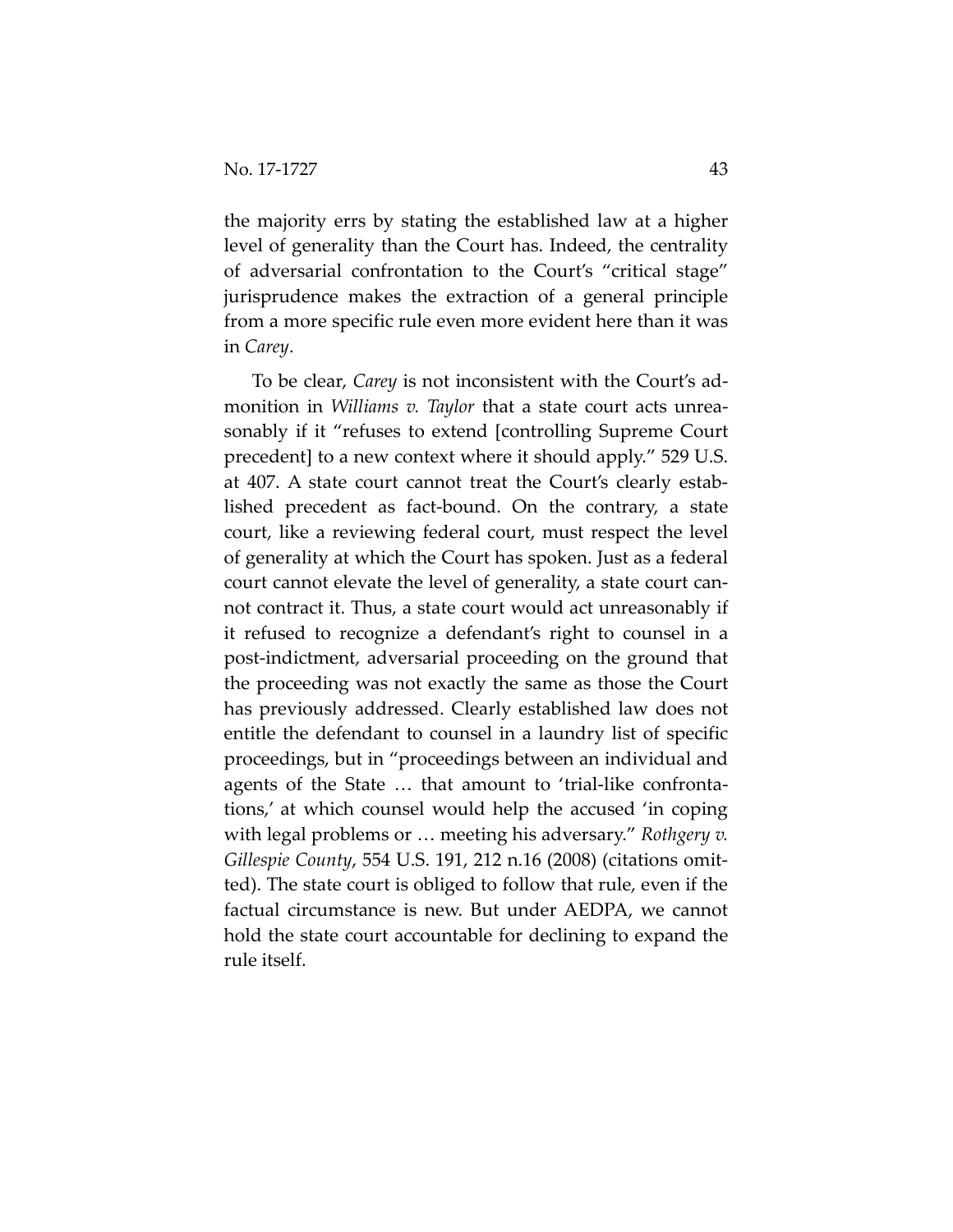the majority errs by stating the established law at a higher level of generality than the Court has. Indeed, the centrality of adversarial confrontation to the Court's "critical stage" jurisprudence makes the extraction of a general principle from a more specific rule even more evident here than it was in *Carey*.

To be clear, *Carey* is not inconsistent with the Court's admonition in *Williams v. Taylor* that a state court acts unreasonably if it "refuses to extend [controlling Supreme Court precedent] to a new context where it should apply." 529 U.S. at 407. A state court cannot treat the Court's clearly established precedent as fact-bound. On the contrary, a state court, like a reviewing federal court, must respect the level of generality at which the Court has spoken. Just as a federal court cannot elevate the level of generality, a state court cannot contract it. Thus, a state court would act unreasonably if it refused to recognize a defendant's right to counsel in a post-indictment, adversarial proceeding on the ground that the proceeding was not exactly the same as those the Court has previously addressed. Clearly established law does not entitle the defendant to counsel in a laundry list of specific proceedings, but in "proceedings between an individual and agents of the State … that amount to 'trial-like confrontations,' at which counsel would help the accused 'in coping with legal problems or … meeting his adversary." *Rothgery v. Gillespie County*, 554 U.S. 191, 212 n.16 (2008) (citations omitted). The state court is obliged to follow that rule, even if the factual circumstance is new. But under AEDPA, we cannot hold the state court accountable for declining to expand the rule itself.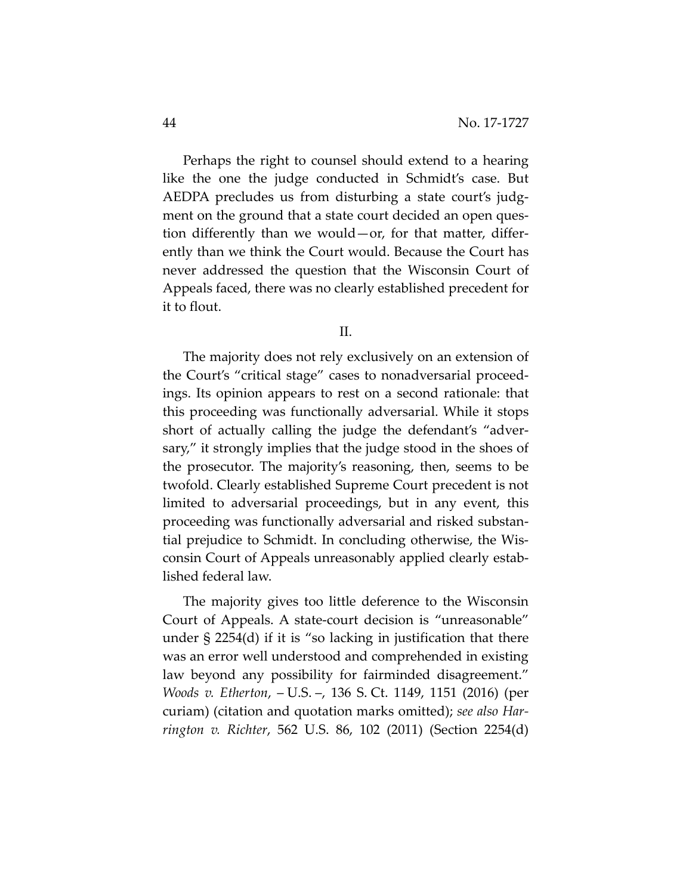Perhaps the right to counsel should extend to a hearing like the one the judge conducted in Schmidt's case. But AEDPA precludes us from disturbing a state court's judgment on the ground that a state court decided an open question differently than we would—or, for that matter, differently than we think the Court would. Because the Court has never addressed the question that the Wisconsin Court of Appeals faced, there was no clearly established precedent for it to flout.

## II.

The majority does not rely exclusively on an extension of the Court's "critical stage" cases to nonadversarial proceedings. Its opinion appears to rest on a second rationale: that this proceeding was functionally adversarial. While it stops short of actually calling the judge the defendant's "adversary," it strongly implies that the judge stood in the shoes of the prosecutor. The majority's reasoning, then, seems to be twofold. Clearly established Supreme Court precedent is not limited to adversarial proceedings, but in any event, this proceeding was functionally adversarial and risked substantial prejudice to Schmidt. In concluding otherwise, the Wisconsin Court of Appeals unreasonably applied clearly established federal law.

The majority gives too little deference to the Wisconsin Court of Appeals. A state-court decision is "unreasonable" under § 2254(d) if it is "so lacking in justification that there was an error well understood and comprehended in existing law beyond any possibility for fairminded disagreement." *Woods v. Etherton*, – U.S. –, 136 S. Ct. 1149, 1151 (2016) (per curiam) (citation and quotation marks omitted); *see also Harrington v. Richter*, 562 U.S. 86, 102 (2011) (Section 2254(d)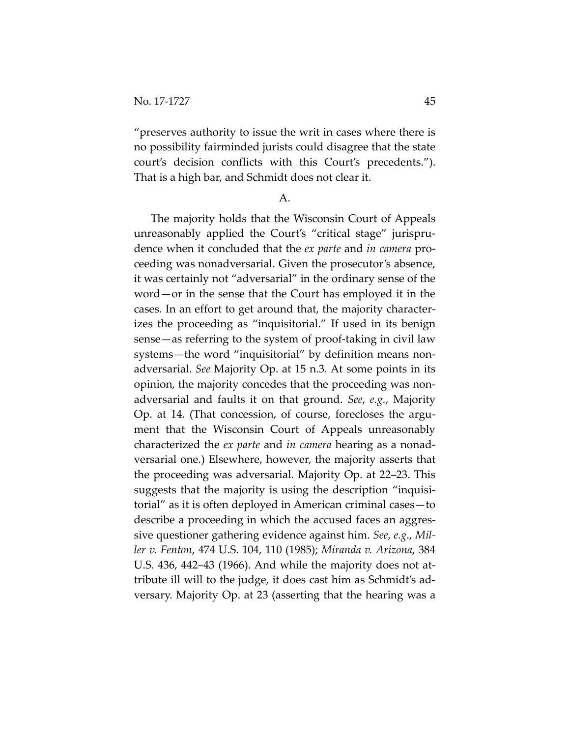"preserves authority to issue the writ in cases where there is no possibility fairminded jurists could disagree that the state court's decision conflicts with this Court's precedents."). That is a high bar, and Schmidt does not clear it.

A.

The majority holds that the Wisconsin Court of Appeals unreasonably applied the Court's "critical stage" jurisprudence when it concluded that the *ex parte* and *in camera* proceeding was nonadversarial. Given the prosecutor's absence, it was certainly not "adversarial" in the ordinary sense of the word—or in the sense that the Court has employed it in the cases. In an effort to get around that, the majority characterizes the proceeding as "inquisitorial." If used in its benign sense—as referring to the system of proof-taking in civil law systems—the word "inquisitorial" by definition means nonadversarial. *See* Majority Op. at 15 n.3. At some points in its opinion, the majority concedes that the proceeding was nonadversarial and faults it on that ground. *See*, *e.g.*, Majority Op. at 14. (That concession, of course, forecloses the argument that the Wisconsin Court of Appeals unreasonably characterized the *ex parte* and *in camera* hearing as a nonadversarial one.) Elsewhere, however, the majority asserts that the proceeding was adversarial. Majority Op. at 22–23. This suggests that the majority is using the description "inquisitorial" as it is often deployed in American criminal cases—to describe a proceeding in which the accused faces an aggressive questioner gathering evidence against him. *See*, *e.g.*, *Miller v. Fenton*, 474 U.S. 104, 110 (1985); *Miranda v. Arizona*, 384 U.S. 436, 442–43 (1966). And while the majority does not attribute ill will to the judge, it does cast him as Schmidt's adversary. Majority Op. at 23 (asserting that the hearing was a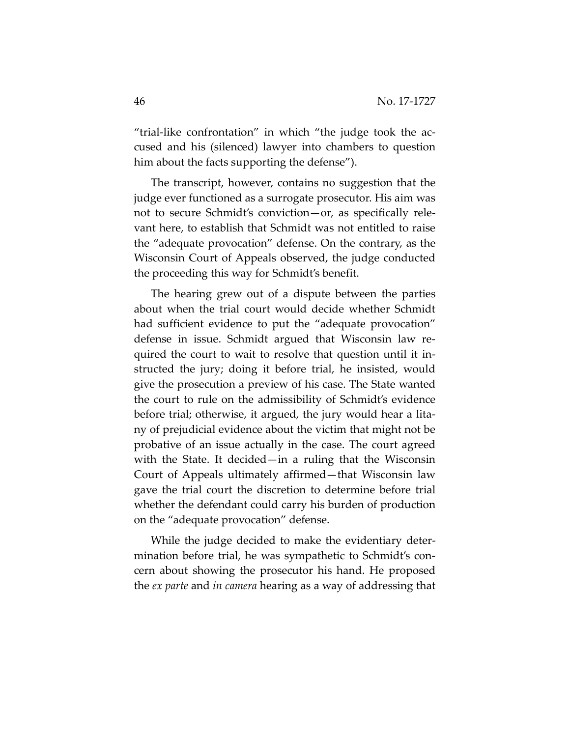"trial-like confrontation" in which "the judge took the accused and his (silenced) lawyer into chambers to question him about the facts supporting the defense").

The transcript, however, contains no suggestion that the judge ever functioned as a surrogate prosecutor. His aim was not to secure Schmidt's conviction—or, as specifically relevant here, to establish that Schmidt was not entitled to raise the "adequate provocation" defense. On the contrary, as the Wisconsin Court of Appeals observed, the judge conducted the proceeding this way for Schmidt's benefit.

The hearing grew out of a dispute between the parties about when the trial court would decide whether Schmidt had sufficient evidence to put the "adequate provocation" defense in issue. Schmidt argued that Wisconsin law required the court to wait to resolve that question until it instructed the jury; doing it before trial, he insisted, would give the prosecution a preview of his case. The State wanted the court to rule on the admissibility of Schmidt's evidence before trial; otherwise, it argued, the jury would hear a litany of prejudicial evidence about the victim that might not be probative of an issue actually in the case. The court agreed with the State. It decided—in a ruling that the Wisconsin Court of Appeals ultimately affirmed—that Wisconsin law gave the trial court the discretion to determine before trial whether the defendant could carry his burden of production on the "adequate provocation" defense.

While the judge decided to make the evidentiary determination before trial, he was sympathetic to Schmidt's concern about showing the prosecutor his hand. He proposed the *ex parte* and *in camera* hearing as a way of addressing that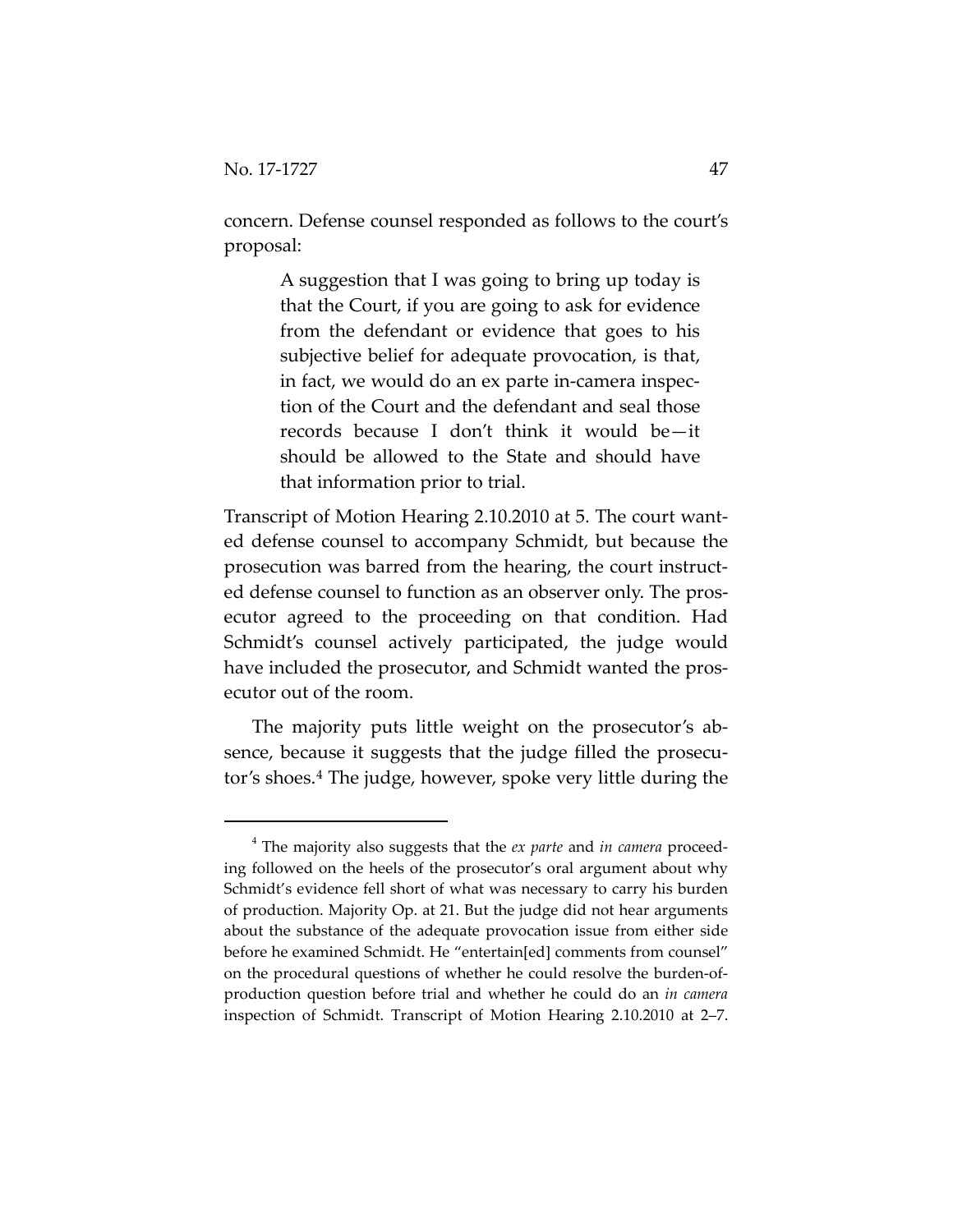concern. Defense counsel responded as follows to the court's proposal:

> A suggestion that I was going to bring up today is that the Court, if you are going to ask for evidence from the defendant or evidence that goes to his subjective belief for adequate provocation, is that, in fact, we would do an ex parte in-camera inspection of the Court and the defendant and seal those records because I don't think it would be—it should be allowed to the State and should have that information prior to trial.

Transcript of Motion Hearing 2.10.2010 at 5. The court wanted defense counsel to accompany Schmidt, but because the prosecution was barred from the hearing, the court instructed defense counsel to function as an observer only. The prosecutor agreed to the proceeding on that condition. Had Schmidt's counsel actively participated, the judge would have included the prosecutor, and Schmidt wanted the prosecutor out of the room.

The majority puts little weight on the prosecutor's absence, because it suggests that the judge filled the prosecutor's shoes.[4] The judge, however, spoke very little during the

[4] The majority also suggests that the *ex parte* and *in camera* proceeding followed on the heels of the prosecutor's oral argument about why Schmidt's evidence fell short of what was necessary to carry his burden of production. Majority Op. at 21. But the judge did not hear arguments about the substance of the adequate provocation issue from either side before he examined Schmidt. He "entertain[ed] comments from counsel" on the procedural questions of whether he could resolve the burden-of-production question before trial and whether he could do an *in camera* inspection of Schmidt. Transcript of Motion Hearing 2.10.2010 at 2–7.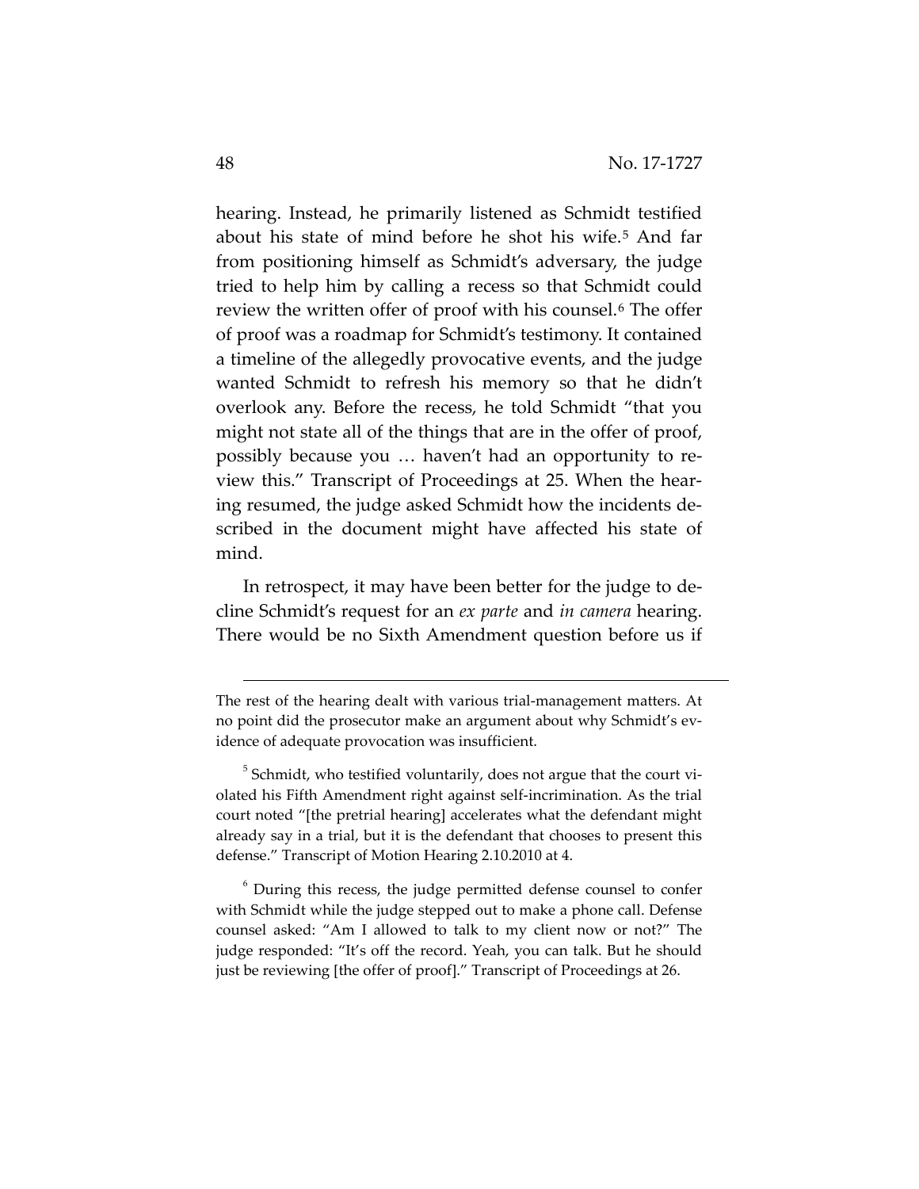hearing. Instead, he primarily listened as Schmidt testified about his state of mind before he shot his wife.[5] And far from positioning himself as Schmidt's adversary, the judge tried to help him by calling a recess so that Schmidt could review the written offer of proof with his counsel.[6] The offer of proof was a roadmap for Schmidt's testimony. It contained a timeline of the allegedly provocative events, and the judge wanted Schmidt to refresh his memory so that he didn't overlook any. Before the recess, he told Schmidt "that you might not state all of the things that are in the offer of proof, possibly because you … haven't had an opportunity to review this." Transcript of Proceedings at 25. When the hearing resumed, the judge asked Schmidt how the incidents described in the document might have affected his state of mind.

In retrospect, it may have been better for the judge to decline Schmidt's request for an *ex parte* and *in camera* hearing. There would be no Sixth Amendment question before us if

---

The rest of the hearing dealt with various trial-management matters. At no point did the prosecutor make an argument about why Schmidt's evidence of adequate provocation was insufficient.

[5] Schmidt, who testified voluntarily, does not argue that the court violated his Fifth Amendment right against self-incrimination. As the trial court noted "[the pretrial hearing] accelerates what the defendant might already say in a trial, but it is the defendant that chooses to present this defense." Transcript of Motion Hearing 2.10.2010 at 4.

[6] During this recess, the judge permitted defense counsel to confer with Schmidt while the judge stepped out to make a phone call. Defense counsel asked: "Am I allowed to talk to my client now or not?" The judge responded: "It's off the record. Yeah, you can talk. But he should just be reviewing [the offer of proof]." Transcript of Proceedings at 26.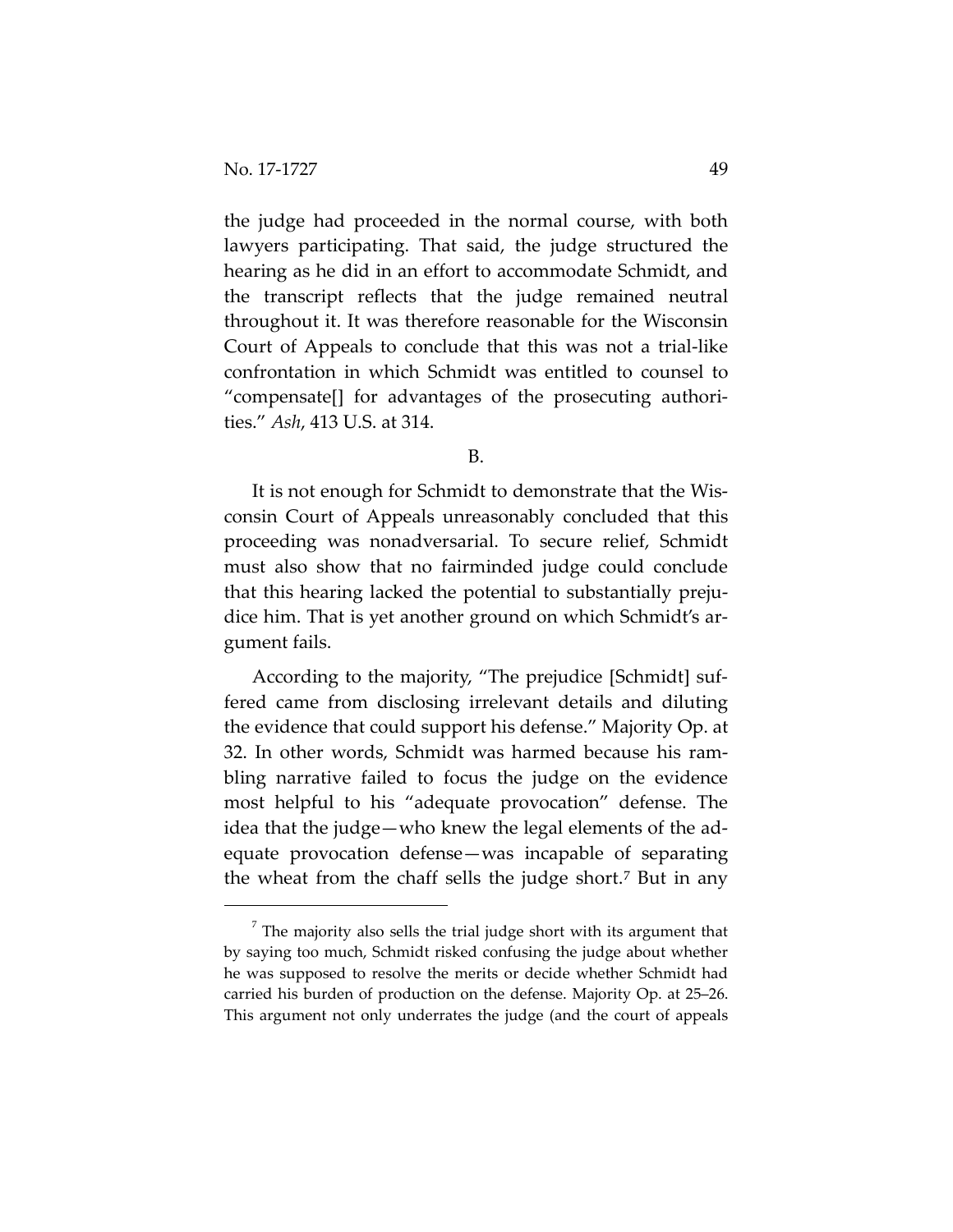the judge had proceeded in the normal course, with both lawyers participating. That said, the judge structured the hearing as he did in an effort to accommodate Schmidt, and the transcript reflects that the judge remained neutral throughout it. It was therefore reasonable for the Wisconsin Court of Appeals to conclude that this was not a trial-like confrontation in which Schmidt was entitled to counsel to "compensate[] for advantages of the prosecuting authorities." *Ash*, 413 U.S. at 314.

B.

It is not enough for Schmidt to demonstrate that the Wisconsin Court of Appeals unreasonably concluded that this proceeding was nonadversarial. To secure relief, Schmidt must also show that no fairminded judge could conclude that this hearing lacked the potential to substantially prejudice him. That is yet another ground on which Schmidt's argument fails.

According to the majority, "The prejudice [Schmidt] suffered came from disclosing irrelevant details and diluting the evidence that could support his defense." Majority Op. at 32. In other words, Schmidt was harmed because his rambling narrative failed to focus the judge on the evidence most helpful to his "adequate provocation" defense. The idea that the judge—who knew the legal elements of the adequate provocation defense—was incapable of separating the wheat from the chaff sells the judge short.[7] But in any

[7] The majority also sells the trial judge short with its argument that by saying too much, Schmidt risked confusing the judge about whether he was supposed to resolve the merits or decide whether Schmidt had carried his burden of production on the defense. Majority Op. at 25–26. This argument not only underrates the judge (and the court of appeals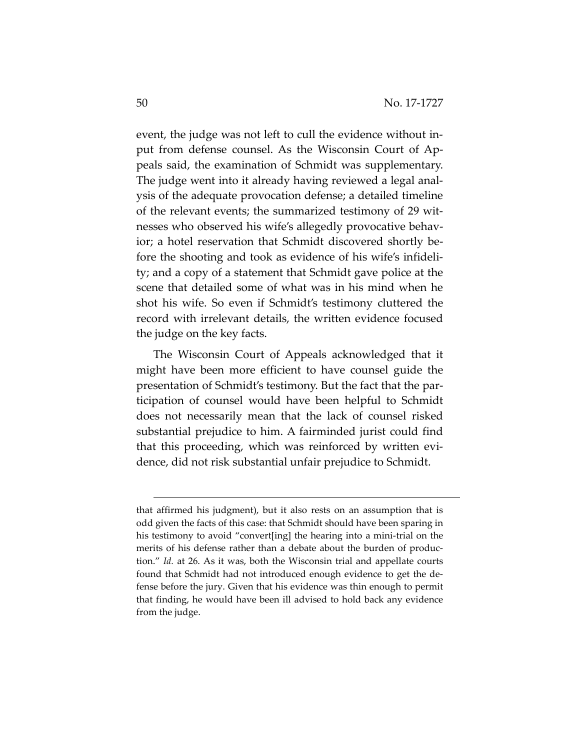event, the judge was not left to cull the evidence without input from defense counsel. As the Wisconsin Court of Appeals said, the examination of Schmidt was supplementary. The judge went into it already having reviewed a legal analysis of the adequate provocation defense; a detailed timeline of the relevant events; the summarized testimony of 29 witnesses who observed his wife's allegedly provocative behavior; a hotel reservation that Schmidt discovered shortly before the shooting and took as evidence of his wife's infidelity; and a copy of a statement that Schmidt gave police at the scene that detailed some of what was in his mind when he shot his wife. So even if Schmidt's testimony cluttered the record with irrelevant details, the written evidence focused the judge on the key facts.

The Wisconsin Court of Appeals acknowledged that it might have been more efficient to have counsel guide the presentation of Schmidt's testimony. But the fact that the participation of counsel would have been helpful to Schmidt does not necessarily mean that the lack of counsel risked substantial prejudice to him. A fairminded jurist could find that this proceeding, which was reinforced by written evidence, did not risk substantial unfair prejudice to Schmidt.

---

that affirmed his judgment), but it also rests on an assumption that is odd given the facts of this case: that Schmidt should have been sparing in his testimony to avoid "convert[ing] the hearing into a mini-trial on the merits of his defense rather than a debate about the burden of production." *Id.* at 26. As it was, both the Wisconsin trial and appellate courts found that Schmidt had not introduced enough evidence to get the defense before the jury. Given that his evidence was thin enough to permit that finding, he would have been ill advised to hold back any evidence from the judge.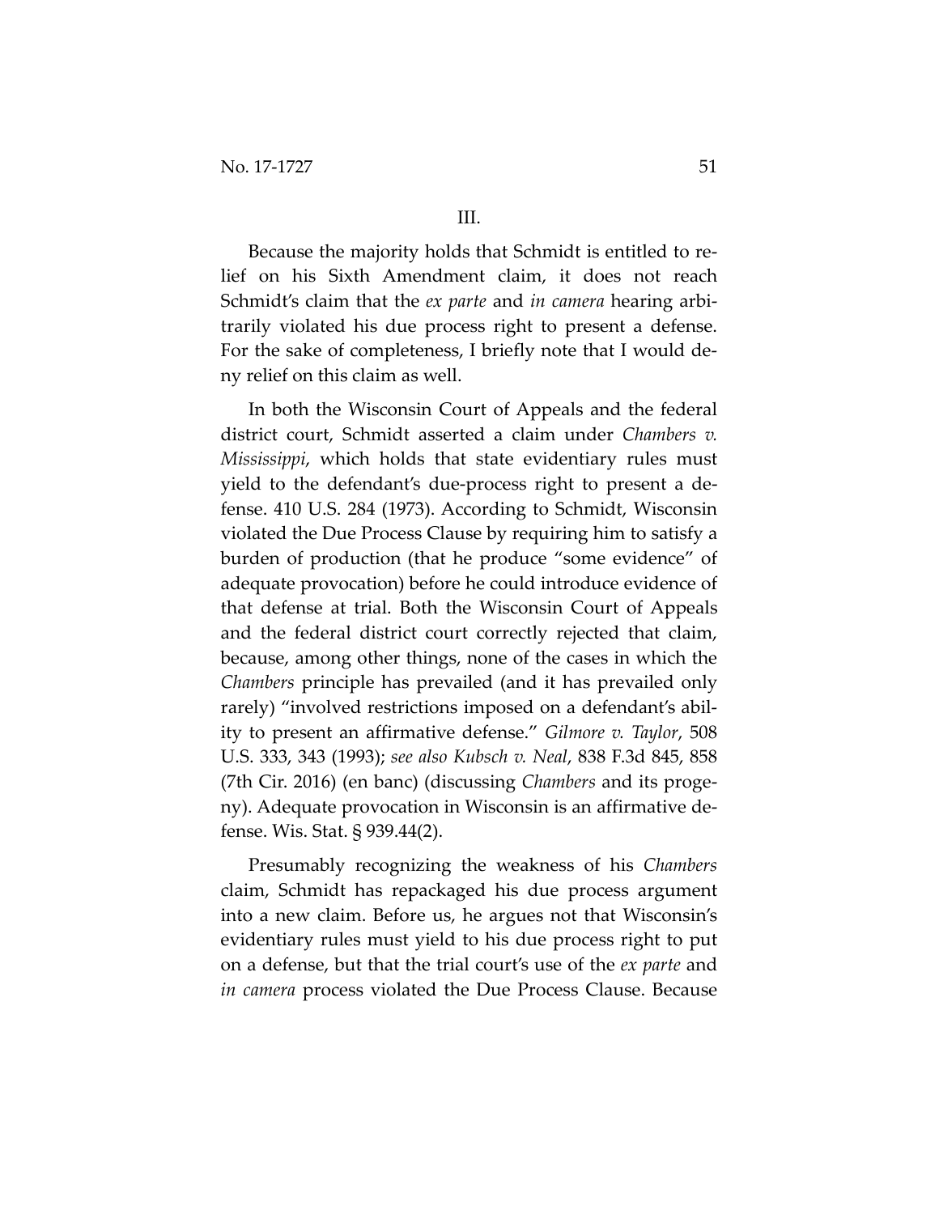### III.

Because the majority holds that Schmidt is entitled to relief on his Sixth Amendment claim, it does not reach Schmidt's claim that the *ex parte* and *in camera* hearing arbitrarily violated his due process right to present a defense. For the sake of completeness, I briefly note that I would deny relief on this claim as well.

In both the Wisconsin Court of Appeals and the federal district court, Schmidt asserted a claim under *Chambers v. Mississippi*, which holds that state evidentiary rules must yield to the defendant's due-process right to present a defense. 410 U.S. 284 (1973). According to Schmidt, Wisconsin violated the Due Process Clause by requiring him to satisfy a burden of production (that he produce "some evidence" of adequate provocation) before he could introduce evidence of that defense at trial. Both the Wisconsin Court of Appeals and the federal district court correctly rejected that claim, because, among other things, none of the cases in which the *Chambers* principle has prevailed (and it has prevailed only rarely) "involved restrictions imposed on a defendant's ability to present an affirmative defense." *Gilmore v. Taylor*, 508 U.S. 333, 343 (1993); *see also Kubsch v. Neal*, 838 F.3d 845, 858 (7th Cir. 2016) (en banc) (discussing *Chambers* and its progeny). Adequate provocation in Wisconsin is an affirmative defense. Wis. Stat. § 939.44(2).

Presumably recognizing the weakness of his *Chambers* claim, Schmidt has repackaged his due process argument into a new claim. Before us, he argues not that Wisconsin's evidentiary rules must yield to his due process right to put on a defense, but that the trial court's use of the *ex parte* and *in camera* process violated the Due Process Clause. Because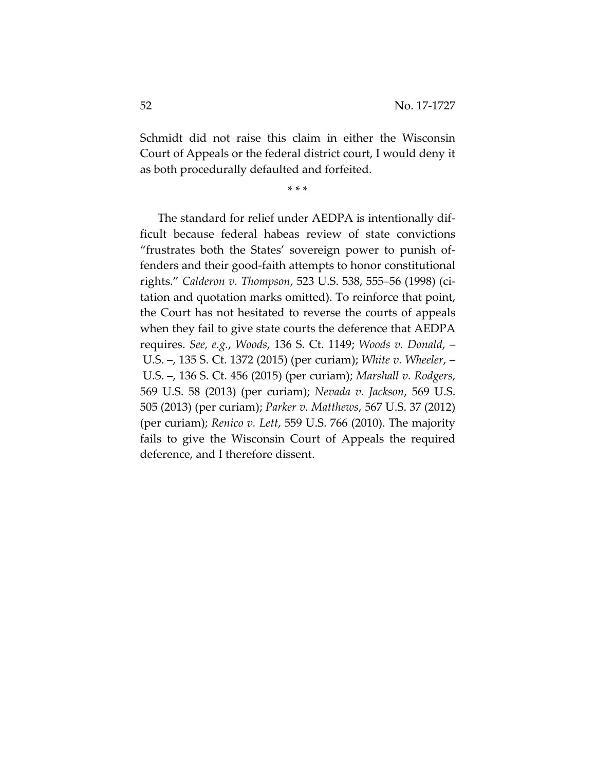Schmidt did not raise this claim in either the Wisconsin Court of Appeals or the federal district court, I would deny it as both procedurally defaulted and forfeited.

\* \* \*

The standard for relief under AEDPA is intentionally difficult because federal habeas review of state convictions "frustrates both the States' sovereign power to punish offenders and their good-faith attempts to honor constitutional rights." *Calderon v. Thompson*, 523 U.S. 538, 555–56 (1998) (citation and quotation marks omitted). To reinforce that point, the Court has not hesitated to reverse the courts of appeals when they fail to give state courts the deference that AEDPA requires. *See, e.g.*, *Woods*, 136 S. Ct. 1149; *Woods v. Donald*, – U.S. –, 135 S. Ct. 1372 (2015) (per curiam); *White v. Wheeler*, – U.S. –, 136 S. Ct. 456 (2015) (per curiam); *Marshall v. Rodgers*, 569 U.S. 58 (2013) (per curiam); *Nevada v. Jackson*, 569 U.S. 505 (2013) (per curiam); *Parker v. Matthews*, 567 U.S. 37 (2012) (per curiam); *Renico v. Lett*, 559 U.S. 766 (2010). The majority fails to give the Wisconsin Court of Appeals the required deference, and I therefore dissent.